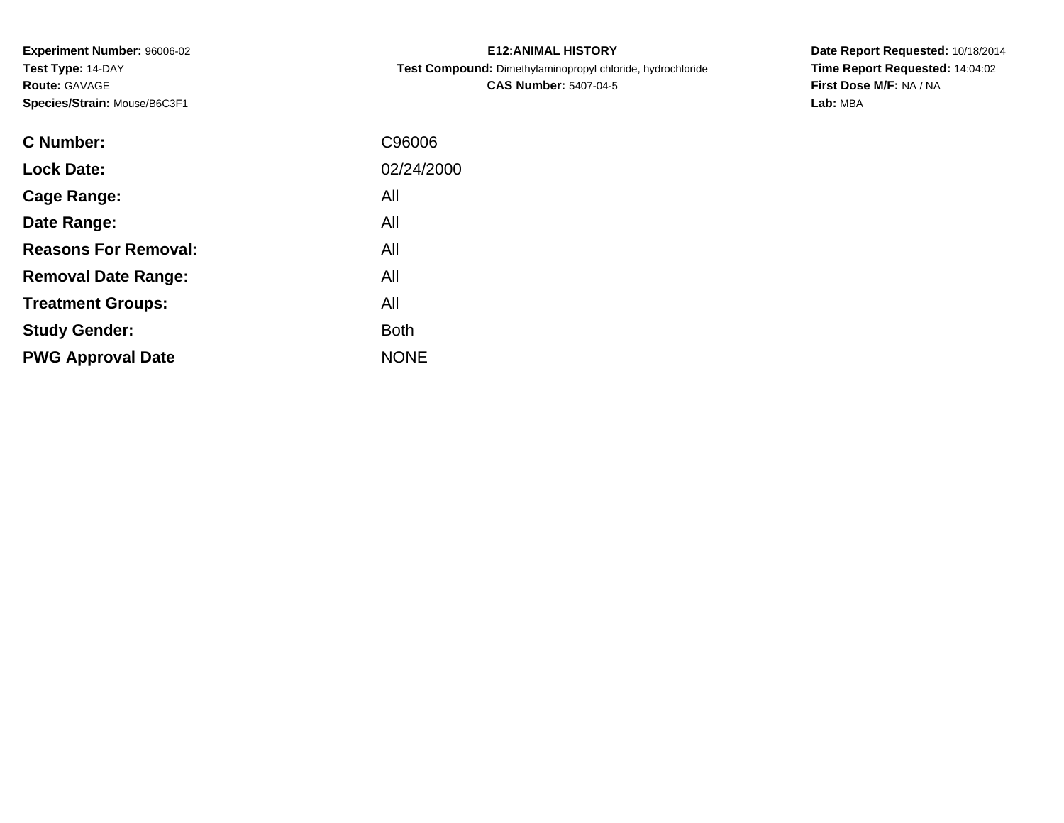**Experiment Number:** 96006-02
**Test Type:** 14-DAY
**Route:** GAVAGE
**Species/Strain:** Mouse/B6C3F1

**E12:ANIMAL HISTORY**
**Test Compound:** Dimethylaminopropyl chloride, hydrochloride
**CAS Number:** 5407-04-5

**Date Report Requested:** 10/18/2014
**Time Report Requested:** 14:04:02
**First Dose M/F:** NA / NA
**Lab:** MBA

| | |
|---|---|
| **C Number:** | C96006 |
| **Lock Date:** | 02/24/2000 |
| **Cage Range:** | All |
| **Date Range:** | All |
| **Reasons For Removal:** | All |
| **Removal Date Range:** | All |
| **Treatment Groups:** | All |
| **Study Gender:** | Both |
| **PWG Approval Date** | NONE |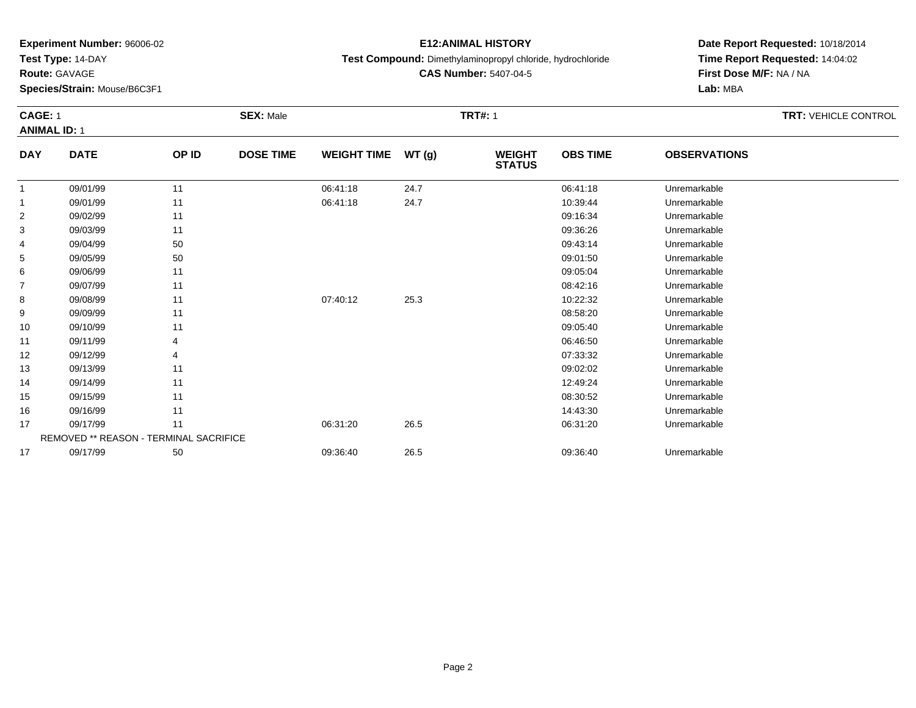**Experiment Number:** 96006-02
**Test Type:** 14-DAY
**Route:** GAVAGE
**Species/Strain:** Mouse/B6C3F1

**E12:ANIMAL HISTORY**
**Test Compound:** Dimethylaminopropyl chloride, hydrochloride
**CAS Number:** 5407-04-5

**Date Report Requested:** 10/18/2014
**Time Report Requested:** 14:04:02
**First Dose M/F:** NA / NA
**Lab:** MBA

**CAGE:** 1 **SEX:** Male **TRT#:** 1 **TRT:** VEHICLE CONTROL
**ANIMAL ID:** 1

| DAY | DATE | OP ID | DOSE TIME | WEIGHT TIME | WT (g) | WEIGHT STATUS | OBS TIME | OBSERVATIONS |
|---|---|---|---|---|---|---|---|---|
| 1 | 09/01/99 | 11 | | 06:41:18 | 24.7 | | 06:41:18 | Unremarkable |
| 1 | 09/01/99 | 11 | | 06:41:18 | 24.7 | | 10:39:44 | Unremarkable |
| 2 | 09/02/99 | 11 | | | | | 09:16:34 | Unremarkable |
| 3 | 09/03/99 | 11 | | | | | 09:36:26 | Unremarkable |
| 4 | 09/04/99 | 50 | | | | | 09:43:14 | Unremarkable |
| 5 | 09/05/99 | 50 | | | | | 09:01:50 | Unremarkable |
| 6 | 09/06/99 | 11 | | | | | 09:05:04 | Unremarkable |
| 7 | 09/07/99 | 11 | | | | | 08:42:16 | Unremarkable |
| 8 | 09/08/99 | 11 | | 07:40:12 | 25.3 | | 10:22:32 | Unremarkable |
| 9 | 09/09/99 | 11 | | | | | 08:58:20 | Unremarkable |
| 10 | 09/10/99 | 11 | | | | | 09:05:40 | Unremarkable |
| 11 | 09/11/99 | 4 | | | | | 06:46:50 | Unremarkable |
| 12 | 09/12/99 | 4 | | | | | 07:33:32 | Unremarkable |
| 13 | 09/13/99 | 11 | | | | | 09:02:02 | Unremarkable |
| 14 | 09/14/99 | 11 | | | | | 12:49:24 | Unremarkable |
| 15 | 09/15/99 | 11 | | | | | 08:30:52 | Unremarkable |
| 16 | 09/16/99 | 11 | | | | | 14:43:30 | Unremarkable |
| 17 | 09/17/99 | 11 | | 06:31:20 | 26.5 | | 06:31:20 | Unremarkable |
| REMOVED ** REASON - TERMINAL SACRIFICE | | | | | | | | |
| 17 | 09/17/99 | 50 | | 09:36:40 | 26.5 | | 09:36:40 | Unremarkable |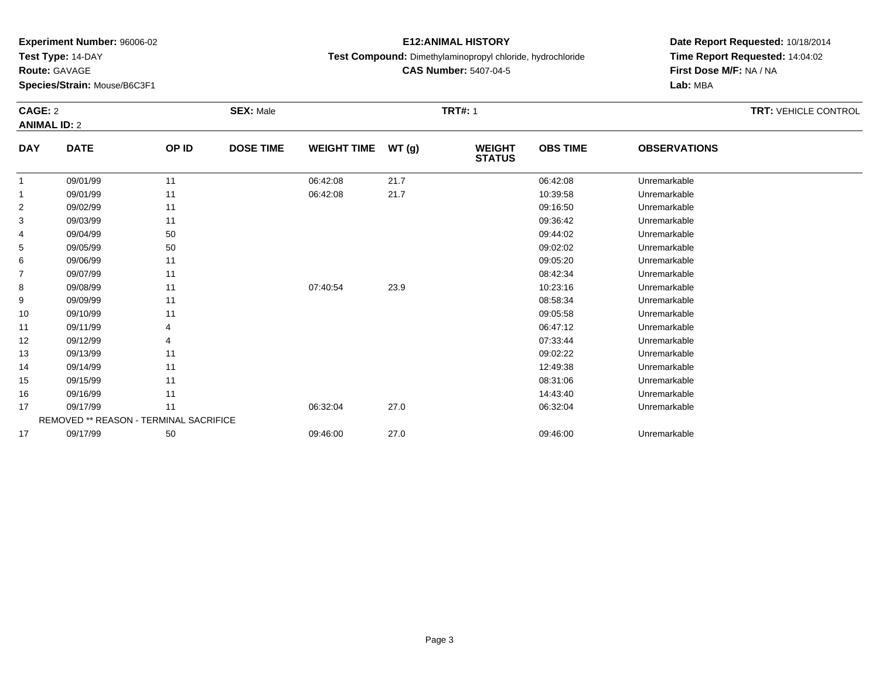**Experiment Number:** 96006-02
**Test Type:** 14-DAY
**Route:** GAVAGE
**Species/Strain:** Mouse/B6C3F1

**E12:ANIMAL HISTORY**
**Test Compound:** Dimethylaminopropyl chloride, hydrochloride
**CAS Number:** 5407-04-5

**Date Report Requested:** 10/18/2014
**Time Report Requested:** 14:04:02
**First Dose M/F:** NA / NA
**Lab:** MBA

**CAGE:** 2 **SEX:** Male **TRT#:** 1 **TRT:** VEHICLE CONTROL
**ANIMAL ID:** 2

| DAY | DATE | OP ID | DOSE TIME | WEIGHT TIME | WT (g) | WEIGHT STATUS | OBS TIME | OBSERVATIONS |
|---|---|---|---|---|---|---|---|---|
| 1 | 09/01/99 | 11 | | 06:42:08 | 21.7 | | 06:42:08 | Unremarkable |
| 1 | 09/01/99 | 11 | | 06:42:08 | 21.7 | | 10:39:58 | Unremarkable |
| 2 | 09/02/99 | 11 | | | | | 09:16:50 | Unremarkable |
| 3 | 09/03/99 | 11 | | | | | 09:36:42 | Unremarkable |
| 4 | 09/04/99 | 50 | | | | | 09:44:02 | Unremarkable |
| 5 | 09/05/99 | 50 | | | | | 09:02:02 | Unremarkable |
| 6 | 09/06/99 | 11 | | | | | 09:05:20 | Unremarkable |
| 7 | 09/07/99 | 11 | | | | | 08:42:34 | Unremarkable |
| 8 | 09/08/99 | 11 | | 07:40:54 | 23.9 | | 10:23:16 | Unremarkable |
| 9 | 09/09/99 | 11 | | | | | 08:58:34 | Unremarkable |
| 10 | 09/10/99 | 11 | | | | | 09:05:58 | Unremarkable |
| 11 | 09/11/99 | 4 | | | | | 06:47:12 | Unremarkable |
| 12 | 09/12/99 | 4 | | | | | 07:33:44 | Unremarkable |
| 13 | 09/13/99 | 11 | | | | | 09:02:22 | Unremarkable |
| 14 | 09/14/99 | 11 | | | | | 12:49:38 | Unremarkable |
| 15 | 09/15/99 | 11 | | | | | 08:31:06 | Unremarkable |
| 16 | 09/16/99 | 11 | | | | | 14:43:40 | Unremarkable |
| 17 | 09/17/99 | 11 | | 06:32:04 | 27.0 | | 06:32:04 | Unremarkable |
| | REMOVED ** REASON - TERMINAL SACRIFICE | | | | | | | |
| 17 | 09/17/99 | 50 | | 09:46:00 | 27.0 | | 09:46:00 | Unremarkable |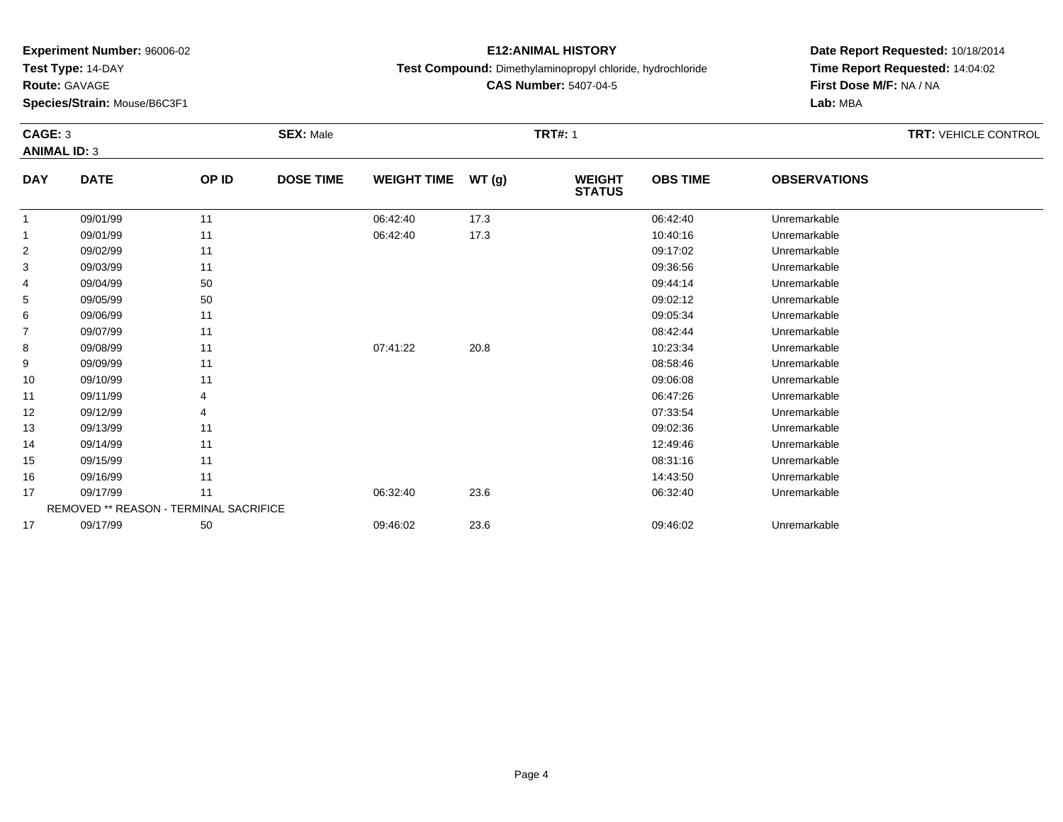**Experiment Number:** 96006-02
**Test Type:** 14-DAY
**Route:** GAVAGE
**Species/Strain:** Mouse/B6C3F1

**E12:ANIMAL HISTORY**
**Test Compound:** Dimethylaminopropyl chloride, hydrochloride
**CAS Number:** 5407-04-5

**Date Report Requested:** 10/18/2014
**Time Report Requested:** 14:04:02
**First Dose M/F:** NA / NA
**Lab:** MBA

**CAGE:** 3 **SEX:** Male **TRT#:** 1 **TRT:** VEHICLE CONTROL
**ANIMAL ID:** 3

| DAY | DATE | OP ID | DOSE TIME | WEIGHT TIME | WT (g) | WEIGHT STATUS | OBS TIME | OBSERVATIONS |
|---|---|---|---|---|---|---|---|---|
| 1 | 09/01/99 | 11 | | 06:42:40 | 17.3 | | 06:42:40 | Unremarkable |
| 1 | 09/01/99 | 11 | | 06:42:40 | 17.3 | | 10:40:16 | Unremarkable |
| 2 | 09/02/99 | 11 | | | | | 09:17:02 | Unremarkable |
| 3 | 09/03/99 | 11 | | | | | 09:36:56 | Unremarkable |
| 4 | 09/04/99 | 50 | | | | | 09:44:14 | Unremarkable |
| 5 | 09/05/99 | 50 | | | | | 09:02:12 | Unremarkable |
| 6 | 09/06/99 | 11 | | | | | 09:05:34 | Unremarkable |
| 7 | 09/07/99 | 11 | | | | | 08:42:44 | Unremarkable |
| 8 | 09/08/99 | 11 | | 07:41:22 | 20.8 | | 10:23:34 | Unremarkable |
| 9 | 09/09/99 | 11 | | | | | 08:58:46 | Unremarkable |
| 10 | 09/10/99 | 11 | | | | | 09:06:08 | Unremarkable |
| 11 | 09/11/99 | 4 | | | | | 06:47:26 | Unremarkable |
| 12 | 09/12/99 | 4 | | | | | 07:33:54 | Unremarkable |
| 13 | 09/13/99 | 11 | | | | | 09:02:36 | Unremarkable |
| 14 | 09/14/99 | 11 | | | | | 12:49:46 | Unremarkable |
| 15 | 09/15/99 | 11 | | | | | 08:31:16 | Unremarkable |
| 16 | 09/16/99 | 11 | | | | | 14:43:50 | Unremarkable |
| 17 | 09/17/99 | 11 | | 06:32:40 | 23.6 | | 06:32:40 | Unremarkable |
| | REMOVED ** REASON - TERMINAL SACRIFICE | | | | | | | |
| 17 | 09/17/99 | 50 | | 09:46:02 | 23.6 | | 09:46:02 | Unremarkable |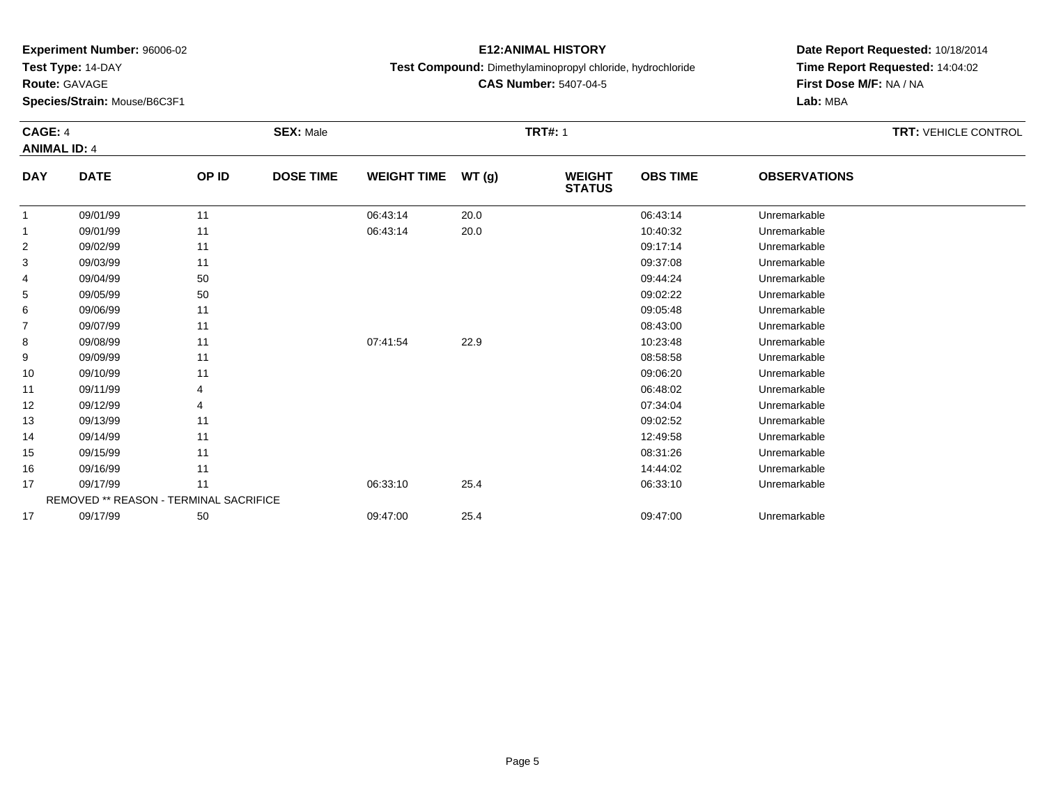**Experiment Number:** 96006-02
**Test Type:** 14-DAY
**Route:** GAVAGE
**Species/Strain:** Mouse/B6C3F1

**E12:ANIMAL HISTORY**
**Test Compound:** Dimethylaminopropyl chloride, hydrochloride
**CAS Number:** 5407-04-5

**Date Report Requested:** 10/18/2014
**Time Report Requested:** 14:04:02
**First Dose M/F:** NA / NA
**Lab:** MBA

**CAGE:** 4 **SEX:** Male **TRT#:** 1 **TRT:** VEHICLE CONTROL
**ANIMAL ID:** 4

| DAY | DATE | OP ID | DOSE TIME | WEIGHT TIME | WT (g) | WEIGHT STATUS | OBS TIME | OBSERVATIONS |
|---|---|---|---|---|---|---|---|---|
| 1 | 09/01/99 | 11 | | 06:43:14 | 20.0 | | 06:43:14 | Unremarkable |
| 1 | 09/01/99 | 11 | | 06:43:14 | 20.0 | | 10:40:32 | Unremarkable |
| 2 | 09/02/99 | 11 | | | | | 09:17:14 | Unremarkable |
| 3 | 09/03/99 | 11 | | | | | 09:37:08 | Unremarkable |
| 4 | 09/04/99 | 50 | | | | | 09:44:24 | Unremarkable |
| 5 | 09/05/99 | 50 | | | | | 09:02:22 | Unremarkable |
| 6 | 09/06/99 | 11 | | | | | 09:05:48 | Unremarkable |
| 7 | 09/07/99 | 11 | | | | | 08:43:00 | Unremarkable |
| 8 | 09/08/99 | 11 | | 07:41:54 | 22.9 | | 10:23:48 | Unremarkable |
| 9 | 09/09/99 | 11 | | | | | 08:58:58 | Unremarkable |
| 10 | 09/10/99 | 11 | | | | | 09:06:20 | Unremarkable |
| 11 | 09/11/99 | 4 | | | | | 06:48:02 | Unremarkable |
| 12 | 09/12/99 | 4 | | | | | 07:34:04 | Unremarkable |
| 13 | 09/13/99 | 11 | | | | | 09:02:52 | Unremarkable |
| 14 | 09/14/99 | 11 | | | | | 12:49:58 | Unremarkable |
| 15 | 09/15/99 | 11 | | | | | 08:31:26 | Unremarkable |
| 16 | 09/16/99 | 11 | | | | | 14:44:02 | Unremarkable |
| 17 | 09/17/99 | 11 | | 06:33:10 | 25.4 | | 06:33:10 | Unremarkable |
| | REMOVED ** REASON - TERMINAL SACRIFICE | | | | | | | |
| 17 | 09/17/99 | 50 | | 09:47:00 | 25.4 | | 09:47:00 | Unremarkable |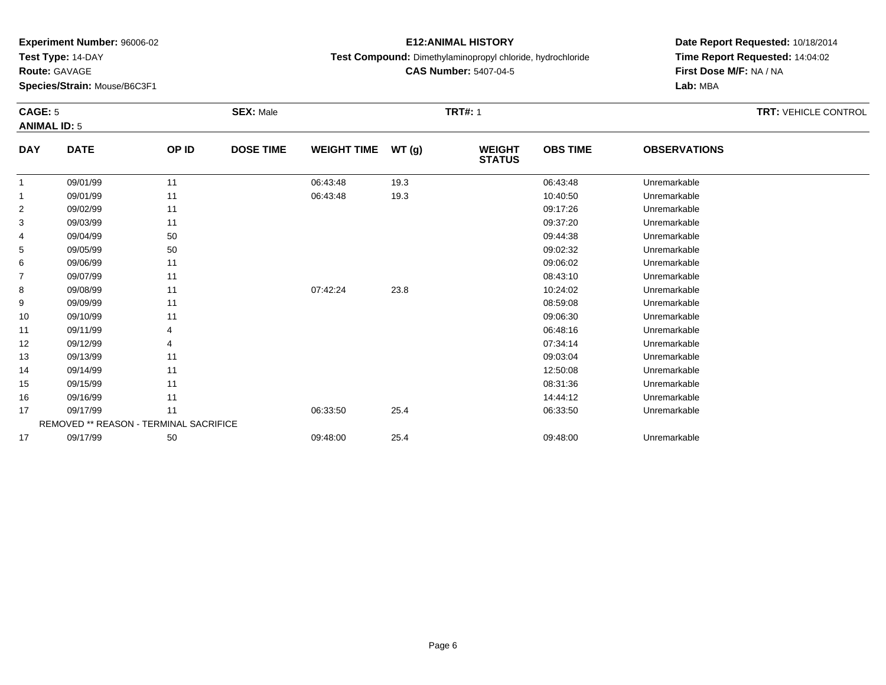**Experiment Number:** 96006-02
**Test Type:** 14-DAY
**Route:** GAVAGE
**Species/Strain:** Mouse/B6C3F1

**E12:ANIMAL HISTORY**
**Test Compound:** Dimethylaminopropyl chloride, hydrochloride
**CAS Number:** 5407-04-5

**Date Report Requested:** 10/18/2014
**Time Report Requested:** 14:04:02
**First Dose M/F:** NA / NA
**Lab:** MBA

**CAGE:** 5 **SEX:** Male **TRT#:** 1 **TRT:** VEHICLE CONTROL
**ANIMAL ID:** 5

| DAY | DATE | OP ID | DOSE TIME | WEIGHT TIME | WT (g) | WEIGHT STATUS | OBS TIME | OBSERVATIONS |
|---|---|---|---|---|---|---|---|---|
| 1 | 09/01/99 | 11 | | 06:43:48 | 19.3 | | 06:43:48 | Unremarkable |
| 1 | 09/01/99 | 11 | | 06:43:48 | 19.3 | | 10:40:50 | Unremarkable |
| 2 | 09/02/99 | 11 | | | | | 09:17:26 | Unremarkable |
| 3 | 09/03/99 | 11 | | | | | 09:37:20 | Unremarkable |
| 4 | 09/04/99 | 50 | | | | | 09:44:38 | Unremarkable |
| 5 | 09/05/99 | 50 | | | | | 09:02:32 | Unremarkable |
| 6 | 09/06/99 | 11 | | | | | 09:06:02 | Unremarkable |
| 7 | 09/07/99 | 11 | | | | | 08:43:10 | Unremarkable |
| 8 | 09/08/99 | 11 | | 07:42:24 | 23.8 | | 10:24:02 | Unremarkable |
| 9 | 09/09/99 | 11 | | | | | 08:59:08 | Unremarkable |
| 10 | 09/10/99 | 11 | | | | | 09:06:30 | Unremarkable |
| 11 | 09/11/99 | 4 | | | | | 06:48:16 | Unremarkable |
| 12 | 09/12/99 | 4 | | | | | 07:34:14 | Unremarkable |
| 13 | 09/13/99 | 11 | | | | | 09:03:04 | Unremarkable |
| 14 | 09/14/99 | 11 | | | | | 12:50:08 | Unremarkable |
| 15 | 09/15/99 | 11 | | | | | 08:31:36 | Unremarkable |
| 16 | 09/16/99 | 11 | | | | | 14:44:12 | Unremarkable |
| 17 | 09/17/99 | 11 | | 06:33:50 | 25.4 | | 06:33:50 | Unremarkable |
| | REMOVED ** REASON - TERMINAL SACRIFICE | | | | | | | |
| 17 | 09/17/99 | 50 | | 09:48:00 | 25.4 | | 09:48:00 | Unremarkable |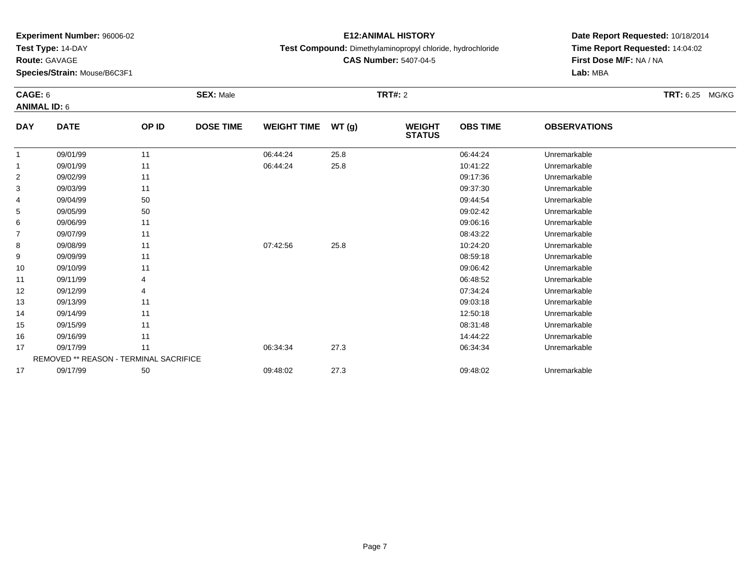**Experiment Number:** 96006-02
**Test Type:** 14-DAY
**Route:** GAVAGE
**Species/Strain:** Mouse/B6C3F1

**E12:ANIMAL HISTORY**
**Test Compound:** Dimethylaminopropyl chloride, hydrochloride
**CAS Number:** 5407-04-5

**Date Report Requested:** 10/18/2014
**Time Report Requested:** 14:04:02
**First Dose M/F:** NA / NA
**Lab:** MBA

**CAGE:** 6 **SEX:** Male **TRT#:** 2 **TRT:** 6.25 MG/KG
**ANIMAL ID:** 6

| DAY | DATE | OP ID | DOSE TIME | WEIGHT TIME | WT (g) | WEIGHT STATUS | OBS TIME | OBSERVATIONS |
|---|---|---|---|---|---|---|---|---|
| 1 | 09/01/99 | 11 | | 06:44:24 | 25.8 | | 06:44:24 | Unremarkable |
| 1 | 09/01/99 | 11 | | 06:44:24 | 25.8 | | 10:41:22 | Unremarkable |
| 2 | 09/02/99 | 11 | | | | | 09:17:36 | Unremarkable |
| 3 | 09/03/99 | 11 | | | | | 09:37:30 | Unremarkable |
| 4 | 09/04/99 | 50 | | | | | 09:44:54 | Unremarkable |
| 5 | 09/05/99 | 50 | | | | | 09:02:42 | Unremarkable |
| 6 | 09/06/99 | 11 | | | | | 09:06:16 | Unremarkable |
| 7 | 09/07/99 | 11 | | | | | 08:43:22 | Unremarkable |
| 8 | 09/08/99 | 11 | | 07:42:56 | 25.8 | | 10:24:20 | Unremarkable |
| 9 | 09/09/99 | 11 | | | | | 08:59:18 | Unremarkable |
| 10 | 09/10/99 | 11 | | | | | 09:06:42 | Unremarkable |
| 11 | 09/11/99 | 4 | | | | | 06:48:52 | Unremarkable |
| 12 | 09/12/99 | 4 | | | | | 07:34:24 | Unremarkable |
| 13 | 09/13/99 | 11 | | | | | 09:03:18 | Unremarkable |
| 14 | 09/14/99 | 11 | | | | | 12:50:18 | Unremarkable |
| 15 | 09/15/99 | 11 | | | | | 08:31:48 | Unremarkable |
| 16 | 09/16/99 | 11 | | | | | 14:44:22 | Unremarkable |
| 17 | 09/17/99 | 11 | | 06:34:34 | 27.3 | | 06:34:34 | Unremarkable |
| | REMOVED ** REASON - TERMINAL SACRIFICE | | | | | | | |
| 17 | 09/17/99 | 50 | | 09:48:02 | 27.3 | | 09:48:02 | Unremarkable |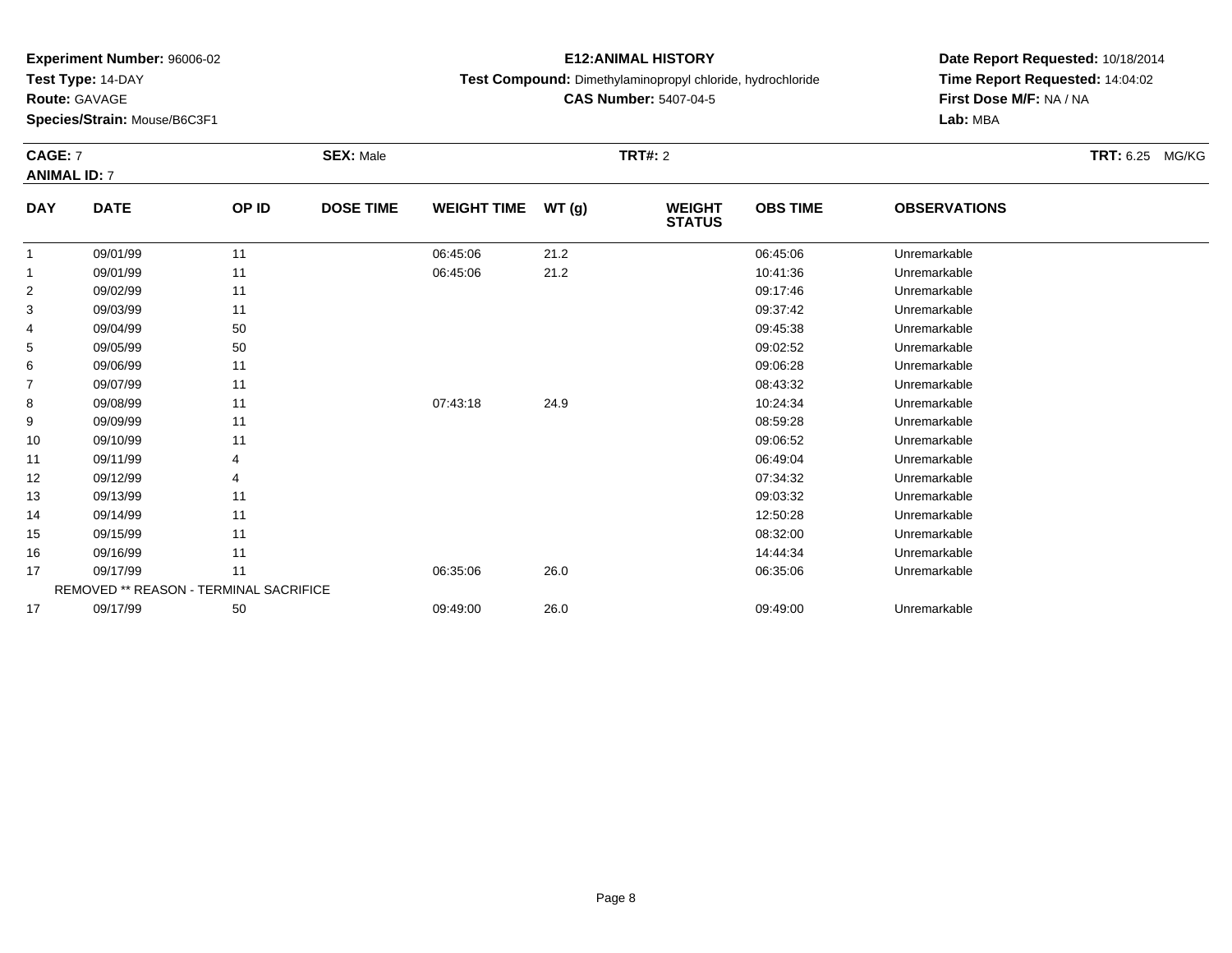**Experiment Number:** 96006-02
**Test Type:** 14-DAY
**Route:** GAVAGE
**Species/Strain:** Mouse/B6C3F1

**E12:ANIMAL HISTORY**
**Test Compound:** Dimethylaminopropyl chloride, hydrochloride
**CAS Number:** 5407-04-5

**Date Report Requested:** 10/18/2014
**Time Report Requested:** 14:04:02
**First Dose M/F:** NA / NA
**Lab:** MBA

**CAGE:** 7 **SEX:** Male **TRT#:** 2 **TRT:** 6.25 MG/KG
**ANIMAL ID:** 7

| DAY | DATE | OP ID | DOSE TIME | WEIGHT TIME | WT (g) | WEIGHT STATUS | OBS TIME | OBSERVATIONS |
|---|---|---|---|---|---|---|---|---|
| 1 | 09/01/99 | 11 | | 06:45:06 | 21.2 | | 06:45:06 | Unremarkable |
| 1 | 09/01/99 | 11 | | 06:45:06 | 21.2 | | 10:41:36 | Unremarkable |
| 2 | 09/02/99 | 11 | | | | | 09:17:46 | Unremarkable |
| 3 | 09/03/99 | 11 | | | | | 09:37:42 | Unremarkable |
| 4 | 09/04/99 | 50 | | | | | 09:45:38 | Unremarkable |
| 5 | 09/05/99 | 50 | | | | | 09:02:52 | Unremarkable |
| 6 | 09/06/99 | 11 | | | | | 09:06:28 | Unremarkable |
| 7 | 09/07/99 | 11 | | | | | 08:43:32 | Unremarkable |
| 8 | 09/08/99 | 11 | | 07:43:18 | 24.9 | | 10:24:34 | Unremarkable |
| 9 | 09/09/99 | 11 | | | | | 08:59:28 | Unremarkable |
| 10 | 09/10/99 | 11 | | | | | 09:06:52 | Unremarkable |
| 11 | 09/11/99 | 4 | | | | | 06:49:04 | Unremarkable |
| 12 | 09/12/99 | 4 | | | | | 07:34:32 | Unremarkable |
| 13 | 09/13/99 | 11 | | | | | 09:03:32 | Unremarkable |
| 14 | 09/14/99 | 11 | | | | | 12:50:28 | Unremarkable |
| 15 | 09/15/99 | 11 | | | | | 08:32:00 | Unremarkable |
| 16 | 09/16/99 | 11 | | | | | 14:44:34 | Unremarkable |
| 17 | 09/17/99 | 11 | | 06:35:06 | 26.0 | | 06:35:06 | Unremarkable |
| | REMOVED ** REASON - TERMINAL SACRIFICE | | | | | | | |
| 17 | 09/17/99 | 50 | | 09:49:00 | 26.0 | | 09:49:00 | Unremarkable |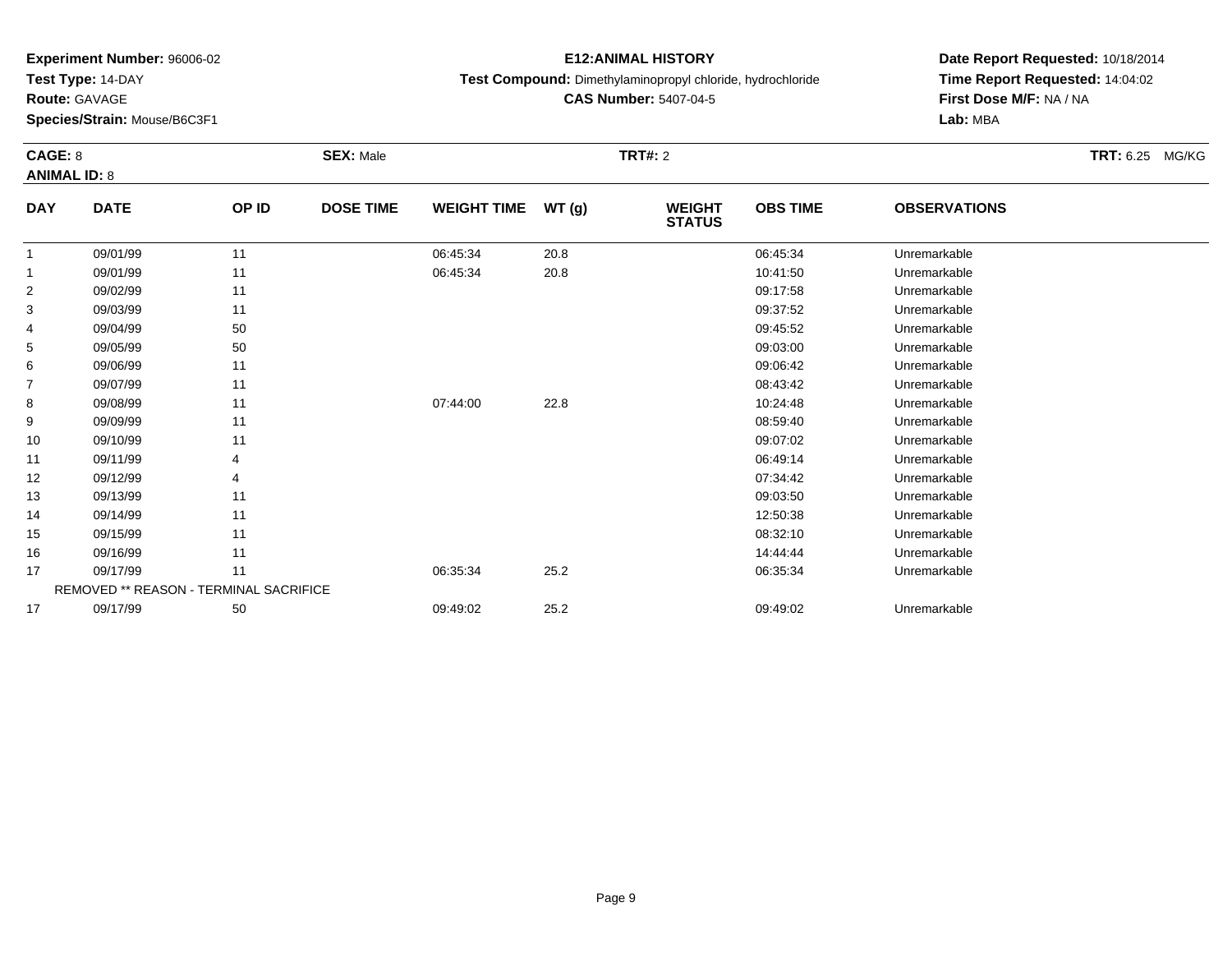**Experiment Number:** 96006-02
**Test Type:** 14-DAY
**Route:** GAVAGE
**Species/Strain:** Mouse/B6C3F1

**E12:ANIMAL HISTORY**
**Test Compound:** Dimethylaminopropyl chloride, hydrochloride
**CAS Number:** 5407-04-5

**Date Report Requested:** 10/18/2014
**Time Report Requested:** 14:04:02
**First Dose M/F:** NA / NA
**Lab:** MBA

**CAGE:** 8
**ANIMAL ID:** 8
**SEX:** Male
**TRT#:** 2
**TRT:** 6.25 MG/KG

| DAY | DATE | OP ID | DOSE TIME | WEIGHT TIME | WT (g) | WEIGHT STATUS | OBS TIME | OBSERVATIONS |
|---|---|---|---|---|---|---|---|---|
| 1 | 09/01/99 | 11 | | 06:45:34 | 20.8 | | 06:45:34 | Unremarkable |
| 1 | 09/01/99 | 11 | | 06:45:34 | 20.8 | | 10:41:50 | Unremarkable |
| 2 | 09/02/99 | 11 | | | | | 09:17:58 | Unremarkable |
| 3 | 09/03/99 | 11 | | | | | 09:37:52 | Unremarkable |
| 4 | 09/04/99 | 50 | | | | | 09:45:52 | Unremarkable |
| 5 | 09/05/99 | 50 | | | | | 09:03:00 | Unremarkable |
| 6 | 09/06/99 | 11 | | | | | 09:06:42 | Unremarkable |
| 7 | 09/07/99 | 11 | | | | | 08:43:42 | Unremarkable |
| 8 | 09/08/99 | 11 | | 07:44:00 | 22.8 | | 10:24:48 | Unremarkable |
| 9 | 09/09/99 | 11 | | | | | 08:59:40 | Unremarkable |
| 10 | 09/10/99 | 11 | | | | | 09:07:02 | Unremarkable |
| 11 | 09/11/99 | 4 | | | | | 06:49:14 | Unremarkable |
| 12 | 09/12/99 | 4 | | | | | 07:34:42 | Unremarkable |
| 13 | 09/13/99 | 11 | | | | | 09:03:50 | Unremarkable |
| 14 | 09/14/99 | 11 | | | | | 12:50:38 | Unremarkable |
| 15 | 09/15/99 | 11 | | | | | 08:32:10 | Unremarkable |
| 16 | 09/16/99 | 11 | | | | | 14:44:44 | Unremarkable |
| 17 | 09/17/99 | 11 | | 06:35:34 | 25.2 | | 06:35:34 | Unremarkable |
| | REMOVED ** REASON - TERMINAL SACRIFICE | | | | | | | |
| 17 | 09/17/99 | 50 | | 09:49:02 | 25.2 | | 09:49:02 | Unremarkable |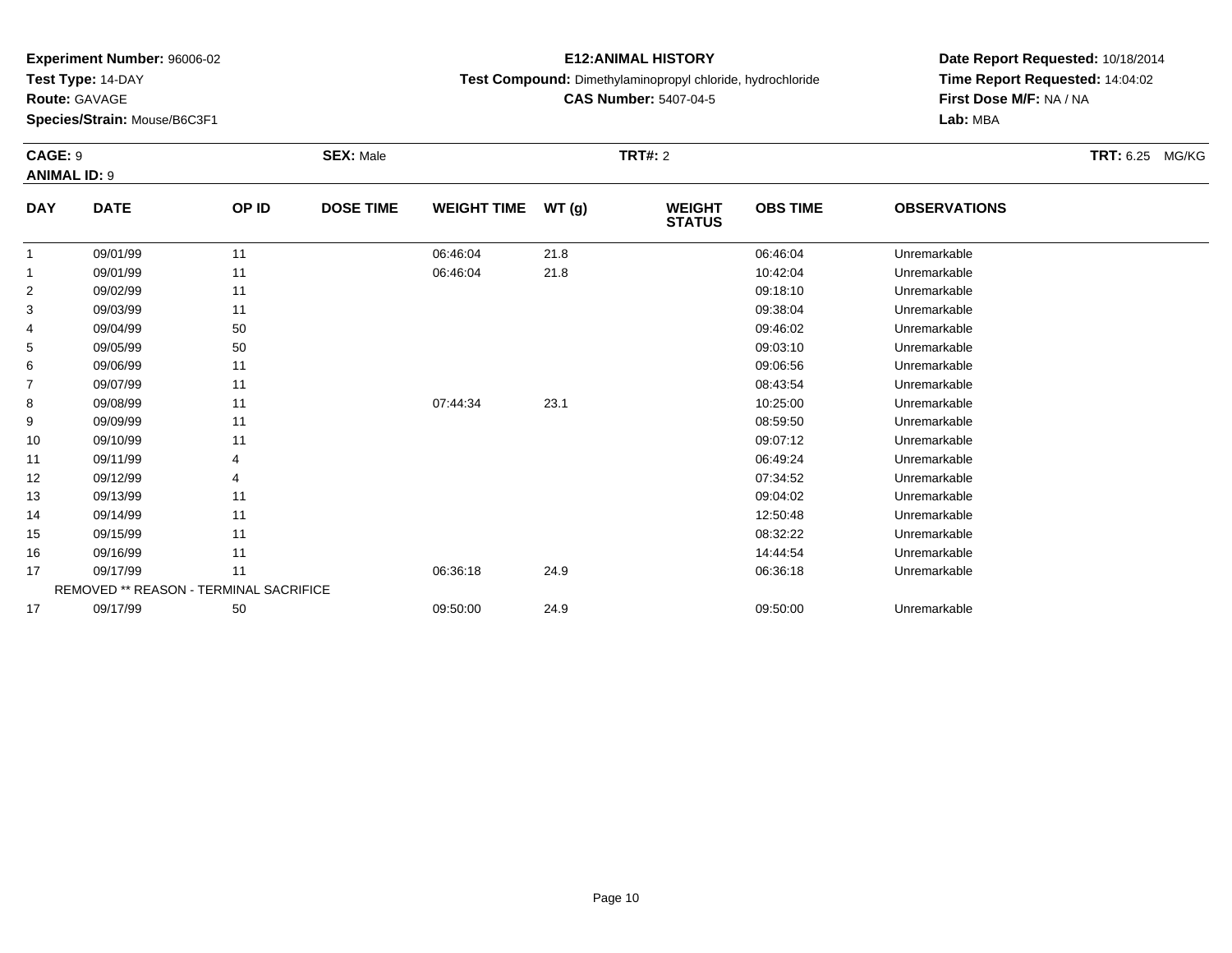**Experiment Number:** 96006-02
**Test Type:** 14-DAY
**Route:** GAVAGE
**Species/Strain:** Mouse/B6C3F1

**E12:ANIMAL HISTORY**
**Test Compound:** Dimethylaminopropyl chloride, hydrochloride
**CAS Number:** 5407-04-5

**Date Report Requested:** 10/18/2014
**Time Report Requested:** 14:04:02
**First Dose M/F:** NA / NA
**Lab:** MBA

**CAGE:** 9 **SEX:** Male **TRT#:** 2 **TRT:** 6.25 MG/KG
**ANIMAL ID:** 9

| DAY | DATE | OP ID | DOSE TIME | WEIGHT TIME | WT (g) | WEIGHT STATUS | OBS TIME | OBSERVATIONS |
|---|---|---|---|---|---|---|---|---|
| 1 | 09/01/99 | 11 | | 06:46:04 | 21.8 | | 06:46:04 | Unremarkable |
| 1 | 09/01/99 | 11 | | 06:46:04 | 21.8 | | 10:42:04 | Unremarkable |
| 2 | 09/02/99 | 11 | | | | | 09:18:10 | Unremarkable |
| 3 | 09/03/99 | 11 | | | | | 09:38:04 | Unremarkable |
| 4 | 09/04/99 | 50 | | | | | 09:46:02 | Unremarkable |
| 5 | 09/05/99 | 50 | | | | | 09:03:10 | Unremarkable |
| 6 | 09/06/99 | 11 | | | | | 09:06:56 | Unremarkable |
| 7 | 09/07/99 | 11 | | | | | 08:43:54 | Unremarkable |
| 8 | 09/08/99 | 11 | | 07:44:34 | 23.1 | | 10:25:00 | Unremarkable |
| 9 | 09/09/99 | 11 | | | | | 08:59:50 | Unremarkable |
| 10 | 09/10/99 | 11 | | | | | 09:07:12 | Unremarkable |
| 11 | 09/11/99 | 4 | | | | | 06:49:24 | Unremarkable |
| 12 | 09/12/99 | 4 | | | | | 07:34:52 | Unremarkable |
| 13 | 09/13/99 | 11 | | | | | 09:04:02 | Unremarkable |
| 14 | 09/14/99 | 11 | | | | | 12:50:48 | Unremarkable |
| 15 | 09/15/99 | 11 | | | | | 08:32:22 | Unremarkable |
| 16 | 09/16/99 | 11 | | | | | 14:44:54 | Unremarkable |
| 17 | 09/17/99 | 11 | | 06:36:18 | 24.9 | | 06:36:18 | Unremarkable |
| | REMOVED ** REASON - TERMINAL SACRIFICE | | | | | | | |
| 17 | 09/17/99 | 50 | | 09:50:00 | 24.9 | | 09:50:00 | Unremarkable |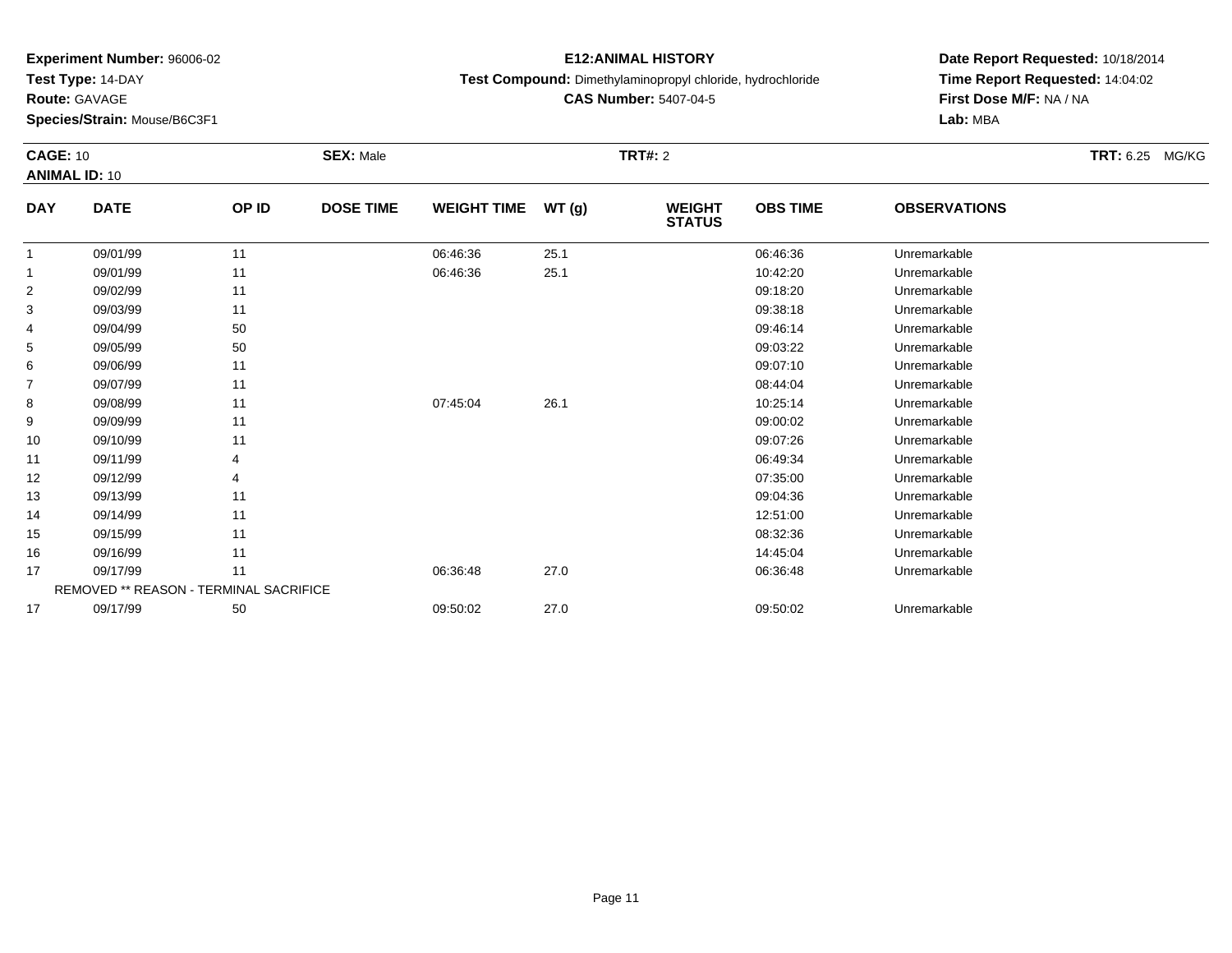**Experiment Number:** 96006-02
**Test Type:** 14-DAY
**Route:** GAVAGE
**Species/Strain:** Mouse/B6C3F1

**E12:ANIMAL HISTORY**
**Test Compound:** Dimethylaminopropyl chloride, hydrochloride
**CAS Number:** 5407-04-5

**Date Report Requested:** 10/18/2014
**Time Report Requested:** 14:04:02
**First Dose M/F:** NA / NA
**Lab:** MBA

**CAGE:** 10 **SEX:** Male **TRT#:** 2 **TRT:** 6.25 MG/KG
**ANIMAL ID:** 10

| DAY | DATE | OP ID | DOSE TIME | WEIGHT TIME | WT (g) | WEIGHT STATUS | OBS TIME | OBSERVATIONS |
|---|---|---|---|---|---|---|---|---|
| 1 | 09/01/99 | 11 | | 06:46:36 | 25.1 | | 06:46:36 | Unremarkable |
| 1 | 09/01/99 | 11 | | 06:46:36 | 25.1 | | 10:42:20 | Unremarkable |
| 2 | 09/02/99 | 11 | | | | | 09:18:20 | Unremarkable |
| 3 | 09/03/99 | 11 | | | | | 09:38:18 | Unremarkable |
| 4 | 09/04/99 | 50 | | | | | 09:46:14 | Unremarkable |
| 5 | 09/05/99 | 50 | | | | | 09:03:22 | Unremarkable |
| 6 | 09/06/99 | 11 | | | | | 09:07:10 | Unremarkable |
| 7 | 09/07/99 | 11 | | | | | 08:44:04 | Unremarkable |
| 8 | 09/08/99 | 11 | | 07:45:04 | 26.1 | | 10:25:14 | Unremarkable |
| 9 | 09/09/99 | 11 | | | | | 09:00:02 | Unremarkable |
| 10 | 09/10/99 | 11 | | | | | 09:07:26 | Unremarkable |
| 11 | 09/11/99 | 4 | | | | | 06:49:34 | Unremarkable |
| 12 | 09/12/99 | 4 | | | | | 07:35:00 | Unremarkable |
| 13 | 09/13/99 | 11 | | | | | 09:04:36 | Unremarkable |
| 14 | 09/14/99 | 11 | | | | | 12:51:00 | Unremarkable |
| 15 | 09/15/99 | 11 | | | | | 08:32:36 | Unremarkable |
| 16 | 09/16/99 | 11 | | | | | 14:45:04 | Unremarkable |
| 17 | 09/17/99 | 11 | | 06:36:48 | 27.0 | | 06:36:48 | Unremarkable |
| | REMOVED ** REASON - TERMINAL SACRIFICE | | | | | | | |
| 17 | 09/17/99 | 50 | | 09:50:02 | 27.0 | | 09:50:02 | Unremarkable |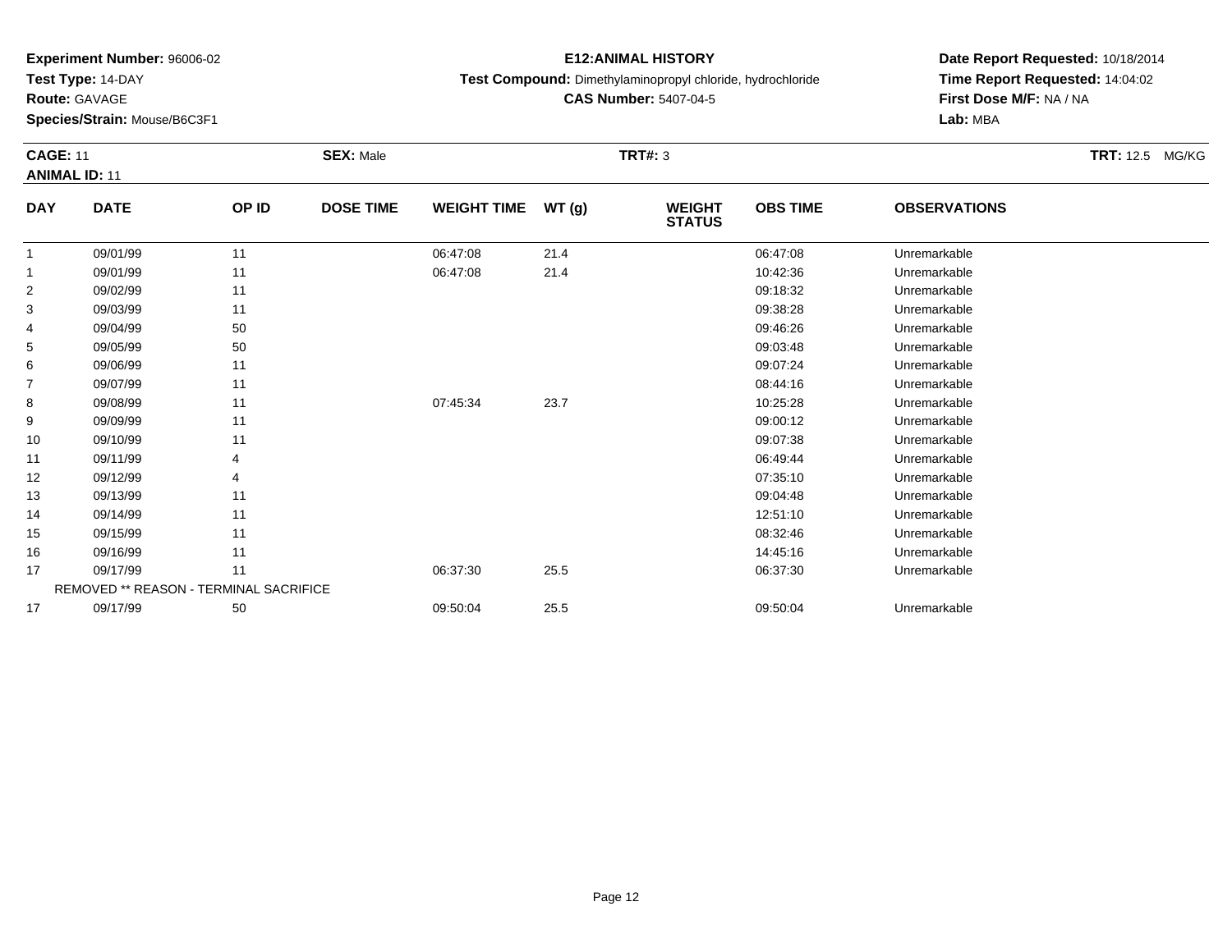**Experiment Number:** 96006-02
**Test Type:** 14-DAY
**Route:** GAVAGE
**Species/Strain:** Mouse/B6C3F1

**E12:ANIMAL HISTORY**
**Test Compound:** Dimethylaminopropyl chloride, hydrochloride
**CAS Number:** 5407-04-5

**Date Report Requested:** 10/18/2014
**Time Report Requested:** 14:04:02
**First Dose M/F:** NA / NA
**Lab:** MBA

**CAGE:** 11 **SEX:** Male **TRT#:** 3 **TRT:** 12.5 MG/KG
**ANIMAL ID:** 11

| DAY | DATE | OP ID | DOSE TIME | WEIGHT TIME | WT (g) | WEIGHT STATUS | OBS TIME | OBSERVATIONS |
|---|---|---|---|---|---|---|---|---|
| 1 | 09/01/99 | 11 | | 06:47:08 | 21.4 | | 06:47:08 | Unremarkable |
| 1 | 09/01/99 | 11 | | 06:47:08 | 21.4 | | 10:42:36 | Unremarkable |
| 2 | 09/02/99 | 11 | | | | | 09:18:32 | Unremarkable |
| 3 | 09/03/99 | 11 | | | | | 09:38:28 | Unremarkable |
| 4 | 09/04/99 | 50 | | | | | 09:46:26 | Unremarkable |
| 5 | 09/05/99 | 50 | | | | | 09:03:48 | Unremarkable |
| 6 | 09/06/99 | 11 | | | | | 09:07:24 | Unremarkable |
| 7 | 09/07/99 | 11 | | | | | 08:44:16 | Unremarkable |
| 8 | 09/08/99 | 11 | | 07:45:34 | 23.7 | | 10:25:28 | Unremarkable |
| 9 | 09/09/99 | 11 | | | | | 09:00:12 | Unremarkable |
| 10 | 09/10/99 | 11 | | | | | 09:07:38 | Unremarkable |
| 11 | 09/11/99 | 4 | | | | | 06:49:44 | Unremarkable |
| 12 | 09/12/99 | 4 | | | | | 07:35:10 | Unremarkable |
| 13 | 09/13/99 | 11 | | | | | 09:04:48 | Unremarkable |
| 14 | 09/14/99 | 11 | | | | | 12:51:10 | Unremarkable |
| 15 | 09/15/99 | 11 | | | | | 08:32:46 | Unremarkable |
| 16 | 09/16/99 | 11 | | | | | 14:45:16 | Unremarkable |
| 17 | 09/17/99 | 11 | | 06:37:30 | 25.5 | | 06:37:30 | Unremarkable |
| | REMOVED ** REASON - TERMINAL SACRIFICE | | | | | | | |
| 17 | 09/17/99 | 50 | | 09:50:04 | 25.5 | | 09:50:04 | Unremarkable |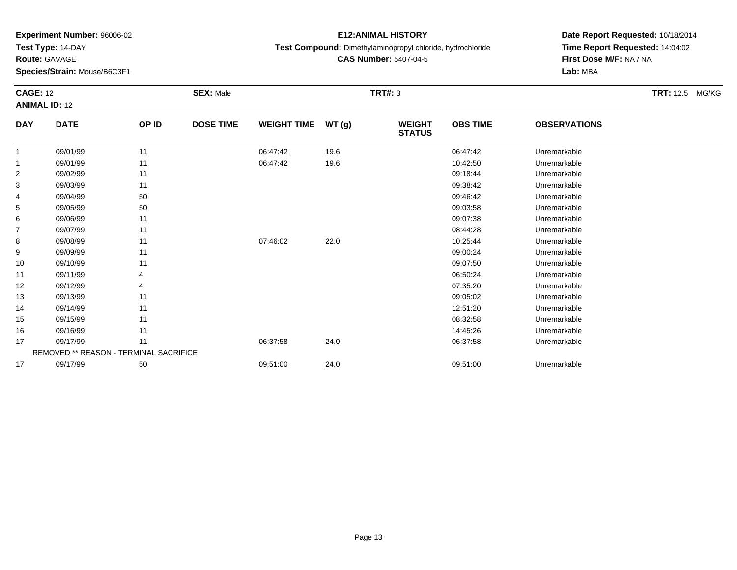**Experiment Number:** 96006-02
**Test Type:** 14-DAY
**Route:** GAVAGE
**Species/Strain:** Mouse/B6C3F1

**E12:ANIMAL HISTORY**
**Test Compound:** Dimethylaminopropyl chloride, hydrochloride
**CAS Number:** 5407-04-5

**Date Report Requested:** 10/18/2014
**Time Report Requested:** 14:04:02
**First Dose M/F:** NA / NA
**Lab:** MBA

**CAGE:** 12 **SEX:** Male **TRT#:** 3 **TRT:** 12.5 MG/KG
**ANIMAL ID:** 12

| DAY | DATE | OP ID | DOSE TIME | WEIGHT TIME | WT (g) | WEIGHT STATUS | OBS TIME | OBSERVATIONS |
|---|---|---|---|---|---|---|---|---|
| 1 | 09/01/99 | 11 | | 06:47:42 | 19.6 | | 06:47:42 | Unremarkable |
| 1 | 09/01/99 | 11 | | 06:47:42 | 19.6 | | 10:42:50 | Unremarkable |
| 2 | 09/02/99 | 11 | | | | | 09:18:44 | Unremarkable |
| 3 | 09/03/99 | 11 | | | | | 09:38:42 | Unremarkable |
| 4 | 09/04/99 | 50 | | | | | 09:46:42 | Unremarkable |
| 5 | 09/05/99 | 50 | | | | | 09:03:58 | Unremarkable |
| 6 | 09/06/99 | 11 | | | | | 09:07:38 | Unremarkable |
| 7 | 09/07/99 | 11 | | | | | 08:44:28 | Unremarkable |
| 8 | 09/08/99 | 11 | | 07:46:02 | 22.0 | | 10:25:44 | Unremarkable |
| 9 | 09/09/99 | 11 | | | | | 09:00:24 | Unremarkable |
| 10 | 09/10/99 | 11 | | | | | 09:07:50 | Unremarkable |
| 11 | 09/11/99 | 4 | | | | | 06:50:24 | Unremarkable |
| 12 | 09/12/99 | 4 | | | | | 07:35:20 | Unremarkable |
| 13 | 09/13/99 | 11 | | | | | 09:05:02 | Unremarkable |
| 14 | 09/14/99 | 11 | | | | | 12:51:20 | Unremarkable |
| 15 | 09/15/99 | 11 | | | | | 08:32:58 | Unremarkable |
| 16 | 09/16/99 | 11 | | | | | 14:45:26 | Unremarkable |
| 17 | 09/17/99 | 11 | | 06:37:58 | 24.0 | | 06:37:58 | Unremarkable |
| | REMOVED ** REASON - TERMINAL SACRIFICE | | | | | | | |
| 17 | 09/17/99 | 50 | | 09:51:00 | 24.0 | | 09:51:00 | Unremarkable |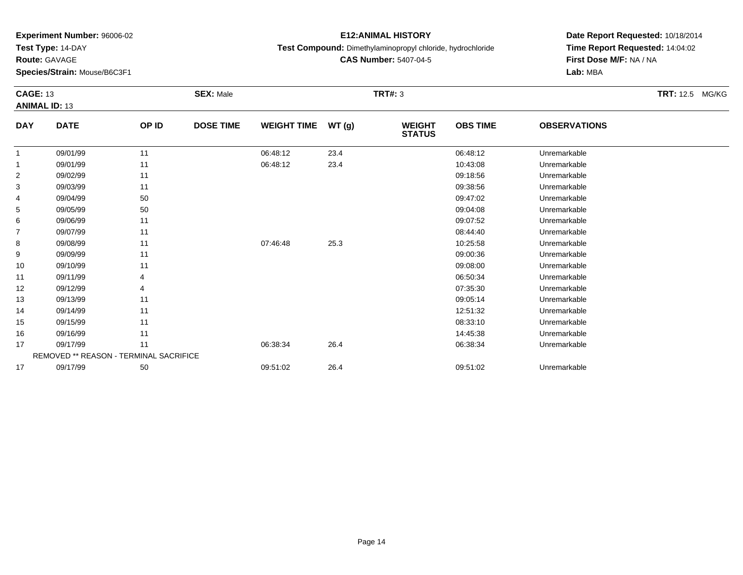**Experiment Number:** 96006-02
**Test Type:** 14-DAY
**Route:** GAVAGE
**Species/Strain:** Mouse/B6C3F1

**E12:ANIMAL HISTORY**
**Test Compound:** Dimethylaminopropyl chloride, hydrochloride
**CAS Number:** 5407-04-5

**Date Report Requested:** 10/18/2014
**Time Report Requested:** 14:04:02
**First Dose M/F:** NA / NA
**Lab:** MBA

**CAGE:** 13 **SEX:** Male **TRT#:** 3 **TRT:** 12.5 MG/KG
**ANIMAL ID:** 13

| DAY | DATE | OP ID | DOSE TIME | WEIGHT TIME | WT (g) | WEIGHT STATUS | OBS TIME | OBSERVATIONS |
|---|---|---|---|---|---|---|---|---|
| 1 | 09/01/99 | 11 | | 06:48:12 | 23.4 | | 06:48:12 | Unremarkable |
| 1 | 09/01/99 | 11 | | 06:48:12 | 23.4 | | 10:43:08 | Unremarkable |
| 2 | 09/02/99 | 11 | | | | | 09:18:56 | Unremarkable |
| 3 | 09/03/99 | 11 | | | | | 09:38:56 | Unremarkable |
| 4 | 09/04/99 | 50 | | | | | 09:47:02 | Unremarkable |
| 5 | 09/05/99 | 50 | | | | | 09:04:08 | Unremarkable |
| 6 | 09/06/99 | 11 | | | | | 09:07:52 | Unremarkable |
| 7 | 09/07/99 | 11 | | | | | 08:44:40 | Unremarkable |
| 8 | 09/08/99 | 11 | | 07:46:48 | 25.3 | | 10:25:58 | Unremarkable |
| 9 | 09/09/99 | 11 | | | | | 09:00:36 | Unremarkable |
| 10 | 09/10/99 | 11 | | | | | 09:08:00 | Unremarkable |
| 11 | 09/11/99 | 4 | | | | | 06:50:34 | Unremarkable |
| 12 | 09/12/99 | 4 | | | | | 07:35:30 | Unremarkable |
| 13 | 09/13/99 | 11 | | | | | 09:05:14 | Unremarkable |
| 14 | 09/14/99 | 11 | | | | | 12:51:32 | Unremarkable |
| 15 | 09/15/99 | 11 | | | | | 08:33:10 | Unremarkable |
| 16 | 09/16/99 | 11 | | | | | 14:45:38 | Unremarkable |
| 17 | 09/17/99 | 11 | | 06:38:34 | 26.4 | | 06:38:34 | Unremarkable |
| | REMOVED ** REASON - TERMINAL SACRIFICE | | | | | | | |
| 17 | 09/17/99 | 50 | | 09:51:02 | 26.4 | | 09:51:02 | Unremarkable |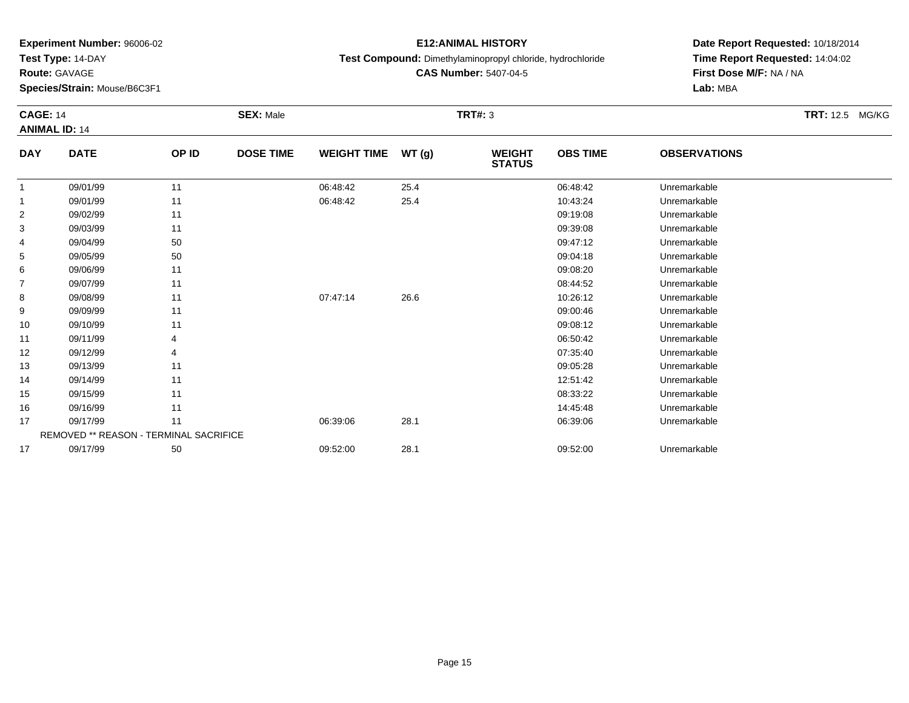**Experiment Number:** 96006-02
**Test Type:** 14-DAY
**Route:** GAVAGE
**Species/Strain:** Mouse/B6C3F1

**E12:ANIMAL HISTORY**
**Test Compound:** Dimethylaminopropyl chloride, hydrochloride
**CAS Number:** 5407-04-5

**Date Report Requested:** 10/18/2014
**Time Report Requested:** 14:04:02
**First Dose M/F:** NA / NA
**Lab:** MBA

**CAGE:** 14 **SEX:** Male **TRT#:** 3 **TRT:** 12.5 MG/KG
**ANIMAL ID:** 14

| DAY | DATE | OP ID | DOSE TIME | WEIGHT TIME | WT (g) | WEIGHT STATUS | OBS TIME | OBSERVATIONS |
|---|---|---|---|---|---|---|---|---|
| 1 | 09/01/99 | 11 | | 06:48:42 | 25.4 | | 06:48:42 | Unremarkable |
| 1 | 09/01/99 | 11 | | 06:48:42 | 25.4 | | 10:43:24 | Unremarkable |
| 2 | 09/02/99 | 11 | | | | | 09:19:08 | Unremarkable |
| 3 | 09/03/99 | 11 | | | | | 09:39:08 | Unremarkable |
| 4 | 09/04/99 | 50 | | | | | 09:47:12 | Unremarkable |
| 5 | 09/05/99 | 50 | | | | | 09:04:18 | Unremarkable |
| 6 | 09/06/99 | 11 | | | | | 09:08:20 | Unremarkable |
| 7 | 09/07/99 | 11 | | | | | 08:44:52 | Unremarkable |
| 8 | 09/08/99 | 11 | | 07:47:14 | 26.6 | | 10:26:12 | Unremarkable |
| 9 | 09/09/99 | 11 | | | | | 09:00:46 | Unremarkable |
| 10 | 09/10/99 | 11 | | | | | 09:08:12 | Unremarkable |
| 11 | 09/11/99 | 4 | | | | | 06:50:42 | Unremarkable |
| 12 | 09/12/99 | 4 | | | | | 07:35:40 | Unremarkable |
| 13 | 09/13/99 | 11 | | | | | 09:05:28 | Unremarkable |
| 14 | 09/14/99 | 11 | | | | | 12:51:42 | Unremarkable |
| 15 | 09/15/99 | 11 | | | | | 08:33:22 | Unremarkable |
| 16 | 09/16/99 | 11 | | | | | 14:45:48 | Unremarkable |
| 17 | 09/17/99 | 11 | | 06:39:06 | 28.1 | | 06:39:06 | Unremarkable |
| | REMOVED ** REASON - TERMINAL SACRIFICE | | | | | | | |
| 17 | 09/17/99 | 50 | | 09:52:00 | 28.1 | | 09:52:00 | Unremarkable |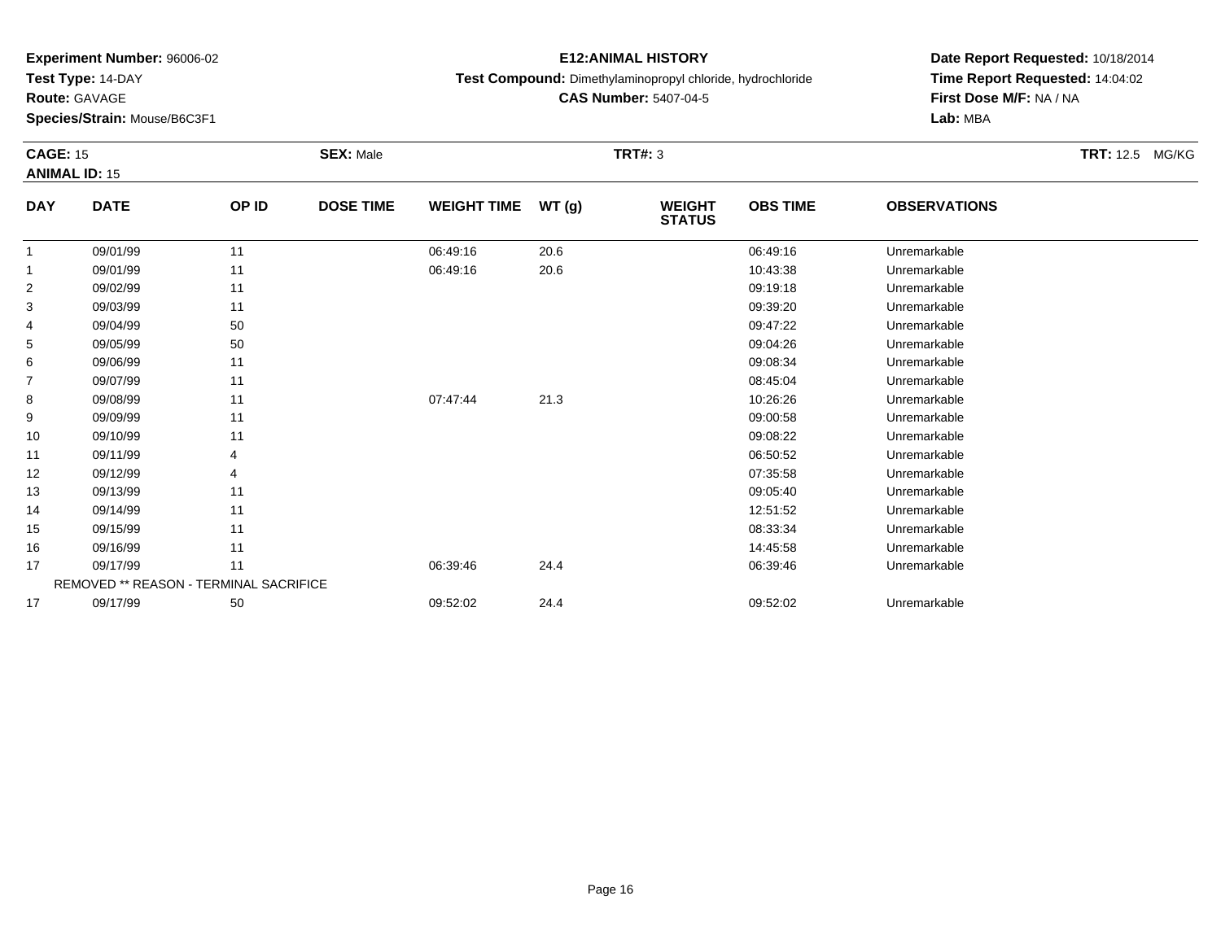**Experiment Number:** 96006-02
**Test Type:** 14-DAY
**Route:** GAVAGE
**Species/Strain:** Mouse/B6C3F1

# E12:ANIMAL HISTORY

**Test Compound:** Dimethylaminopropyl chloride, hydrochloride
**CAS Number:** 5407-04-5

**Date Report Requested:** 10/18/2014
**Time Report Requested:** 14:04:02
**First Dose M/F:** NA / NA
**Lab:** MBA

**CAGE:** 15 **SEX:** Male **TRT#:** 3 **TRT:** 12.5 MG/KG
**ANIMAL ID:** 15

| DAY | DATE | OP ID | DOSE TIME | WEIGHT TIME | WT (g) | WEIGHT STATUS | OBS TIME | OBSERVATIONS |
|---|---|---|---|---|---|---|---|---|
| 1 | 09/01/99 | 11 | | 06:49:16 | 20.6 | | 06:49:16 | Unremarkable |
| 1 | 09/01/99 | 11 | | 06:49:16 | 20.6 | | 10:43:38 | Unremarkable |
| 2 | 09/02/99 | 11 | | | | | 09:19:18 | Unremarkable |
| 3 | 09/03/99 | 11 | | | | | 09:39:20 | Unremarkable |
| 4 | 09/04/99 | 50 | | | | | 09:47:22 | Unremarkable |
| 5 | 09/05/99 | 50 | | | | | 09:04:26 | Unremarkable |
| 6 | 09/06/99 | 11 | | | | | 09:08:34 | Unremarkable |
| 7 | 09/07/99 | 11 | | | | | 08:45:04 | Unremarkable |
| 8 | 09/08/99 | 11 | | 07:47:44 | 21.3 | | 10:26:26 | Unremarkable |
| 9 | 09/09/99 | 11 | | | | | 09:00:58 | Unremarkable |
| 10 | 09/10/99 | 11 | | | | | 09:08:22 | Unremarkable |
| 11 | 09/11/99 | 4 | | | | | 06:50:52 | Unremarkable |
| 12 | 09/12/99 | 4 | | | | | 07:35:58 | Unremarkable |
| 13 | 09/13/99 | 11 | | | | | 09:05:40 | Unremarkable |
| 14 | 09/14/99 | 11 | | | | | 12:51:52 | Unremarkable |
| 15 | 09/15/99 | 11 | | | | | 08:33:34 | Unremarkable |
| 16 | 09/16/99 | 11 | | | | | 14:45:58 | Unremarkable |
| 17 | 09/17/99 | 11 | | 06:39:46 | 24.4 | | 06:39:46 | Unremarkable |
| | REMOVED ** REASON - TERMINAL SACRIFICE | | | | | | | |
| 17 | 09/17/99 | 50 | | 09:52:02 | 24.4 | | 09:52:02 | Unremarkable |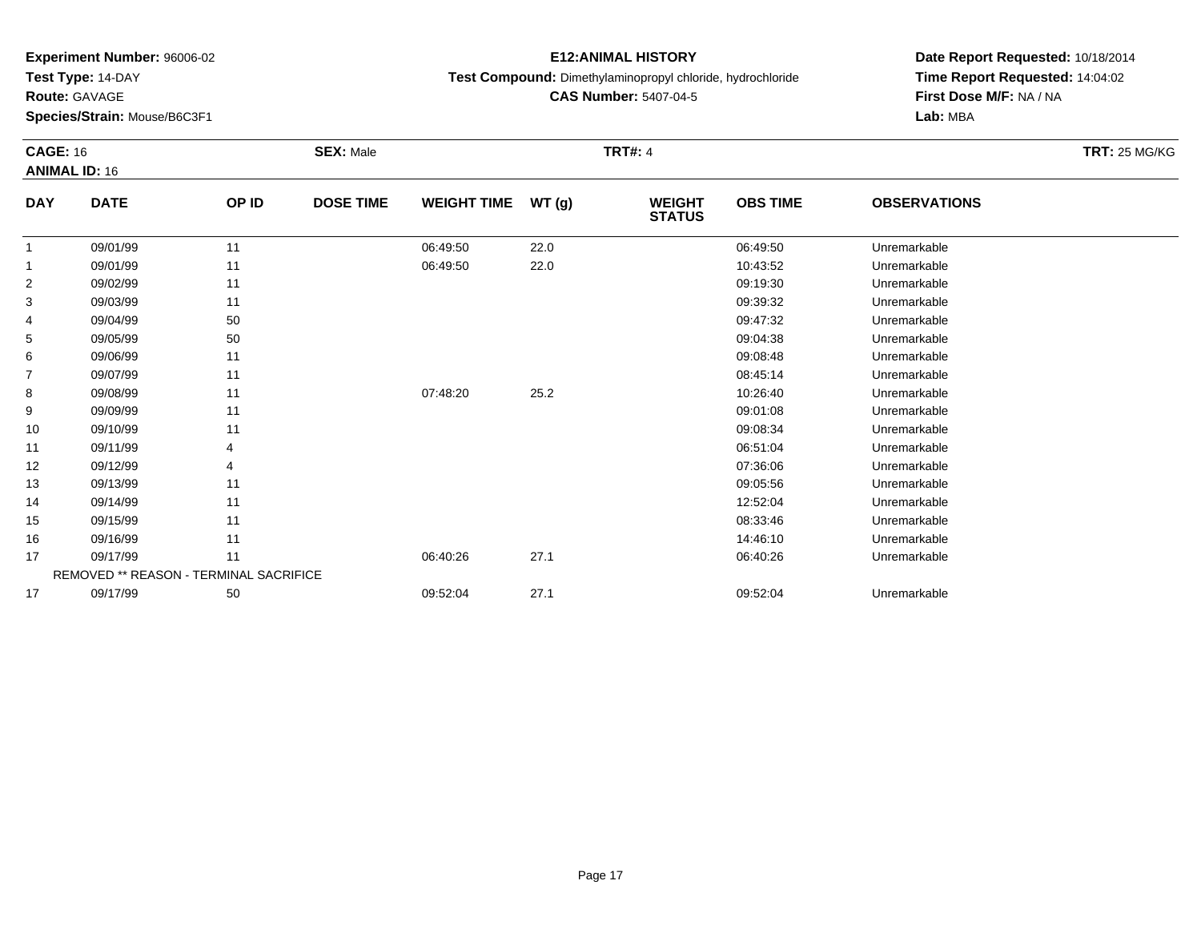**Experiment Number:** 96006-02
**Test Type:** 14-DAY
**Route:** GAVAGE
**Species/Strain:** Mouse/B6C3F1

**E12:ANIMAL HISTORY**
**Test Compound:** Dimethylaminopropyl chloride, hydrochloride
**CAS Number:** 5407-04-5

**Date Report Requested:** 10/18/2014
**Time Report Requested:** 14:04:02
**First Dose M/F:** NA / NA
**Lab:** MBA

**CAGE:** 16 **SEX:** Male **TRT#:** 4 **TRT:** 25 MG/KG
**ANIMAL ID:** 16

| DAY | DATE | OP ID | DOSE TIME | WEIGHT TIME | WT (g) | WEIGHT STATUS | OBS TIME | OBSERVATIONS |
|---|---|---|---|---|---|---|---|---|
| 1 | 09/01/99 | 11 | | 06:49:50 | 22.0 | | 06:49:50 | Unremarkable |
| 1 | 09/01/99 | 11 | | 06:49:50 | 22.0 | | 10:43:52 | Unremarkable |
| 2 | 09/02/99 | 11 | | | | | 09:19:30 | Unremarkable |
| 3 | 09/03/99 | 11 | | | | | 09:39:32 | Unremarkable |
| 4 | 09/04/99 | 50 | | | | | 09:47:32 | Unremarkable |
| 5 | 09/05/99 | 50 | | | | | 09:04:38 | Unremarkable |
| 6 | 09/06/99 | 11 | | | | | 09:08:48 | Unremarkable |
| 7 | 09/07/99 | 11 | | | | | 08:45:14 | Unremarkable |
| 8 | 09/08/99 | 11 | | 07:48:20 | 25.2 | | 10:26:40 | Unremarkable |
| 9 | 09/09/99 | 11 | | | | | 09:01:08 | Unremarkable |
| 10 | 09/10/99 | 11 | | | | | 09:08:34 | Unremarkable |
| 11 | 09/11/99 | 4 | | | | | 06:51:04 | Unremarkable |
| 12 | 09/12/99 | 4 | | | | | 07:36:06 | Unremarkable |
| 13 | 09/13/99 | 11 | | | | | 09:05:56 | Unremarkable |
| 14 | 09/14/99 | 11 | | | | | 12:52:04 | Unremarkable |
| 15 | 09/15/99 | 11 | | | | | 08:33:46 | Unremarkable |
| 16 | 09/16/99 | 11 | | | | | 14:46:10 | Unremarkable |
| 17 | 09/17/99 | 11 | | 06:40:26 | 27.1 | | 06:40:26 | Unremarkable |
| | REMOVED ** REASON - TERMINAL SACRIFICE | | | | | | | |
| 17 | 09/17/99 | 50 | | 09:52:04 | 27.1 | | 09:52:04 | Unremarkable |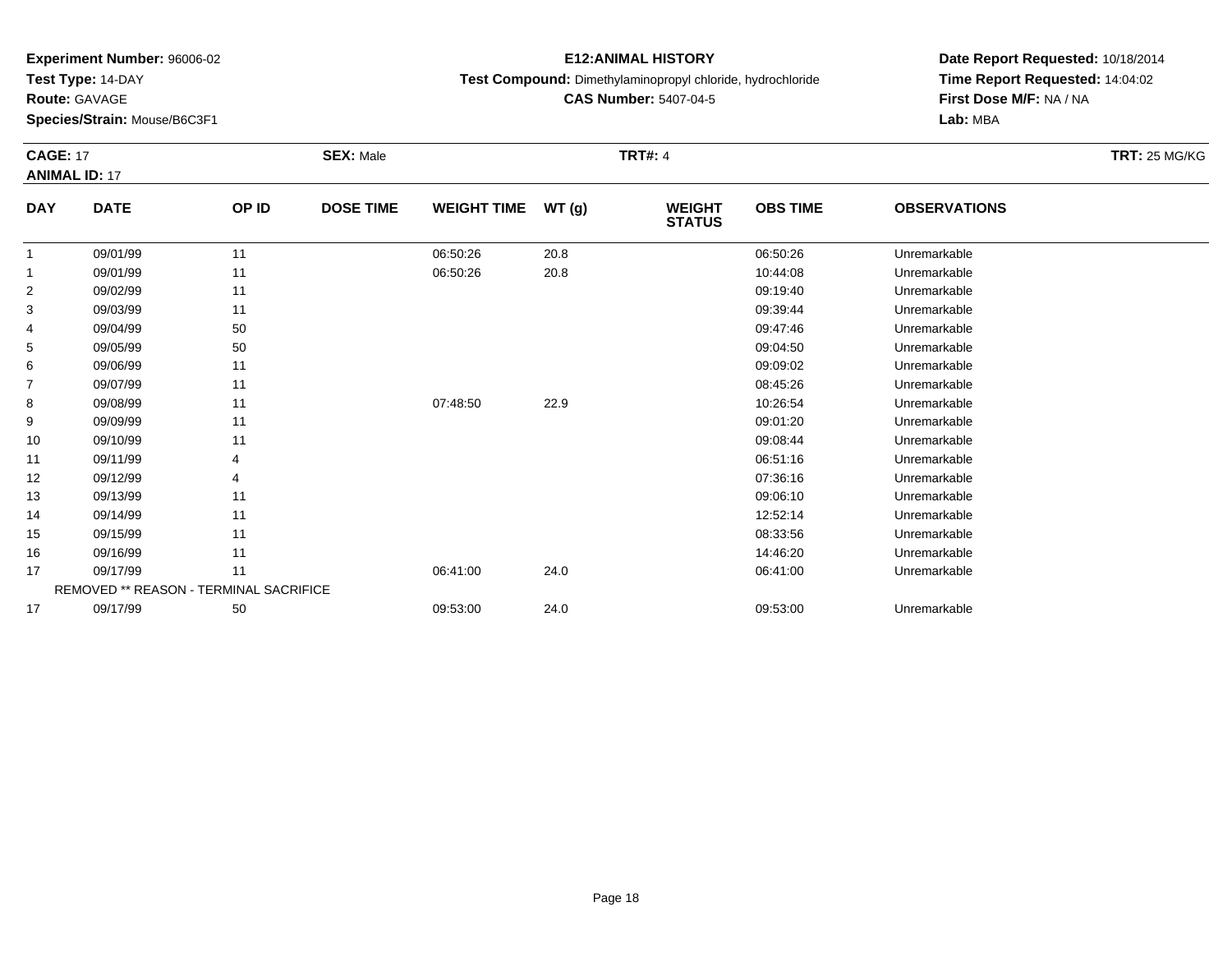**Experiment Number:** 96006-02
**Test Type:** 14-DAY
**Route:** GAVAGE
**Species/Strain:** Mouse/B6C3F1

**E12:ANIMAL HISTORY**
**Test Compound:** Dimethylaminopropyl chloride, hydrochloride
**CAS Number:** 5407-04-5

**Date Report Requested:** 10/18/2014
**Time Report Requested:** 14:04:02
**First Dose M/F:** NA / NA
**Lab:** MBA

**CAGE:** 17 **SEX:** Male **TRT#:** 4 **TRT:** 25 MG/KG
**ANIMAL ID:** 17

| DAY | DATE | OP ID | DOSE TIME | WEIGHT TIME | WT (g) | WEIGHT STATUS | OBS TIME | OBSERVATIONS |
|---|---|---|---|---|---|---|---|---|
| 1 | 09/01/99 | 11 | | 06:50:26 | 20.8 | | 06:50:26 | Unremarkable |
| 1 | 09/01/99 | 11 | | 06:50:26 | 20.8 | | 10:44:08 | Unremarkable |
| 2 | 09/02/99 | 11 | | | | | 09:19:40 | Unremarkable |
| 3 | 09/03/99 | 11 | | | | | 09:39:44 | Unremarkable |
| 4 | 09/04/99 | 50 | | | | | 09:47:46 | Unremarkable |
| 5 | 09/05/99 | 50 | | | | | 09:04:50 | Unremarkable |
| 6 | 09/06/99 | 11 | | | | | 09:09:02 | Unremarkable |
| 7 | 09/07/99 | 11 | | | | | 08:45:26 | Unremarkable |
| 8 | 09/08/99 | 11 | | 07:48:50 | 22.9 | | 10:26:54 | Unremarkable |
| 9 | 09/09/99 | 11 | | | | | 09:01:20 | Unremarkable |
| 10 | 09/10/99 | 11 | | | | | 09:08:44 | Unremarkable |
| 11 | 09/11/99 | 4 | | | | | 06:51:16 | Unremarkable |
| 12 | 09/12/99 | 4 | | | | | 07:36:16 | Unremarkable |
| 13 | 09/13/99 | 11 | | | | | 09:06:10 | Unremarkable |
| 14 | 09/14/99 | 11 | | | | | 12:52:14 | Unremarkable |
| 15 | 09/15/99 | 11 | | | | | 08:33:56 | Unremarkable |
| 16 | 09/16/99 | 11 | | | | | 14:46:20 | Unremarkable |
| 17 | 09/17/99 | 11 | | 06:41:00 | 24.0 | | 06:41:00 | Unremarkable |
| | REMOVED ** REASON - TERMINAL SACRIFICE | | | | | | | |
| 17 | 09/17/99 | 50 | | 09:53:00 | 24.0 | | 09:53:00 | Unremarkable |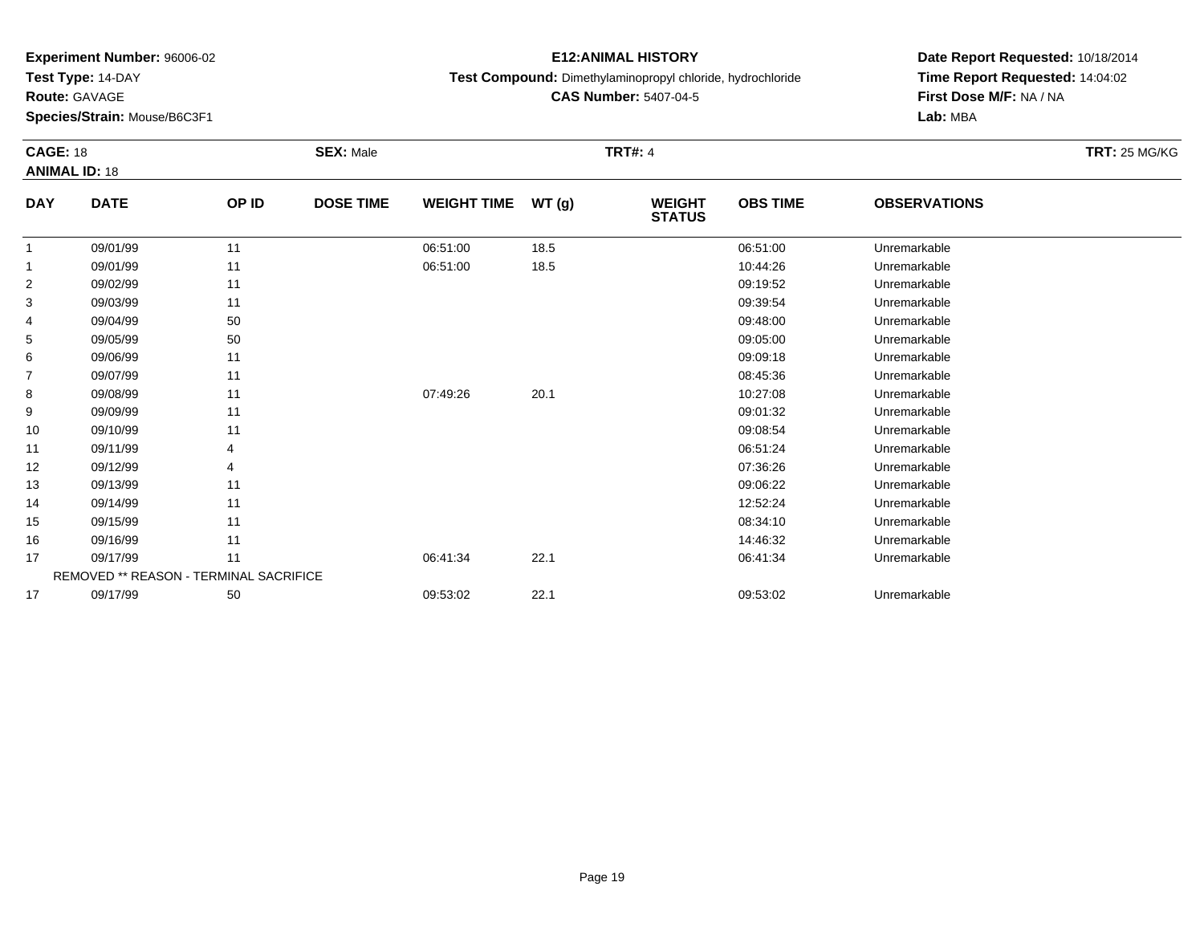**Experiment Number:** 96006-02
**Test Type:** 14-DAY
**Route:** GAVAGE
**Species/Strain:** Mouse/B6C3F1

**E12:ANIMAL HISTORY**
**Test Compound:** Dimethylaminopropyl chloride, hydrochloride
**CAS Number:** 5407-04-5

**Date Report Requested:** 10/18/2014
**Time Report Requested:** 14:04:02
**First Dose M/F:** NA / NA
**Lab:** MBA

**CAGE:** 18 **SEX:** Male **TRT#:** 4 **TRT:** 25 MG/KG
**ANIMAL ID:** 18

| DAY | DATE | OP ID | DOSE TIME | WEIGHT TIME | WT (g) | WEIGHT STATUS | OBS TIME | OBSERVATIONS |
|---|---|---|---|---|---|---|---|---|
| 1 | 09/01/99 | 11 | | 06:51:00 | 18.5 | | 06:51:00 | Unremarkable |
| 1 | 09/01/99 | 11 | | 06:51:00 | 18.5 | | 10:44:26 | Unremarkable |
| 2 | 09/02/99 | 11 | | | | | 09:19:52 | Unremarkable |
| 3 | 09/03/99 | 11 | | | | | 09:39:54 | Unremarkable |
| 4 | 09/04/99 | 50 | | | | | 09:48:00 | Unremarkable |
| 5 | 09/05/99 | 50 | | | | | 09:05:00 | Unremarkable |
| 6 | 09/06/99 | 11 | | | | | 09:09:18 | Unremarkable |
| 7 | 09/07/99 | 11 | | | | | 08:45:36 | Unremarkable |
| 8 | 09/08/99 | 11 | | 07:49:26 | 20.1 | | 10:27:08 | Unremarkable |
| 9 | 09/09/99 | 11 | | | | | 09:01:32 | Unremarkable |
| 10 | 09/10/99 | 11 | | | | | 09:08:54 | Unremarkable |
| 11 | 09/11/99 | 4 | | | | | 06:51:24 | Unremarkable |
| 12 | 09/12/99 | 4 | | | | | 07:36:26 | Unremarkable |
| 13 | 09/13/99 | 11 | | | | | 09:06:22 | Unremarkable |
| 14 | 09/14/99 | 11 | | | | | 12:52:24 | Unremarkable |
| 15 | 09/15/99 | 11 | | | | | 08:34:10 | Unremarkable |
| 16 | 09/16/99 | 11 | | | | | 14:46:32 | Unremarkable |
| 17 | 09/17/99 | 11 | | 06:41:34 | 22.1 | | 06:41:34 | Unremarkable |
| | REMOVED ** REASON - TERMINAL SACRIFICE | | | | | | | |
| 17 | 09/17/99 | 50 | | 09:53:02 | 22.1 | | 09:53:02 | Unremarkable |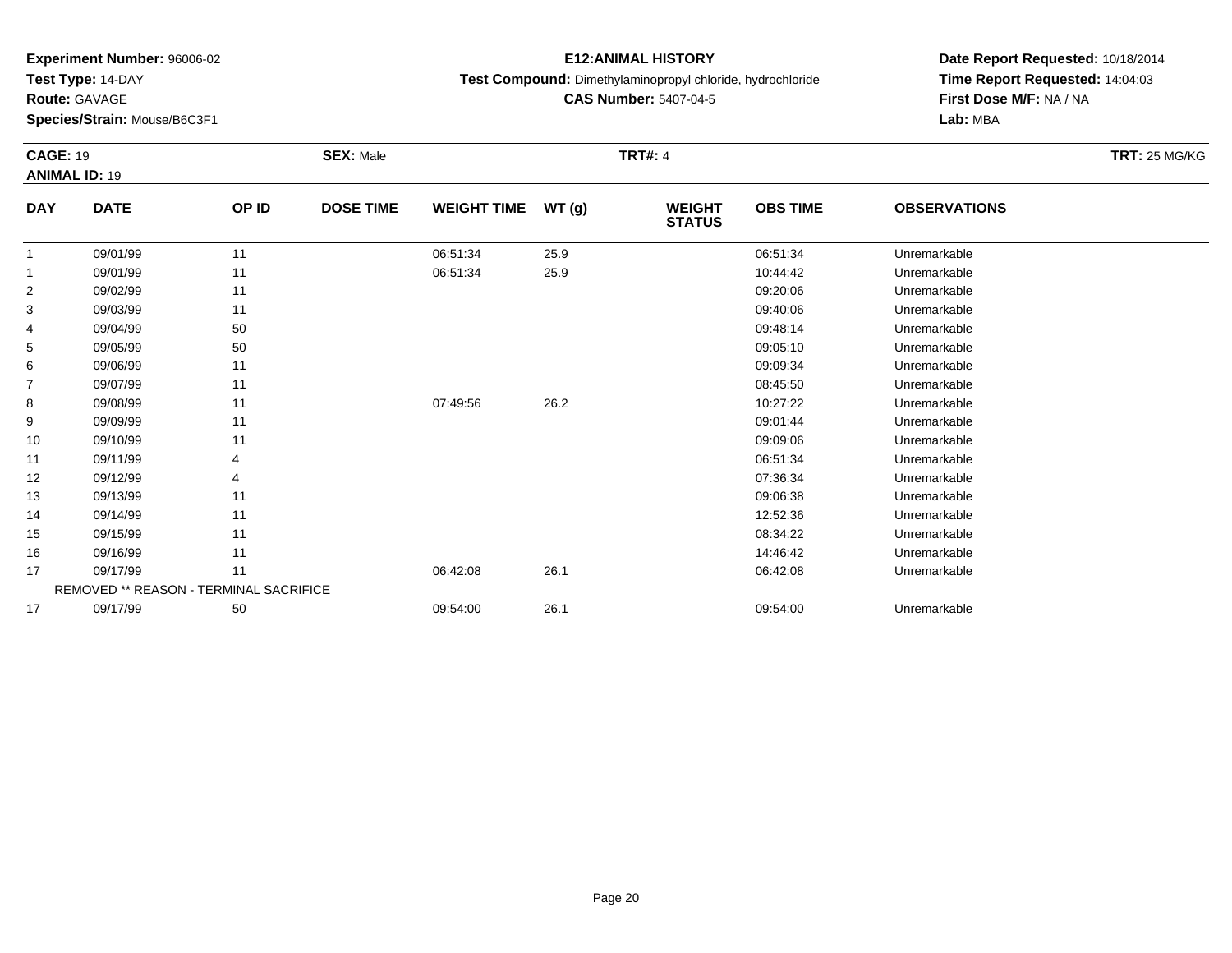**Experiment Number:** 96006-02
**Test Type:** 14-DAY
**Route:** GAVAGE
**Species/Strain:** Mouse/B6C3F1

**E12:ANIMAL HISTORY**
**Test Compound:** Dimethylaminopropyl chloride, hydrochloride
**CAS Number:** 5407-04-5

**Date Report Requested:** 10/18/2014
**Time Report Requested:** 14:04:03
**First Dose M/F:** NA / NA
**Lab:** MBA

**CAGE:** 19 **SEX:** Male **TRT#:** 4 **TRT:** 25 MG/KG
**ANIMAL ID:** 19

| DAY | DATE | OP ID | DOSE TIME | WEIGHT TIME | WT (g) | WEIGHT STATUS | OBS TIME | OBSERVATIONS |
|---|---|---|---|---|---|---|---|---|
| 1 | 09/01/99 | 11 | | 06:51:34 | 25.9 | | 06:51:34 | Unremarkable |
| 1 | 09/01/99 | 11 | | 06:51:34 | 25.9 | | 10:44:42 | Unremarkable |
| 2 | 09/02/99 | 11 | | | | | 09:20:06 | Unremarkable |
| 3 | 09/03/99 | 11 | | | | | 09:40:06 | Unremarkable |
| 4 | 09/04/99 | 50 | | | | | 09:48:14 | Unremarkable |
| 5 | 09/05/99 | 50 | | | | | 09:05:10 | Unremarkable |
| 6 | 09/06/99 | 11 | | | | | 09:09:34 | Unremarkable |
| 7 | 09/07/99 | 11 | | | | | 08:45:50 | Unremarkable |
| 8 | 09/08/99 | 11 | | 07:49:56 | 26.2 | | 10:27:22 | Unremarkable |
| 9 | 09/09/99 | 11 | | | | | 09:01:44 | Unremarkable |
| 10 | 09/10/99 | 11 | | | | | 09:09:06 | Unremarkable |
| 11 | 09/11/99 | 4 | | | | | 06:51:34 | Unremarkable |
| 12 | 09/12/99 | 4 | | | | | 07:36:34 | Unremarkable |
| 13 | 09/13/99 | 11 | | | | | 09:06:38 | Unremarkable |
| 14 | 09/14/99 | 11 | | | | | 12:52:36 | Unremarkable |
| 15 | 09/15/99 | 11 | | | | | 08:34:22 | Unremarkable |
| 16 | 09/16/99 | 11 | | | | | 14:46:42 | Unremarkable |
| 17 | 09/17/99 | 11 | | 06:42:08 | 26.1 | | 06:42:08 | Unremarkable |
| | REMOVED ** REASON - TERMINAL SACRIFICE | | | | | | | |
| 17 | 09/17/99 | 50 | | 09:54:00 | 26.1 | | 09:54:00 | Unremarkable |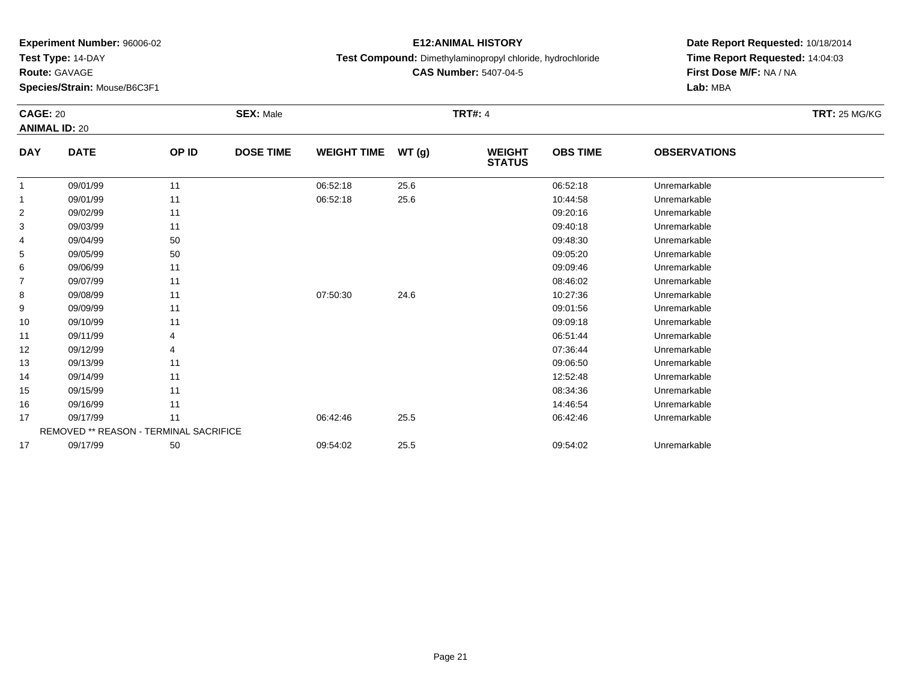**Experiment Number:** 96006-02
**Test Type:** 14-DAY
**Route:** GAVAGE
**Species/Strain:** Mouse/B6C3F1

**E12:ANIMAL HISTORY**
**Test Compound:** Dimethylaminopropyl chloride, hydrochloride
**CAS Number:** 5407-04-5

**Date Report Requested:** 10/18/2014
**Time Report Requested:** 14:04:03
**First Dose M/F:** NA / NA
**Lab:** MBA

**CAGE:** 20 **SEX:** Male **TRT#:** 4 **TRT:** 25 MG/KG
**ANIMAL ID:** 20

| DAY | DATE | OP ID | DOSE TIME | WEIGHT TIME | WT (g) | WEIGHT STATUS | OBS TIME | OBSERVATIONS |
|---|---|---|---|---|---|---|---|---|
| 1 | 09/01/99 | 11 | | 06:52:18 | 25.6 | | 06:52:18 | Unremarkable |
| 1 | 09/01/99 | 11 | | 06:52:18 | 25.6 | | 10:44:58 | Unremarkable |
| 2 | 09/02/99 | 11 | | | | | 09:20:16 | Unremarkable |
| 3 | 09/03/99 | 11 | | | | | 09:40:18 | Unremarkable |
| 4 | 09/04/99 | 50 | | | | | 09:48:30 | Unremarkable |
| 5 | 09/05/99 | 50 | | | | | 09:05:20 | Unremarkable |
| 6 | 09/06/99 | 11 | | | | | 09:09:46 | Unremarkable |
| 7 | 09/07/99 | 11 | | | | | 08:46:02 | Unremarkable |
| 8 | 09/08/99 | 11 | | 07:50:30 | 24.6 | | 10:27:36 | Unremarkable |
| 9 | 09/09/99 | 11 | | | | | 09:01:56 | Unremarkable |
| 10 | 09/10/99 | 11 | | | | | 09:09:18 | Unremarkable |
| 11 | 09/11/99 | 4 | | | | | 06:51:44 | Unremarkable |
| 12 | 09/12/99 | 4 | | | | | 07:36:44 | Unremarkable |
| 13 | 09/13/99 | 11 | | | | | 09:06:50 | Unremarkable |
| 14 | 09/14/99 | 11 | | | | | 12:52:48 | Unremarkable |
| 15 | 09/15/99 | 11 | | | | | 08:34:36 | Unremarkable |
| 16 | 09/16/99 | 11 | | | | | 14:46:54 | Unremarkable |
| 17 | 09/17/99 | 11 | | 06:42:46 | 25.5 | | 06:42:46 | Unremarkable |
| | REMOVED ** REASON - TERMINAL SACRIFICE | | | | | | | |
| 17 | 09/17/99 | 50 | | 09:54:02 | 25.5 | | 09:54:02 | Unremarkable |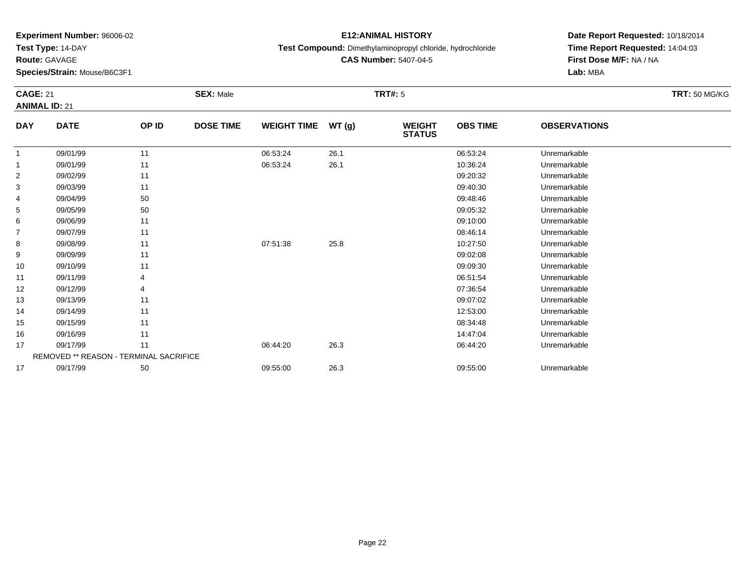**Experiment Number:** 96006-02
**Test Type:** 14-DAY
**Route:** GAVAGE
**Species/Strain:** Mouse/B6C3F1

**E12:ANIMAL HISTORY**
**Test Compound:** Dimethylaminopropyl chloride, hydrochloride
**CAS Number:** 5407-04-5

**Date Report Requested:** 10/18/2014
**Time Report Requested:** 14:04:03
**First Dose M/F:** NA / NA
**Lab:** MBA

**CAGE:** 21 **SEX:** Male **TRT#:** 5 **TRT:** 50 MG/KG
**ANIMAL ID:** 21

| DAY | DATE | OP ID | DOSE TIME | WEIGHT TIME | WT (g) | WEIGHT STATUS | OBS TIME | OBSERVATIONS |
|---|---|---|---|---|---|---|---|---|
| 1 | 09/01/99 | 11 | | 06:53:24 | 26.1 | | 06:53:24 | Unremarkable |
| 1 | 09/01/99 | 11 | | 06:53:24 | 26.1 | | 10:36:24 | Unremarkable |
| 2 | 09/02/99 | 11 | | | | | 09:20:32 | Unremarkable |
| 3 | 09/03/99 | 11 | | | | | 09:40:30 | Unremarkable |
| 4 | 09/04/99 | 50 | | | | | 09:48:46 | Unremarkable |
| 5 | 09/05/99 | 50 | | | | | 09:05:32 | Unremarkable |
| 6 | 09/06/99 | 11 | | | | | 09:10:00 | Unremarkable |
| 7 | 09/07/99 | 11 | | | | | 08:46:14 | Unremarkable |
| 8 | 09/08/99 | 11 | | 07:51:38 | 25.8 | | 10:27:50 | Unremarkable |
| 9 | 09/09/99 | 11 | | | | | 09:02:08 | Unremarkable |
| 10 | 09/10/99 | 11 | | | | | 09:09:30 | Unremarkable |
| 11 | 09/11/99 | 4 | | | | | 06:51:54 | Unremarkable |
| 12 | 09/12/99 | 4 | | | | | 07:36:54 | Unremarkable |
| 13 | 09/13/99 | 11 | | | | | 09:07:02 | Unremarkable |
| 14 | 09/14/99 | 11 | | | | | 12:53:00 | Unremarkable |
| 15 | 09/15/99 | 11 | | | | | 08:34:48 | Unremarkable |
| 16 | 09/16/99 | 11 | | | | | 14:47:04 | Unremarkable |
| 17 | 09/17/99 | 11 | | 06:44:20 | 26.3 | | 06:44:20 | Unremarkable |
| | REMOVED ** REASON - TERMINAL SACRIFICE | | | | | | | |
| 17 | 09/17/99 | 50 | | 09:55:00 | 26.3 | | 09:55:00 | Unremarkable |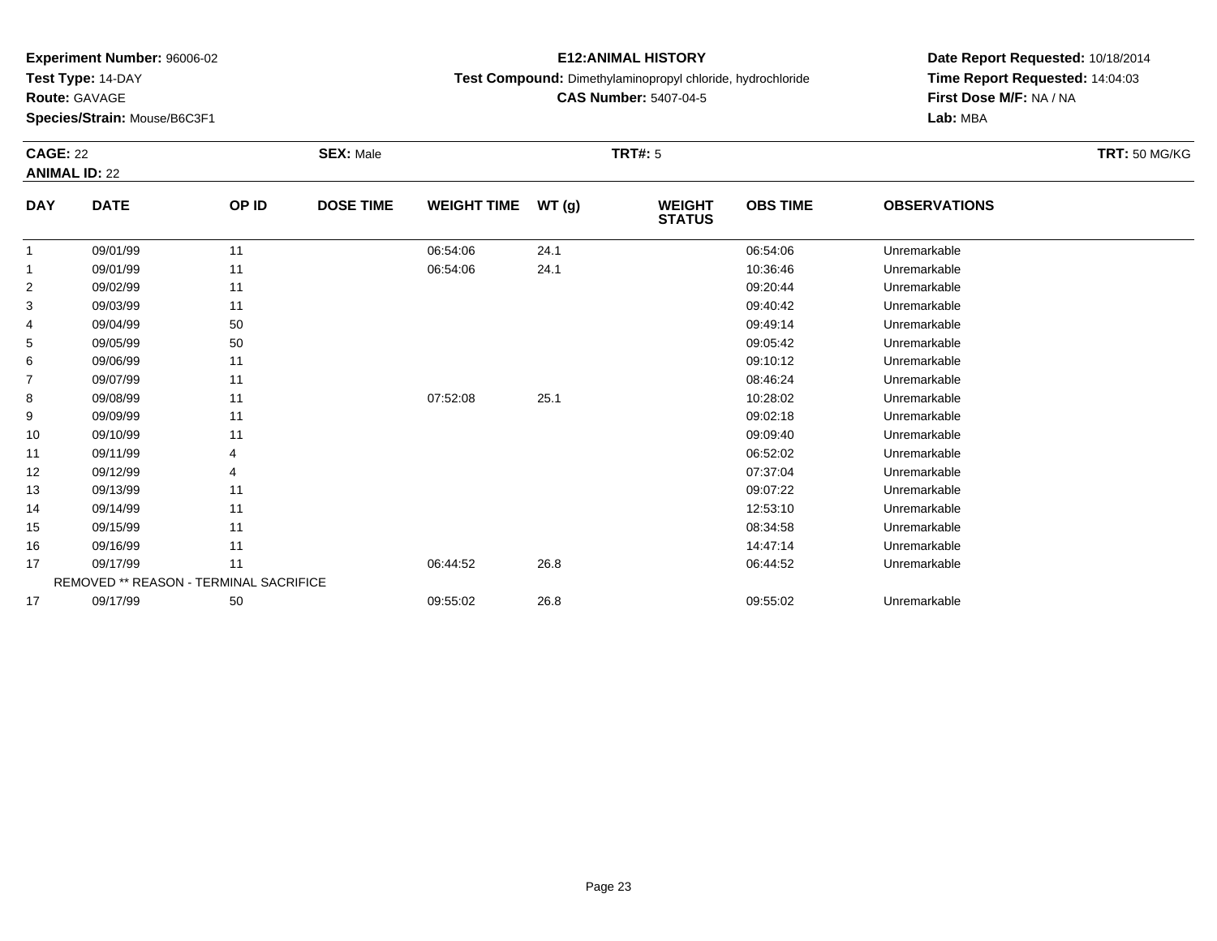**Experiment Number:** 96006-02
**Test Type:** 14-DAY
**Route:** GAVAGE
**Species/Strain:** Mouse/B6C3F1

**E12:ANIMAL HISTORY**
**Test Compound:** Dimethylaminopropyl chloride, hydrochloride
**CAS Number:** 5407-04-5

**Date Report Requested:** 10/18/2014
**Time Report Requested:** 14:04:03
**First Dose M/F:** NA / NA
**Lab:** MBA

**CAGE:** 22 **SEX:** Male **TRT#:** 5 **TRT:** 50 MG/KG
**ANIMAL ID:** 22

| DAY | DATE | OP ID | DOSE TIME | WEIGHT TIME | WT (g) | WEIGHT STATUS | OBS TIME | OBSERVATIONS |
|---|---|---|---|---|---|---|---|---|
| 1 | 09/01/99 | 11 | | 06:54:06 | 24.1 | | 06:54:06 | Unremarkable |
| 1 | 09/01/99 | 11 | | 06:54:06 | 24.1 | | 10:36:46 | Unremarkable |
| 2 | 09/02/99 | 11 | | | | | 09:20:44 | Unremarkable |
| 3 | 09/03/99 | 11 | | | | | 09:40:42 | Unremarkable |
| 4 | 09/04/99 | 50 | | | | | 09:49:14 | Unremarkable |
| 5 | 09/05/99 | 50 | | | | | 09:05:42 | Unremarkable |
| 6 | 09/06/99 | 11 | | | | | 09:10:12 | Unremarkable |
| 7 | 09/07/99 | 11 | | | | | 08:46:24 | Unremarkable |
| 8 | 09/08/99 | 11 | | 07:52:08 | 25.1 | | 10:28:02 | Unremarkable |
| 9 | 09/09/99 | 11 | | | | | 09:02:18 | Unremarkable |
| 10 | 09/10/99 | 11 | | | | | 09:09:40 | Unremarkable |
| 11 | 09/11/99 | 4 | | | | | 06:52:02 | Unremarkable |
| 12 | 09/12/99 | 4 | | | | | 07:37:04 | Unremarkable |
| 13 | 09/13/99 | 11 | | | | | 09:07:22 | Unremarkable |
| 14 | 09/14/99 | 11 | | | | | 12:53:10 | Unremarkable |
| 15 | 09/15/99 | 11 | | | | | 08:34:58 | Unremarkable |
| 16 | 09/16/99 | 11 | | | | | 14:47:14 | Unremarkable |
| 17 | 09/17/99 | 11 | | 06:44:52 | 26.8 | | 06:44:52 | Unremarkable |
| | REMOVED ** REASON - TERMINAL SACRIFICE | | | | | | | |
| 17 | 09/17/99 | 50 | | 09:55:02 | 26.8 | | 09:55:02 | Unremarkable |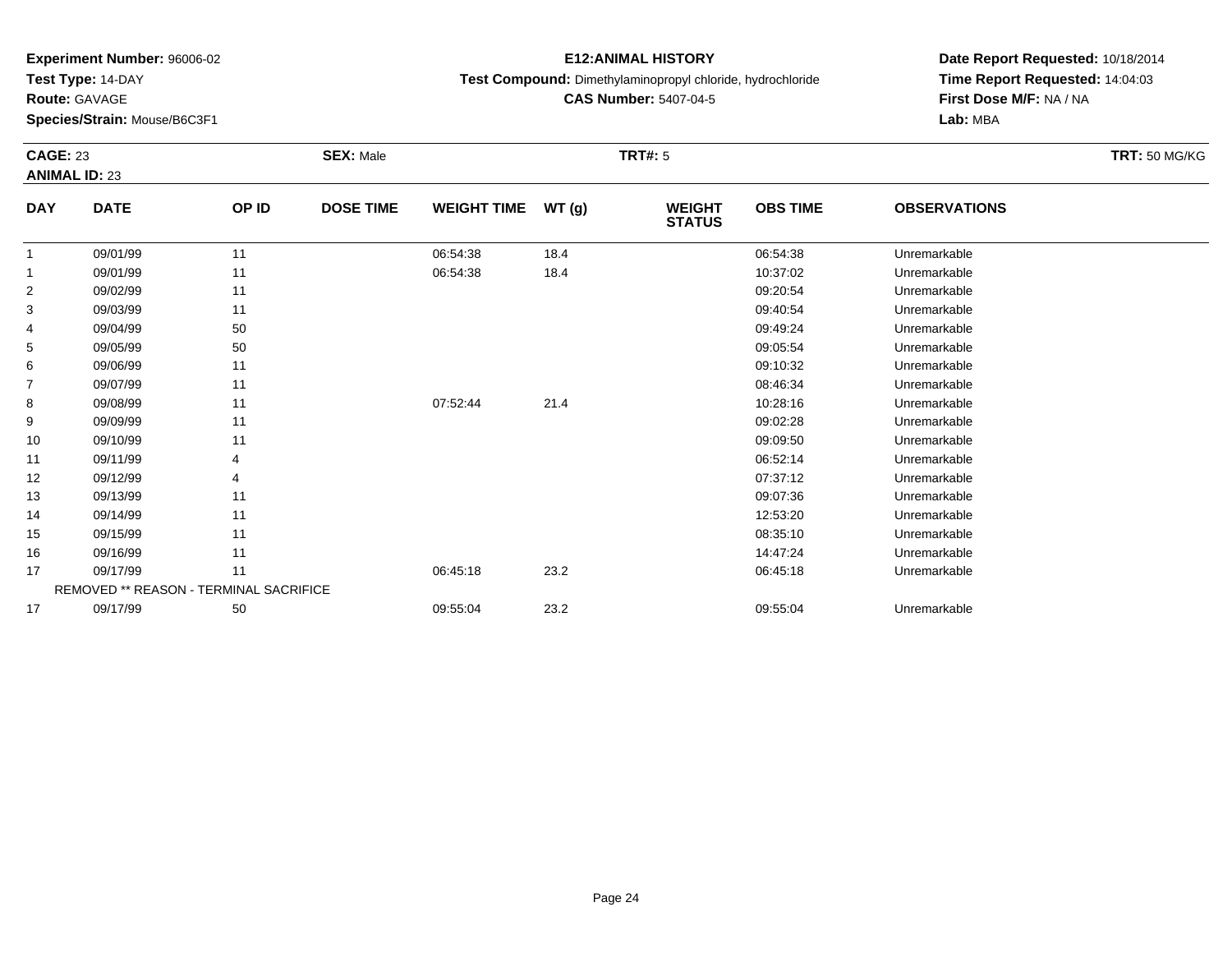**Experiment Number:** 96006-02
**Test Type:** 14-DAY
**Route:** GAVAGE
**Species/Strain:** Mouse/B6C3F1

**E12:ANIMAL HISTORY**
**Test Compound:** Dimethylaminopropyl chloride, hydrochloride
**CAS Number:** 5407-04-5

**Date Report Requested:** 10/18/2014
**Time Report Requested:** 14:04:03
**First Dose M/F:** NA / NA
**Lab:** MBA

**CAGE:** 23 **SEX:** Male **TRT#:** 5 **TRT:** 50 MG/KG
**ANIMAL ID:** 23

| DAY | DATE | OP ID | DOSE TIME | WEIGHT TIME | WT (g) | WEIGHT STATUS | OBS TIME | OBSERVATIONS |
|---|---|---|---|---|---|---|---|---|
| 1 | 09/01/99 | 11 | | 06:54:38 | 18.4 | | 06:54:38 | Unremarkable |
| 1 | 09/01/99 | 11 | | 06:54:38 | 18.4 | | 10:37:02 | Unremarkable |
| 2 | 09/02/99 | 11 | | | | | 09:20:54 | Unremarkable |
| 3 | 09/03/99 | 11 | | | | | 09:40:54 | Unremarkable |
| 4 | 09/04/99 | 50 | | | | | 09:49:24 | Unremarkable |
| 5 | 09/05/99 | 50 | | | | | 09:05:54 | Unremarkable |
| 6 | 09/06/99 | 11 | | | | | 09:10:32 | Unremarkable |
| 7 | 09/07/99 | 11 | | | | | 08:46:34 | Unremarkable |
| 8 | 09/08/99 | 11 | | 07:52:44 | 21.4 | | 10:28:16 | Unremarkable |
| 9 | 09/09/99 | 11 | | | | | 09:02:28 | Unremarkable |
| 10 | 09/10/99 | 11 | | | | | 09:09:50 | Unremarkable |
| 11 | 09/11/99 | 4 | | | | | 06:52:14 | Unremarkable |
| 12 | 09/12/99 | 4 | | | | | 07:37:12 | Unremarkable |
| 13 | 09/13/99 | 11 | | | | | 09:07:36 | Unremarkable |
| 14 | 09/14/99 | 11 | | | | | 12:53:20 | Unremarkable |
| 15 | 09/15/99 | 11 | | | | | 08:35:10 | Unremarkable |
| 16 | 09/16/99 | 11 | | | | | 14:47:24 | Unremarkable |
| 17 | 09/17/99 | 11 | | 06:45:18 | 23.2 | | 06:45:18 | Unremarkable |
| | REMOVED ** REASON - TERMINAL SACRIFICE | | | | | | | |
| 17 | 09/17/99 | 50 | | 09:55:04 | 23.2 | | 09:55:04 | Unremarkable |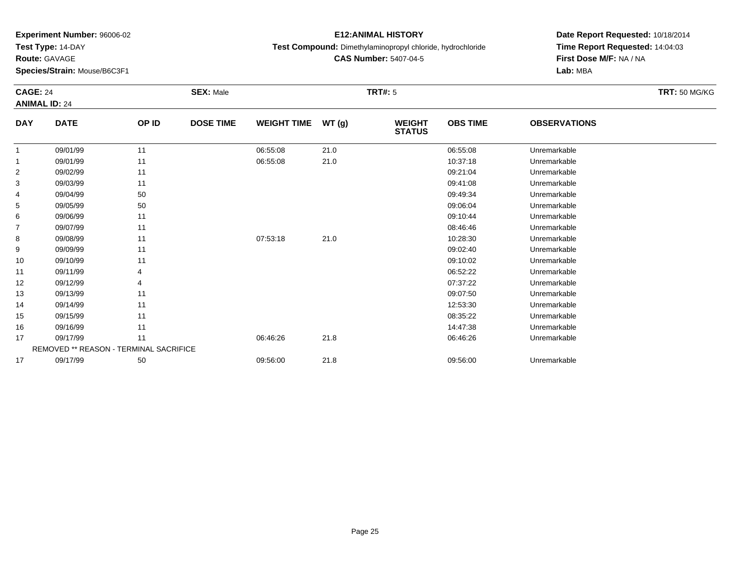**Experiment Number:** 96006-02
**Test Type:** 14-DAY
**Route:** GAVAGE
**Species/Strain:** Mouse/B6C3F1

**E12:ANIMAL HISTORY**
**Test Compound:** Dimethylaminopropyl chloride, hydrochloride
**CAS Number:** 5407-04-5

**Date Report Requested:** 10/18/2014
**Time Report Requested:** 14:04:03
**First Dose M/F:** NA / NA
**Lab:** MBA

**CAGE:** 24 **SEX:** Male **TRT#:** 5 **TRT:** 50 MG/KG
**ANIMAL ID:** 24

| DAY | DATE | OP ID | DOSE TIME | WEIGHT TIME | WT (g) | WEIGHT STATUS | OBS TIME | OBSERVATIONS |
|---|---|---|---|---|---|---|---|---|
| 1 | 09/01/99 | 11 | | 06:55:08 | 21.0 | | 06:55:08 | Unremarkable |
| 1 | 09/01/99 | 11 | | 06:55:08 | 21.0 | | 10:37:18 | Unremarkable |
| 2 | 09/02/99 | 11 | | | | | 09:21:04 | Unremarkable |
| 3 | 09/03/99 | 11 | | | | | 09:41:08 | Unremarkable |
| 4 | 09/04/99 | 50 | | | | | 09:49:34 | Unremarkable |
| 5 | 09/05/99 | 50 | | | | | 09:06:04 | Unremarkable |
| 6 | 09/06/99 | 11 | | | | | 09:10:44 | Unremarkable |
| 7 | 09/07/99 | 11 | | | | | 08:46:46 | Unremarkable |
| 8 | 09/08/99 | 11 | | 07:53:18 | 21.0 | | 10:28:30 | Unremarkable |
| 9 | 09/09/99 | 11 | | | | | 09:02:40 | Unremarkable |
| 10 | 09/10/99 | 11 | | | | | 09:10:02 | Unremarkable |
| 11 | 09/11/99 | 4 | | | | | 06:52:22 | Unremarkable |
| 12 | 09/12/99 | 4 | | | | | 07:37:22 | Unremarkable |
| 13 | 09/13/99 | 11 | | | | | 09:07:50 | Unremarkable |
| 14 | 09/14/99 | 11 | | | | | 12:53:30 | Unremarkable |
| 15 | 09/15/99 | 11 | | | | | 08:35:22 | Unremarkable |
| 16 | 09/16/99 | 11 | | | | | 14:47:38 | Unremarkable |
| 17 | 09/17/99 | 11 | | 06:46:26 | 21.8 | | 06:46:26 | Unremarkable |
| | REMOVED ** REASON - TERMINAL SACRIFICE | | | | | | | |
| 17 | 09/17/99 | 50 | | 09:56:00 | 21.8 | | 09:56:00 | Unremarkable |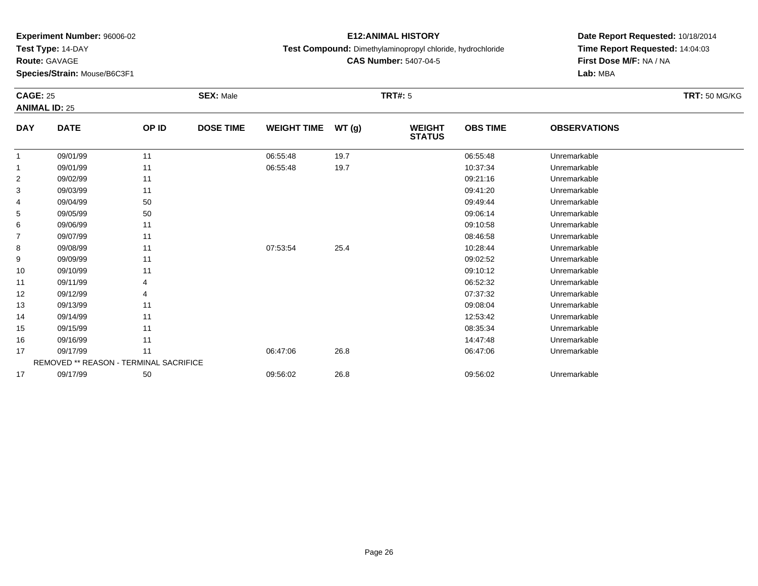**Experiment Number:** 96006-02
**Test Type:** 14-DAY
**Route:** GAVAGE
**Species/Strain:** Mouse/B6C3F1

**E12:ANIMAL HISTORY**
**Test Compound:** Dimethylaminopropyl chloride, hydrochloride
**CAS Number:** 5407-04-5

**Date Report Requested:** 10/18/2014
**Time Report Requested:** 14:04:03
**First Dose M/F:** NA / NA
**Lab:** MBA

**CAGE:** 25 **SEX:** Male **TRT#:** 5 **TRT:** 50 MG/KG
**ANIMAL ID:** 25

| DAY | DATE | OP ID | DOSE TIME | WEIGHT TIME | WT (g) | WEIGHT STATUS | OBS TIME | OBSERVATIONS |
|---|---|---|---|---|---|---|---|---|
| 1 | 09/01/99 | 11 | | 06:55:48 | 19.7 | | 06:55:48 | Unremarkable |
| 1 | 09/01/99 | 11 | | 06:55:48 | 19.7 | | 10:37:34 | Unremarkable |
| 2 | 09/02/99 | 11 | | | | | 09:21:16 | Unremarkable |
| 3 | 09/03/99 | 11 | | | | | 09:41:20 | Unremarkable |
| 4 | 09/04/99 | 50 | | | | | 09:49:44 | Unremarkable |
| 5 | 09/05/99 | 50 | | | | | 09:06:14 | Unremarkable |
| 6 | 09/06/99 | 11 | | | | | 09:10:58 | Unremarkable |
| 7 | 09/07/99 | 11 | | | | | 08:46:58 | Unremarkable |
| 8 | 09/08/99 | 11 | | 07:53:54 | 25.4 | | 10:28:44 | Unremarkable |
| 9 | 09/09/99 | 11 | | | | | 09:02:52 | Unremarkable |
| 10 | 09/10/99 | 11 | | | | | 09:10:12 | Unremarkable |
| 11 | 09/11/99 | 4 | | | | | 06:52:32 | Unremarkable |
| 12 | 09/12/99 | 4 | | | | | 07:37:32 | Unremarkable |
| 13 | 09/13/99 | 11 | | | | | 09:08:04 | Unremarkable |
| 14 | 09/14/99 | 11 | | | | | 12:53:42 | Unremarkable |
| 15 | 09/15/99 | 11 | | | | | 08:35:34 | Unremarkable |
| 16 | 09/16/99 | 11 | | | | | 14:47:48 | Unremarkable |
| 17 | 09/17/99 | 11 | | 06:47:06 | 26.8 | | 06:47:06 | Unremarkable |
| | REMOVED ** REASON - TERMINAL SACRIFICE | | | | | | | |
| 17 | 09/17/99 | 50 | | 09:56:02 | 26.8 | | 09:56:02 | Unremarkable |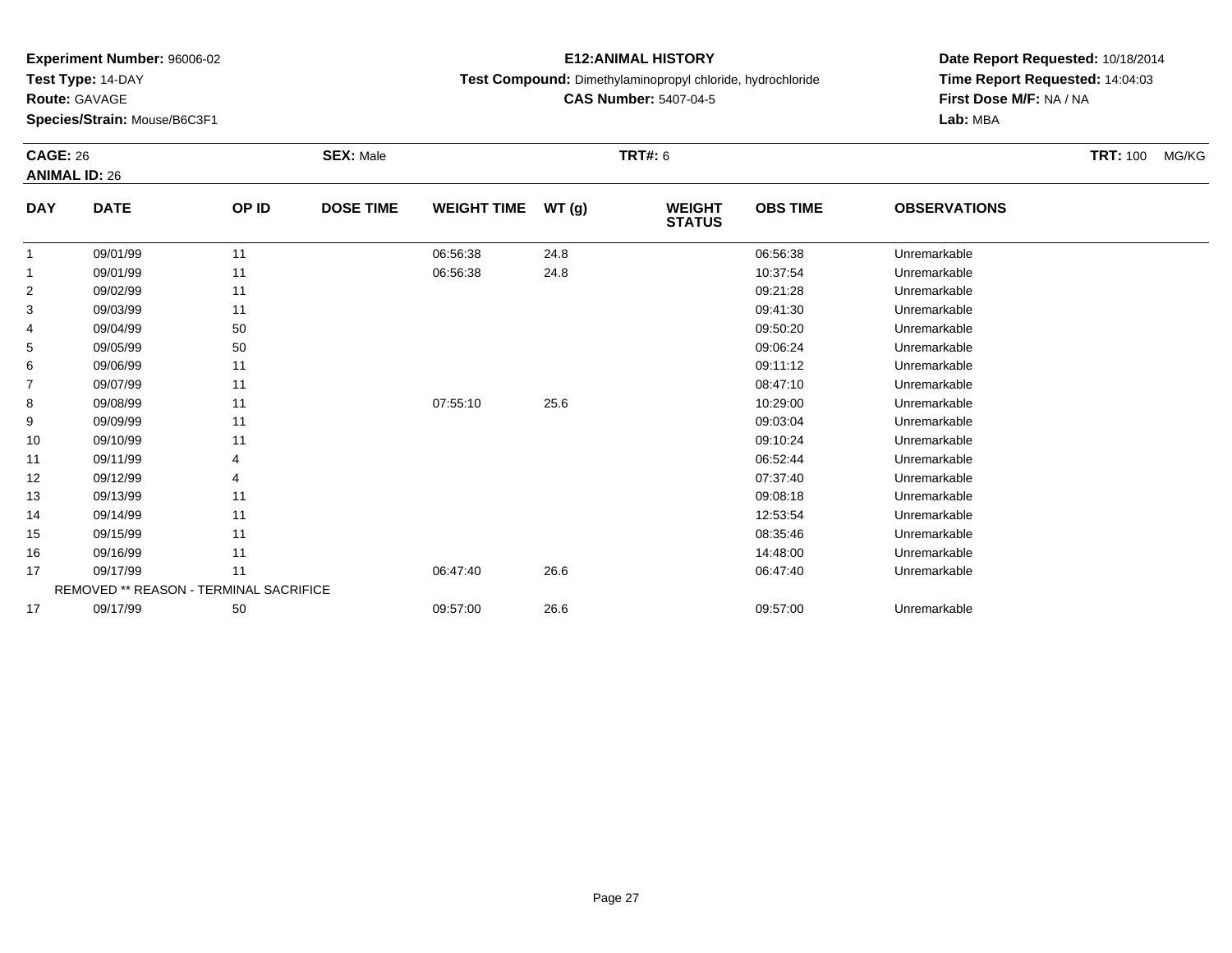**Experiment Number:** 96006-02
**Test Type:** 14-DAY
**Route:** GAVAGE
**Species/Strain:** Mouse/B6C3F1

**E12:ANIMAL HISTORY**
**Test Compound:** Dimethylaminopropyl chloride, hydrochloride
**CAS Number:** 5407-04-5

**Date Report Requested:** 10/18/2014
**Time Report Requested:** 14:04:03
**First Dose M/F:** NA / NA
**Lab:** MBA

**CAGE:** 26 **SEX:** Male **TRT#:** 6 **TRT:** 100 MG/KG
**ANIMAL ID:** 26

| DAY | DATE | OP ID | DOSE TIME | WEIGHT TIME | WT (g) | WEIGHT STATUS | OBS TIME | OBSERVATIONS |
|---|---|---|---|---|---|---|---|---|
| 1 | 09/01/99 | 11 | | 06:56:38 | 24.8 | | 06:56:38 | Unremarkable |
| 1 | 09/01/99 | 11 | | 06:56:38 | 24.8 | | 10:37:54 | Unremarkable |
| 2 | 09/02/99 | 11 | | | | | 09:21:28 | Unremarkable |
| 3 | 09/03/99 | 11 | | | | | 09:41:30 | Unremarkable |
| 4 | 09/04/99 | 50 | | | | | 09:50:20 | Unremarkable |
| 5 | 09/05/99 | 50 | | | | | 09:06:24 | Unremarkable |
| 6 | 09/06/99 | 11 | | | | | 09:11:12 | Unremarkable |
| 7 | 09/07/99 | 11 | | | | | 08:47:10 | Unremarkable |
| 8 | 09/08/99 | 11 | | 07:55:10 | 25.6 | | 10:29:00 | Unremarkable |
| 9 | 09/09/99 | 11 | | | | | 09:03:04 | Unremarkable |
| 10 | 09/10/99 | 11 | | | | | 09:10:24 | Unremarkable |
| 11 | 09/11/99 | 4 | | | | | 06:52:44 | Unremarkable |
| 12 | 09/12/99 | 4 | | | | | 07:37:40 | Unremarkable |
| 13 | 09/13/99 | 11 | | | | | 09:08:18 | Unremarkable |
| 14 | 09/14/99 | 11 | | | | | 12:53:54 | Unremarkable |
| 15 | 09/15/99 | 11 | | | | | 08:35:46 | Unremarkable |
| 16 | 09/16/99 | 11 | | | | | 14:48:00 | Unremarkable |
| 17 | 09/17/99 | 11 | | 06:47:40 | 26.6 | | 06:47:40 | Unremarkable |
| | REMOVED ** REASON - TERMINAL SACRIFICE | | | | | | | |
| 17 | 09/17/99 | 50 | | 09:57:00 | 26.6 | | 09:57:00 | Unremarkable |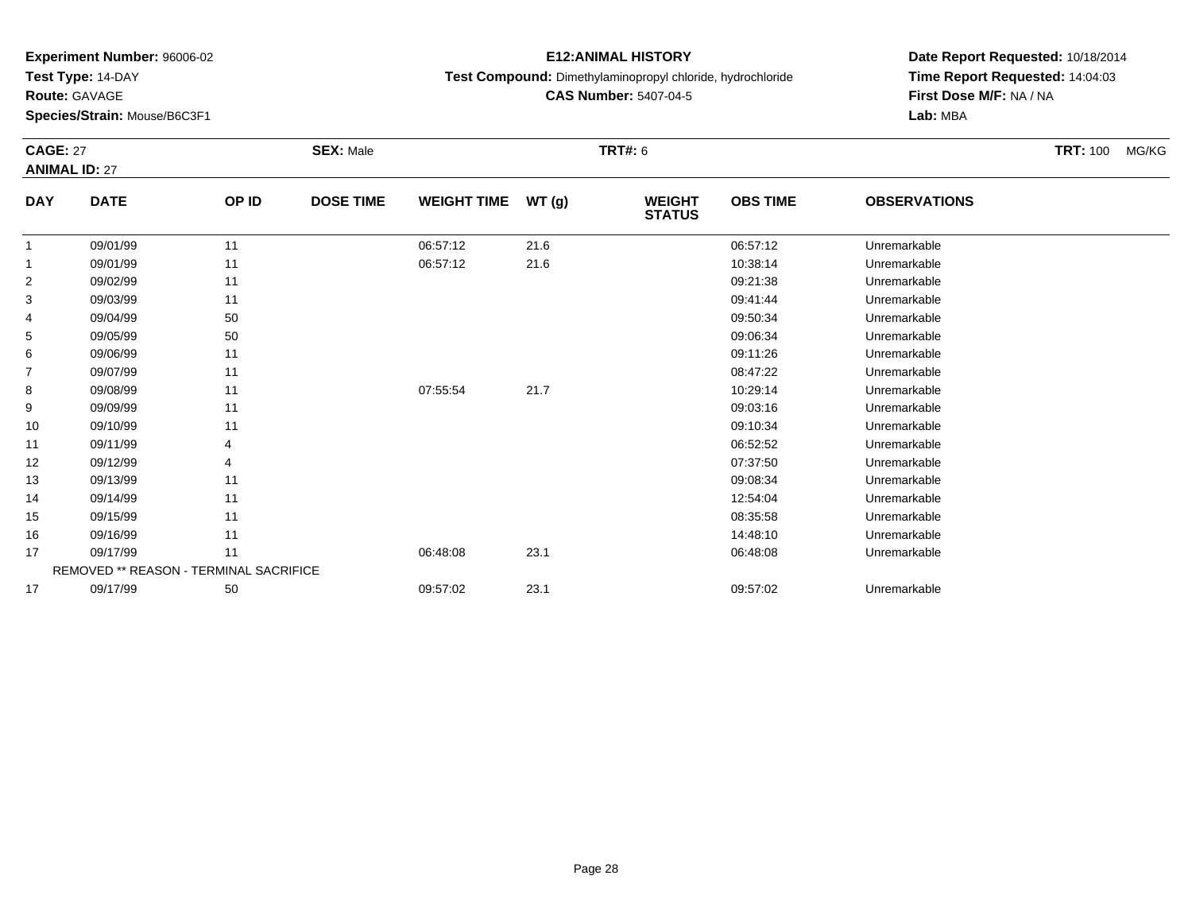**Experiment Number:** 96006-02
**Test Type:** 14-DAY
**Route:** GAVAGE
**Species/Strain:** Mouse/B6C3F1

**E12:ANIMAL HISTORY**
**Test Compound:** Dimethylaminopropyl chloride, hydrochloride
**CAS Number:** 5407-04-5

**Date Report Requested:** 10/18/2014
**Time Report Requested:** 14:04:03
**First Dose M/F:** NA / NA
**Lab:** MBA

**CAGE:** 27 **SEX:** Male **TRT#:** 6 **TRT:** 100 MG/KG
**ANIMAL ID:** 27

| DAY | DATE | OP ID | DOSE TIME | WEIGHT TIME | WT (g) | WEIGHT STATUS | OBS TIME | OBSERVATIONS |
|---|---|---|---|---|---|---|---|---|
| 1 | 09/01/99 | 11 | | 06:57:12 | 21.6 | | 06:57:12 | Unremarkable |
| 1 | 09/01/99 | 11 | | 06:57:12 | 21.6 | | 10:38:14 | Unremarkable |
| 2 | 09/02/99 | 11 | | | | | 09:21:38 | Unremarkable |
| 3 | 09/03/99 | 11 | | | | | 09:41:44 | Unremarkable |
| 4 | 09/04/99 | 50 | | | | | 09:50:34 | Unremarkable |
| 5 | 09/05/99 | 50 | | | | | 09:06:34 | Unremarkable |
| 6 | 09/06/99 | 11 | | | | | 09:11:26 | Unremarkable |
| 7 | 09/07/99 | 11 | | | | | 08:47:22 | Unremarkable |
| 8 | 09/08/99 | 11 | | 07:55:54 | 21.7 | | 10:29:14 | Unremarkable |
| 9 | 09/09/99 | 11 | | | | | 09:03:16 | Unremarkable |
| 10 | 09/10/99 | 11 | | | | | 09:10:34 | Unremarkable |
| 11 | 09/11/99 | 4 | | | | | 06:52:52 | Unremarkable |
| 12 | 09/12/99 | 4 | | | | | 07:37:50 | Unremarkable |
| 13 | 09/13/99 | 11 | | | | | 09:08:34 | Unremarkable |
| 14 | 09/14/99 | 11 | | | | | 12:54:04 | Unremarkable |
| 15 | 09/15/99 | 11 | | | | | 08:35:58 | Unremarkable |
| 16 | 09/16/99 | 11 | | | | | 14:48:10 | Unremarkable |
| 17 | 09/17/99 | 11 | | 06:48:08 | 23.1 | | 06:48:08 | Unremarkable |
| | REMOVED ** REASON - TERMINAL SACRIFICE | | | | | | | |
| 17 | 09/17/99 | 50 | | 09:57:02 | 23.1 | | 09:57:02 | Unremarkable |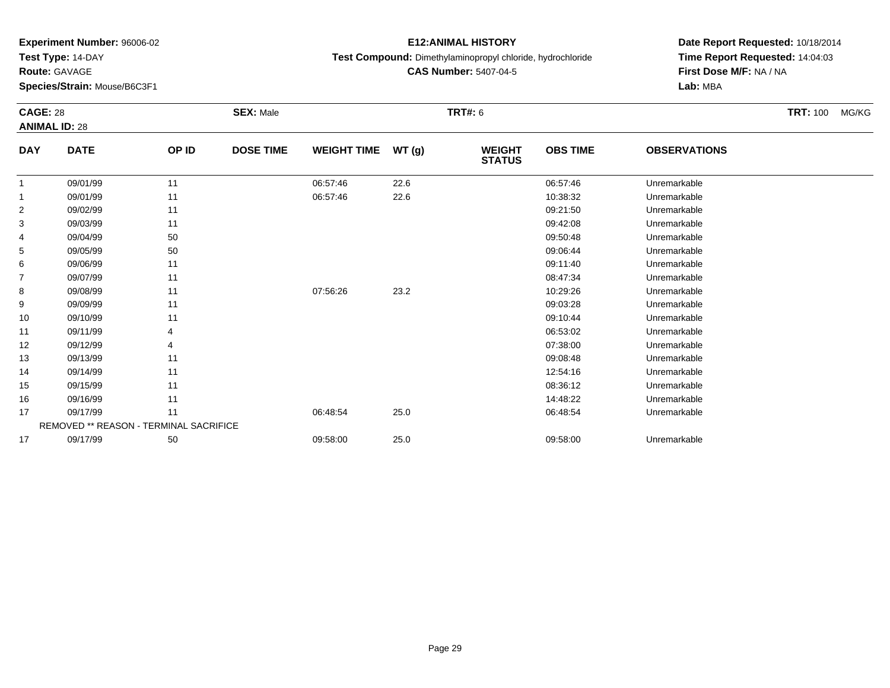**Experiment Number:** 96006-02
**Test Type:** 14-DAY
**Route:** GAVAGE
**Species/Strain:** Mouse/B6C3F1

**E12:ANIMAL HISTORY**
**Test Compound:** Dimethylaminopropyl chloride, hydrochloride
**CAS Number:** 5407-04-5

**Date Report Requested:** 10/18/2014
**Time Report Requested:** 14:04:03
**First Dose M/F:** NA / NA
**Lab:** MBA

**CAGE:** 28 **SEX:** Male **TRT#:** 6 **TRT:** 100 MG/KG
**ANIMAL ID:** 28

| DAY | DATE | OP ID | DOSE TIME | WEIGHT TIME | WT (g) | WEIGHT STATUS | OBS TIME | OBSERVATIONS |
|---|---|---|---|---|---|---|---|---|
| 1 | 09/01/99 | 11 | | 06:57:46 | 22.6 | | 06:57:46 | Unremarkable |
| 1 | 09/01/99 | 11 | | 06:57:46 | 22.6 | | 10:38:32 | Unremarkable |
| 2 | 09/02/99 | 11 | | | | | 09:21:50 | Unremarkable |
| 3 | 09/03/99 | 11 | | | | | 09:42:08 | Unremarkable |
| 4 | 09/04/99 | 50 | | | | | 09:50:48 | Unremarkable |
| 5 | 09/05/99 | 50 | | | | | 09:06:44 | Unremarkable |
| 6 | 09/06/99 | 11 | | | | | 09:11:40 | Unremarkable |
| 7 | 09/07/99 | 11 | | | | | 08:47:34 | Unremarkable |
| 8 | 09/08/99 | 11 | | 07:56:26 | 23.2 | | 10:29:26 | Unremarkable |
| 9 | 09/09/99 | 11 | | | | | 09:03:28 | Unremarkable |
| 10 | 09/10/99 | 11 | | | | | 09:10:44 | Unremarkable |
| 11 | 09/11/99 | 4 | | | | | 06:53:02 | Unremarkable |
| 12 | 09/12/99 | 4 | | | | | 07:38:00 | Unremarkable |
| 13 | 09/13/99 | 11 | | | | | 09:08:48 | Unremarkable |
| 14 | 09/14/99 | 11 | | | | | 12:54:16 | Unremarkable |
| 15 | 09/15/99 | 11 | | | | | 08:36:12 | Unremarkable |
| 16 | 09/16/99 | 11 | | | | | 14:48:22 | Unremarkable |
| 17 | 09/17/99 | 11 | | 06:48:54 | 25.0 | | 06:48:54 | Unremarkable |
| | REMOVED ** REASON - TERMINAL SACRIFICE | | | | | | | |
| 17 | 09/17/99 | 50 | | 09:58:00 | 25.0 | | 09:58:00 | Unremarkable |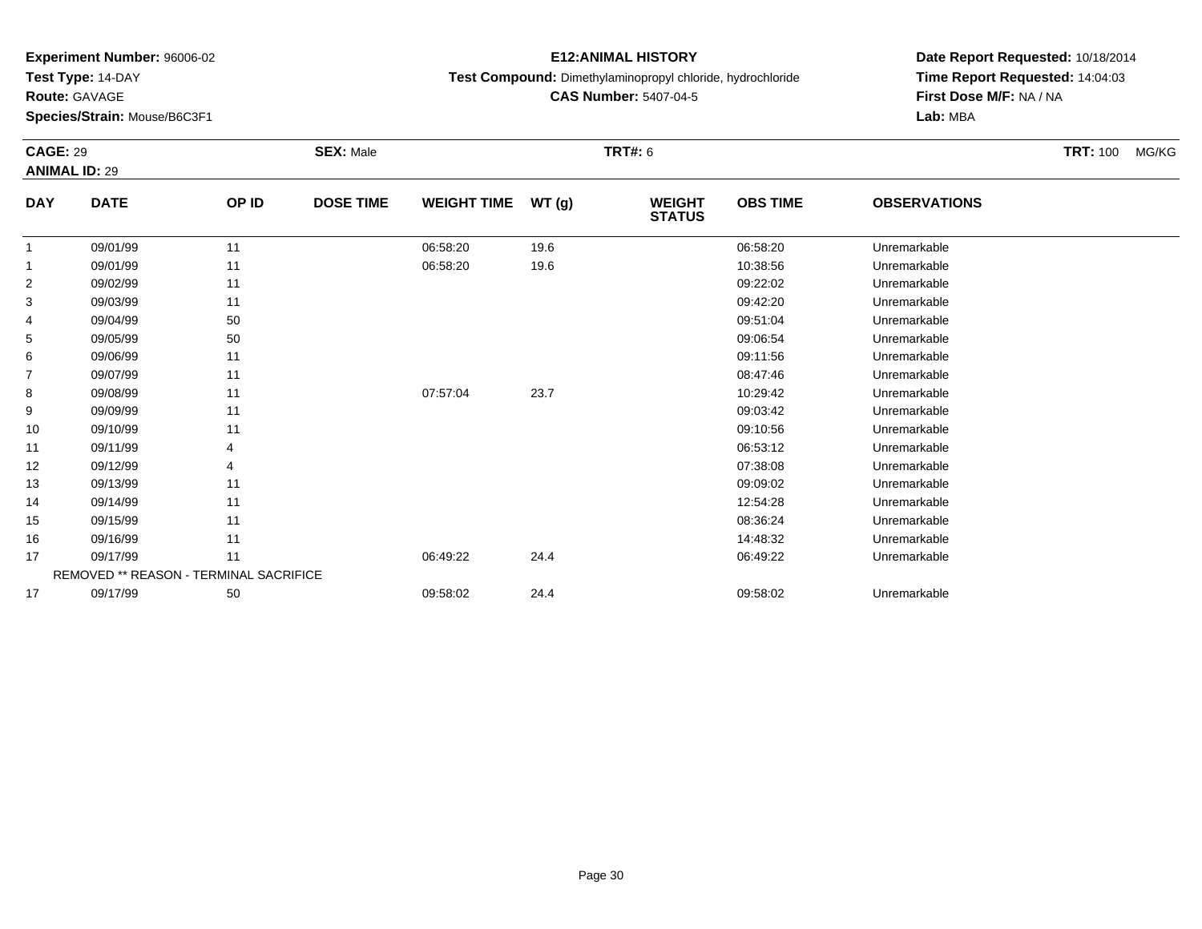**Experiment Number:** 96006-02
**Test Type:** 14-DAY
**Route:** GAVAGE
**Species/Strain:** Mouse/B6C3F1

**E12:ANIMAL HISTORY**
**Test Compound:** Dimethylaminopropyl chloride, hydrochloride
**CAS Number:** 5407-04-5

**Date Report Requested:** 10/18/2014
**Time Report Requested:** 14:04:03
**First Dose M/F:** NA / NA
**Lab:** MBA

**CAGE:** 29 **SEX:** Male **TRT#:** 6 **TRT:** 100 MG/KG
**ANIMAL ID:** 29

| DAY | DATE | OP ID | DOSE TIME | WEIGHT TIME | WT (g) | WEIGHT STATUS | OBS TIME | OBSERVATIONS |
|---|---|---|---|---|---|---|---|---|
| 1 | 09/01/99 | 11 | | 06:58:20 | 19.6 | | 06:58:20 | Unremarkable |
| 1 | 09/01/99 | 11 | | 06:58:20 | 19.6 | | 10:38:56 | Unremarkable |
| 2 | 09/02/99 | 11 | | | | | 09:22:02 | Unremarkable |
| 3 | 09/03/99 | 11 | | | | | 09:42:20 | Unremarkable |
| 4 | 09/04/99 | 50 | | | | | 09:51:04 | Unremarkable |
| 5 | 09/05/99 | 50 | | | | | 09:06:54 | Unremarkable |
| 6 | 09/06/99 | 11 | | | | | 09:11:56 | Unremarkable |
| 7 | 09/07/99 | 11 | | | | | 08:47:46 | Unremarkable |
| 8 | 09/08/99 | 11 | | 07:57:04 | 23.7 | | 10:29:42 | Unremarkable |
| 9 | 09/09/99 | 11 | | | | | 09:03:42 | Unremarkable |
| 10 | 09/10/99 | 11 | | | | | 09:10:56 | Unremarkable |
| 11 | 09/11/99 | 4 | | | | | 06:53:12 | Unremarkable |
| 12 | 09/12/99 | 4 | | | | | 07:38:08 | Unremarkable |
| 13 | 09/13/99 | 11 | | | | | 09:09:02 | Unremarkable |
| 14 | 09/14/99 | 11 | | | | | 12:54:28 | Unremarkable |
| 15 | 09/15/99 | 11 | | | | | 08:36:24 | Unremarkable |
| 16 | 09/16/99 | 11 | | | | | 14:48:32 | Unremarkable |
| 17 | 09/17/99 | 11 | | 06:49:22 | 24.4 | | 06:49:22 | Unremarkable |
| | REMOVED ** REASON - TERMINAL SACRIFICE | | | | | | | |
| 17 | 09/17/99 | 50 | | 09:58:02 | 24.4 | | 09:58:02 | Unremarkable |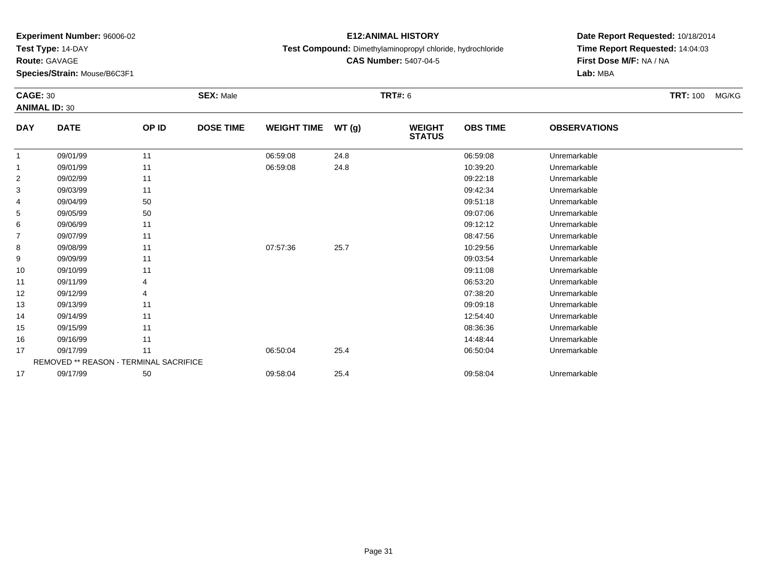**Experiment Number:** 96006-02
**Test Type:** 14-DAY
**Route:** GAVAGE
**Species/Strain:** Mouse/B6C3F1

**E12:ANIMAL HISTORY**
**Test Compound:** Dimethylaminopropyl chloride, hydrochloride
**CAS Number:** 5407-04-5

**Date Report Requested:** 10/18/2014
**Time Report Requested:** 14:04:03
**First Dose M/F:** NA / NA
**Lab:** MBA

**CAGE:** 30 **SEX:** Male **TRT#:** 6 **TRT:** 100 MG/KG
**ANIMAL ID:** 30

| DAY | DATE | OP ID | DOSE TIME | WEIGHT TIME | WT (g) | WEIGHT STATUS | OBS TIME | OBSERVATIONS |
|---|---|---|---|---|---|---|---|---|
| 1 | 09/01/99 | 11 | | 06:59:08 | 24.8 | | 06:59:08 | Unremarkable |
| 1 | 09/01/99 | 11 | | 06:59:08 | 24.8 | | 10:39:20 | Unremarkable |
| 2 | 09/02/99 | 11 | | | | | 09:22:18 | Unremarkable |
| 3 | 09/03/99 | 11 | | | | | 09:42:34 | Unremarkable |
| 4 | 09/04/99 | 50 | | | | | 09:51:18 | Unremarkable |
| 5 | 09/05/99 | 50 | | | | | 09:07:06 | Unremarkable |
| 6 | 09/06/99 | 11 | | | | | 09:12:12 | Unremarkable |
| 7 | 09/07/99 | 11 | | | | | 08:47:56 | Unremarkable |
| 8 | 09/08/99 | 11 | | 07:57:36 | 25.7 | | 10:29:56 | Unremarkable |
| 9 | 09/09/99 | 11 | | | | | 09:03:54 | Unremarkable |
| 10 | 09/10/99 | 11 | | | | | 09:11:08 | Unremarkable |
| 11 | 09/11/99 | 4 | | | | | 06:53:20 | Unremarkable |
| 12 | 09/12/99 | 4 | | | | | 07:38:20 | Unremarkable |
| 13 | 09/13/99 | 11 | | | | | 09:09:18 | Unremarkable |
| 14 | 09/14/99 | 11 | | | | | 12:54:40 | Unremarkable |
| 15 | 09/15/99 | 11 | | | | | 08:36:36 | Unremarkable |
| 16 | 09/16/99 | 11 | | | | | 14:48:44 | Unremarkable |
| 17 | 09/17/99 | 11 | | 06:50:04 | 25.4 | | 06:50:04 | Unremarkable |
| | REMOVED ** REASON - TERMINAL SACRIFICE | | | | | | | |
| 17 | 09/17/99 | 50 | | 09:58:04 | 25.4 | | 09:58:04 | Unremarkable |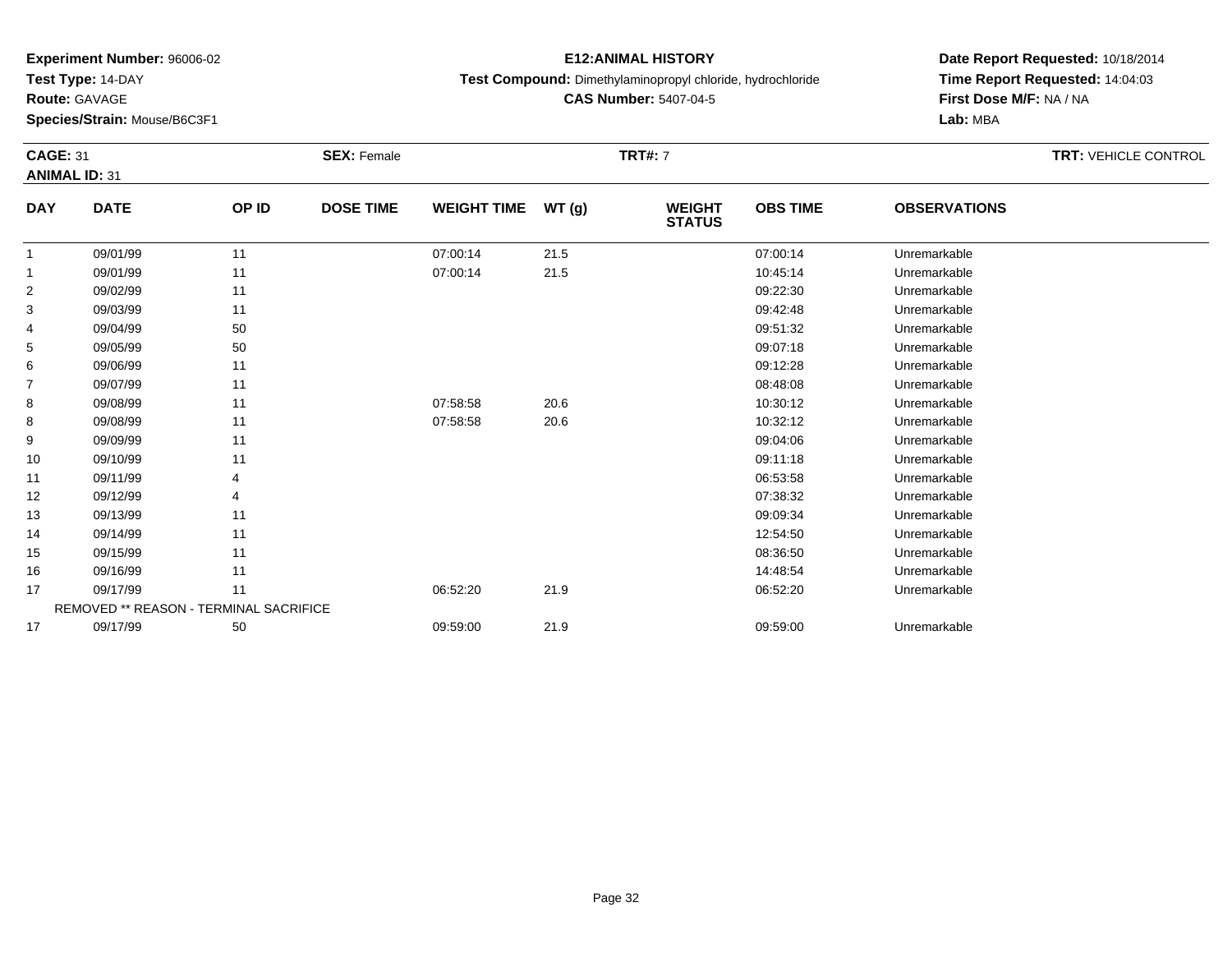**Experiment Number:** 96006-02
**Test Type:** 14-DAY
**Route:** GAVAGE
**Species/Strain:** Mouse/B6C3F1

**E12:ANIMAL HISTORY**
**Test Compound:** Dimethylaminopropyl chloride, hydrochloride
**CAS Number:** 5407-04-5

**Date Report Requested:** 10/18/2014
**Time Report Requested:** 14:04:03
**First Dose M/F:** NA / NA
**Lab:** MBA

**CAGE:** 31 **SEX:** Female **TRT#:** 7 **TRT:** VEHICLE CONTROL
**ANIMAL ID:** 31

| DAY | DATE | OP ID | DOSE TIME | WEIGHT TIME | WT (g) | WEIGHT STATUS | OBS TIME | OBSERVATIONS |
|---|---|---|---|---|---|---|---|---|
| 1 | 09/01/99 | 11 | | 07:00:14 | 21.5 | | 07:00:14 | Unremarkable |
| 1 | 09/01/99 | 11 | | 07:00:14 | 21.5 | | 10:45:14 | Unremarkable |
| 2 | 09/02/99 | 11 | | | | | 09:22:30 | Unremarkable |
| 3 | 09/03/99 | 11 | | | | | 09:42:48 | Unremarkable |
| 4 | 09/04/99 | 50 | | | | | 09:51:32 | Unremarkable |
| 5 | 09/05/99 | 50 | | | | | 09:07:18 | Unremarkable |
| 6 | 09/06/99 | 11 | | | | | 09:12:28 | Unremarkable |
| 7 | 09/07/99 | 11 | | | | | 08:48:08 | Unremarkable |
| 8 | 09/08/99 | 11 | | 07:58:58 | 20.6 | | 10:30:12 | Unremarkable |
| 8 | 09/08/99 | 11 | | 07:58:58 | 20.6 | | 10:32:12 | Unremarkable |
| 9 | 09/09/99 | 11 | | | | | 09:04:06 | Unremarkable |
| 10 | 09/10/99 | 11 | | | | | 09:11:18 | Unremarkable |
| 11 | 09/11/99 | 4 | | | | | 06:53:58 | Unremarkable |
| 12 | 09/12/99 | 4 | | | | | 07:38:32 | Unremarkable |
| 13 | 09/13/99 | 11 | | | | | 09:09:34 | Unremarkable |
| 14 | 09/14/99 | 11 | | | | | 12:54:50 | Unremarkable |
| 15 | 09/15/99 | 11 | | | | | 08:36:50 | Unremarkable |
| 16 | 09/16/99 | 11 | | | | | 14:48:54 | Unremarkable |
| 17 | 09/17/99 | 11 | | 06:52:20 | 21.9 | | 06:52:20 | Unremarkable |
| REMOVED ** REASON - TERMINAL SACRIFICE | | | | | | | | |
| 17 | 09/17/99 | 50 | | 09:59:00 | 21.9 | | 09:59:00 | Unremarkable |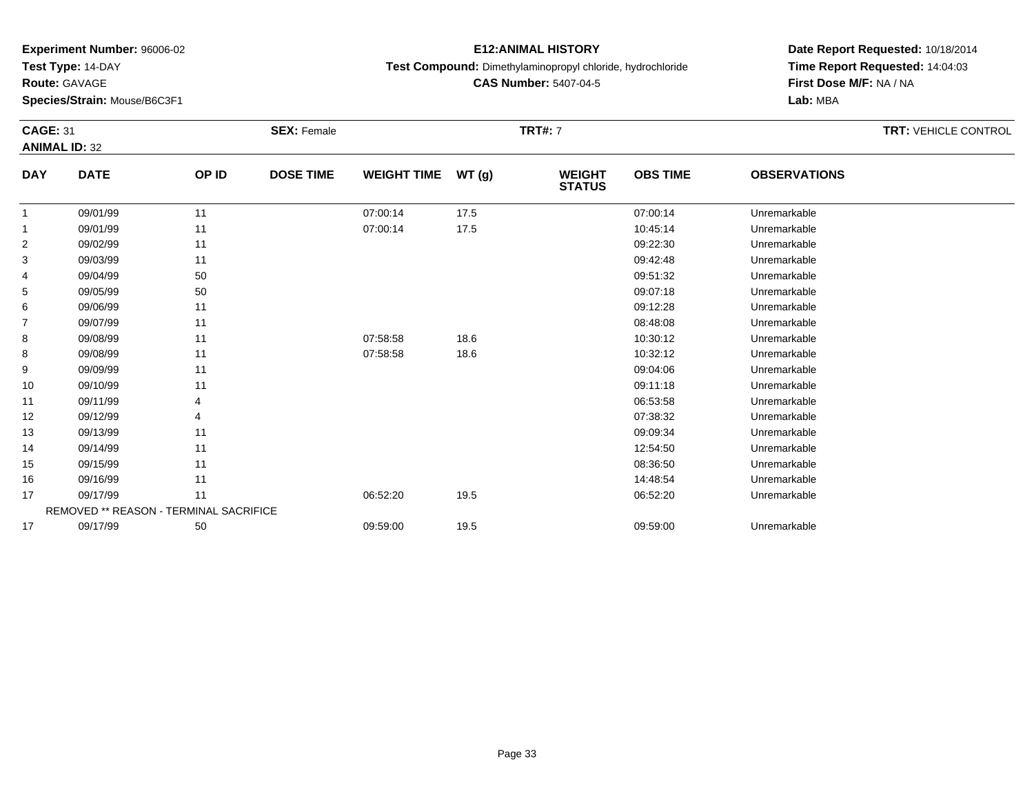**Experiment Number:** 96006-02
**Test Type:** 14-DAY
**Route:** GAVAGE
**Species/Strain:** Mouse/B6C3F1

**E12:ANIMAL HISTORY**
**Test Compound:** Dimethylaminopropyl chloride, hydrochloride
**CAS Number:** 5407-04-5

**Date Report Requested:** 10/18/2014
**Time Report Requested:** 14:04:03
**First Dose M/F:** NA / NA
**Lab:** MBA

**CAGE:** 31 **SEX:** Female **TRT#:** 7 **TRT:** VEHICLE CONTROL
**ANIMAL ID:** 32

| DAY | DATE | OP ID | DOSE TIME | WEIGHT TIME | WT (g) | WEIGHT STATUS | OBS TIME | OBSERVATIONS |
|---|---|---|---|---|---|---|---|---|
| 1 | 09/01/99 | 11 | | 07:00:14 | 17.5 | | 07:00:14 | Unremarkable |
| 1 | 09/01/99 | 11 | | 07:00:14 | 17.5 | | 10:45:14 | Unremarkable |
| 2 | 09/02/99 | 11 | | | | | 09:22:30 | Unremarkable |
| 3 | 09/03/99 | 11 | | | | | 09:42:48 | Unremarkable |
| 4 | 09/04/99 | 50 | | | | | 09:51:32 | Unremarkable |
| 5 | 09/05/99 | 50 | | | | | 09:07:18 | Unremarkable |
| 6 | 09/06/99 | 11 | | | | | 09:12:28 | Unremarkable |
| 7 | 09/07/99 | 11 | | | | | 08:48:08 | Unremarkable |
| 8 | 09/08/99 | 11 | | 07:58:58 | 18.6 | | 10:30:12 | Unremarkable |
| 8 | 09/08/99 | 11 | | 07:58:58 | 18.6 | | 10:32:12 | Unremarkable |
| 9 | 09/09/99 | 11 | | | | | 09:04:06 | Unremarkable |
| 10 | 09/10/99 | 11 | | | | | 09:11:18 | Unremarkable |
| 11 | 09/11/99 | 4 | | | | | 06:53:58 | Unremarkable |
| 12 | 09/12/99 | 4 | | | | | 07:38:32 | Unremarkable |
| 13 | 09/13/99 | 11 | | | | | 09:09:34 | Unremarkable |
| 14 | 09/14/99 | 11 | | | | | 12:54:50 | Unremarkable |
| 15 | 09/15/99 | 11 | | | | | 08:36:50 | Unremarkable |
| 16 | 09/16/99 | 11 | | | | | 14:48:54 | Unremarkable |
| 17 | 09/17/99 | 11 | | 06:52:20 | 19.5 | | 06:52:20 | Unremarkable |
| REMOVED ** REASON - TERMINAL SACRIFICE | | | | | | | | |
| 17 | 09/17/99 | 50 | | 09:59:00 | 19.5 | | 09:59:00 | Unremarkable |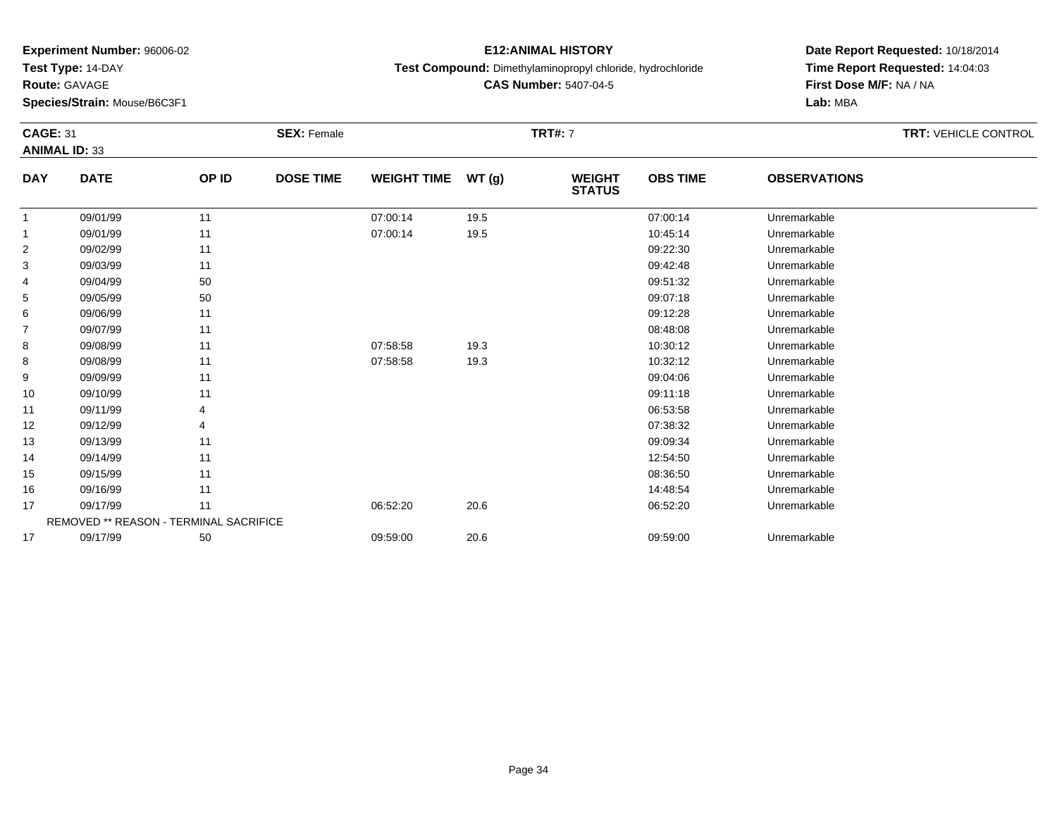**Experiment Number:** 96006-02
**Test Type:** 14-DAY
**Route:** GAVAGE
**Species/Strain:** Mouse/B6C3F1

**E12:ANIMAL HISTORY**
**Test Compound:** Dimethylaminopropyl chloride, hydrochloride
**CAS Number:** 5407-04-5

**Date Report Requested:** 10/18/2014
**Time Report Requested:** 14:04:03
**First Dose M/F:** NA / NA
**Lab:** MBA

**CAGE:** 31 **SEX:** Female **TRT#:** 7 **TRT:** VEHICLE CONTROL
**ANIMAL ID:** 33

| DAY | DATE | OP ID | DOSE TIME | WEIGHT TIME | WT (g) | WEIGHT STATUS | OBS TIME | OBSERVATIONS |
|---|---|---|---|---|---|---|---|---|
| 1 | 09/01/99 | 11 | | 07:00:14 | 19.5 | | 07:00:14 | Unremarkable |
| 1 | 09/01/99 | 11 | | 07:00:14 | 19.5 | | 10:45:14 | Unremarkable |
| 2 | 09/02/99 | 11 | | | | | 09:22:30 | Unremarkable |
| 3 | 09/03/99 | 11 | | | | | 09:42:48 | Unremarkable |
| 4 | 09/04/99 | 50 | | | | | 09:51:32 | Unremarkable |
| 5 | 09/05/99 | 50 | | | | | 09:07:18 | Unremarkable |
| 6 | 09/06/99 | 11 | | | | | 09:12:28 | Unremarkable |
| 7 | 09/07/99 | 11 | | | | | 08:48:08 | Unremarkable |
| 8 | 09/08/99 | 11 | | 07:58:58 | 19.3 | | 10:30:12 | Unremarkable |
| 8 | 09/08/99 | 11 | | 07:58:58 | 19.3 | | 10:32:12 | Unremarkable |
| 9 | 09/09/99 | 11 | | | | | 09:04:06 | Unremarkable |
| 10 | 09/10/99 | 11 | | | | | 09:11:18 | Unremarkable |
| 11 | 09/11/99 | 4 | | | | | 06:53:58 | Unremarkable |
| 12 | 09/12/99 | 4 | | | | | 07:38:32 | Unremarkable |
| 13 | 09/13/99 | 11 | | | | | 09:09:34 | Unremarkable |
| 14 | 09/14/99 | 11 | | | | | 12:54:50 | Unremarkable |
| 15 | 09/15/99 | 11 | | | | | 08:36:50 | Unremarkable |
| 16 | 09/16/99 | 11 | | | | | 14:48:54 | Unremarkable |
| 17 | 09/17/99 | 11 | | 06:52:20 | 20.6 | | 06:52:20 | Unremarkable |
| REMOVED ** REASON - TERMINAL SACRIFICE | | | | | | | | |
| 17 | 09/17/99 | 50 | | 09:59:00 | 20.6 | | 09:59:00 | Unremarkable |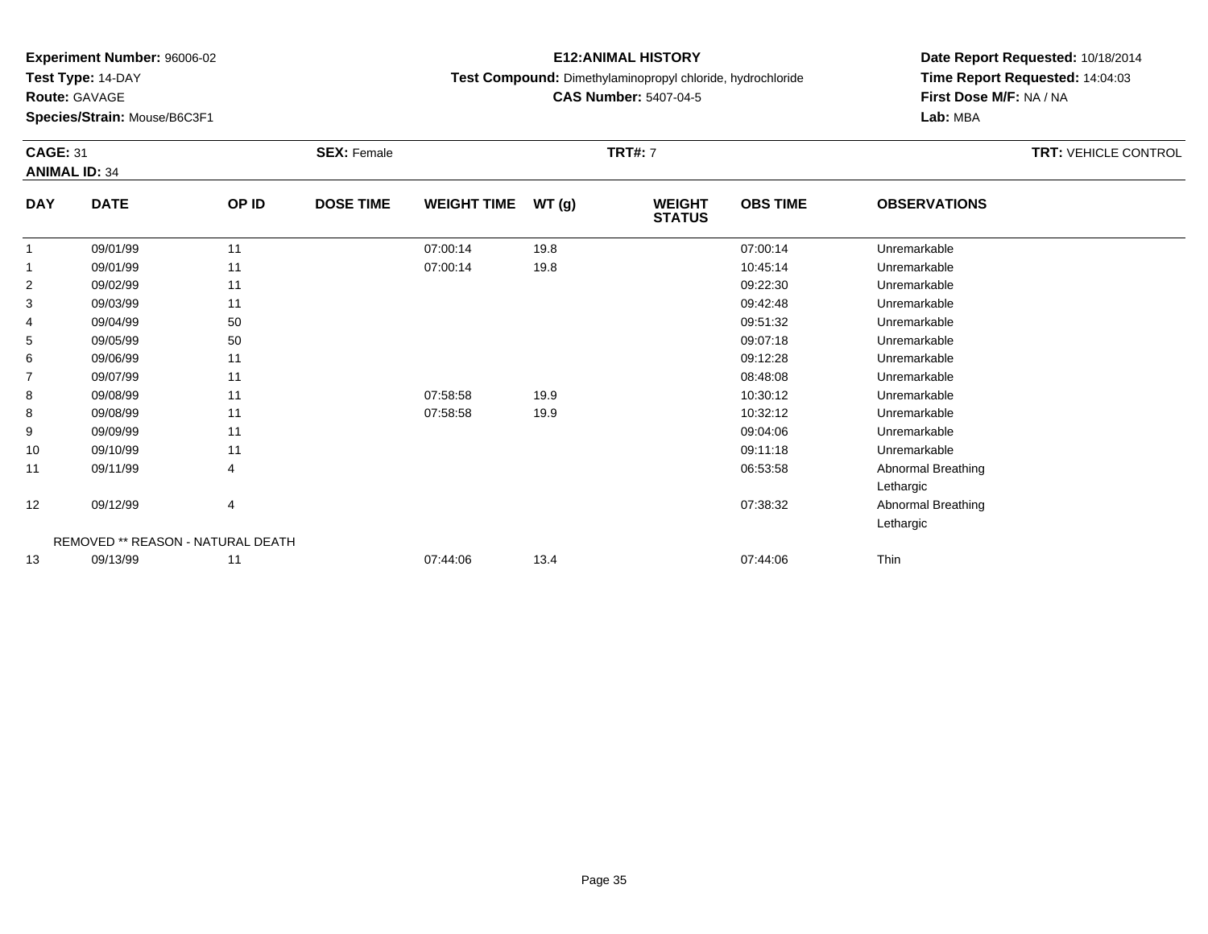**Experiment Number:** 96006-02
**Test Type:** 14-DAY
**Route:** GAVAGE
**Species/Strain:** Mouse/B6C3F1

**E12:ANIMAL HISTORY**
**Test Compound:** Dimethylaminopropyl chloride, hydrochloride
**CAS Number:** 5407-04-5

**Date Report Requested:** 10/18/2014
**Time Report Requested:** 14:04:03
**First Dose M/F:** NA / NA
**Lab:** MBA

**CAGE:** 31 **SEX:** Female **TRT#:** 7 **TRT:** VEHICLE CONTROL
**ANIMAL ID:** 34

| DAY | DATE | OP ID | DOSE TIME | WEIGHT TIME | WT (g) | WEIGHT STATUS | OBS TIME | OBSERVATIONS |
|---|---|---|---|---|---|---|---|---|
| 1 | 09/01/99 | 11 | | 07:00:14 | 19.8 | | 07:00:14 | Unremarkable |
| 1 | 09/01/99 | 11 | | 07:00:14 | 19.8 | | 10:45:14 | Unremarkable |
| 2 | 09/02/99 | 11 | | | | | 09:22:30 | Unremarkable |
| 3 | 09/03/99 | 11 | | | | | 09:42:48 | Unremarkable |
| 4 | 09/04/99 | 50 | | | | | 09:51:32 | Unremarkable |
| 5 | 09/05/99 | 50 | | | | | 09:07:18 | Unremarkable |
| 6 | 09/06/99 | 11 | | | | | 09:12:28 | Unremarkable |
| 7 | 09/07/99 | 11 | | | | | 08:48:08 | Unremarkable |
| 8 | 09/08/99 | 11 | | 07:58:58 | 19.9 | | 10:30:12 | Unremarkable |
| 8 | 09/08/99 | 11 | | 07:58:58 | 19.9 | | 10:32:12 | Unremarkable |
| 9 | 09/09/99 | 11 | | | | | 09:04:06 | Unremarkable |
| 10 | 09/10/99 | 11 | | | | | 09:11:18 | Unremarkable |
| 11 | 09/11/99 | 4 | | | | | 06:53:58 | Abnormal Breathing<br>Lethargic |
| 12 | 09/12/99 | 4 | | | | | 07:38:32 | Abnormal Breathing<br>Lethargic |
| | REMOVED ** REASON - NATURAL DEATH | | | | | | | |
| 13 | 09/13/99 | 11 | | 07:44:06 | 13.4 | | 07:44:06 | Thin |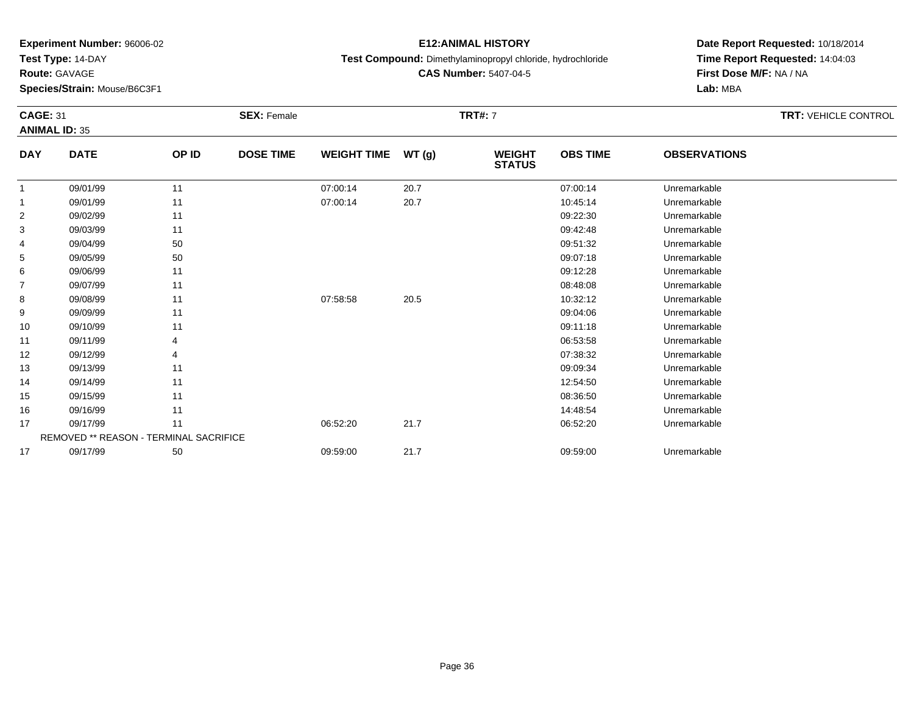**Experiment Number:** 96006-02
**Test Type:** 14-DAY
**Route:** GAVAGE
**Species/Strain:** Mouse/B6C3F1

**E12:ANIMAL HISTORY**
**Test Compound:** Dimethylaminopropyl chloride, hydrochloride
**CAS Number:** 5407-04-5

**Date Report Requested:** 10/18/2014
**Time Report Requested:** 14:04:03
**First Dose M/F:** NA / NA
**Lab:** MBA

**CAGE:** 31　**SEX:** Female　**TRT#:** 7　**TRT:** VEHICLE CONTROL
**ANIMAL ID:** 35

| DAY | DATE | OP ID | DOSE TIME | WEIGHT TIME | WT (g) | WEIGHT STATUS | OBS TIME | OBSERVATIONS |
|---|---|---|---|---|---|---|---|---|
| 1 | 09/01/99 | 11 | | 07:00:14 | 20.7 | | 07:00:14 | Unremarkable |
| 1 | 09/01/99 | 11 | | 07:00:14 | 20.7 | | 10:45:14 | Unremarkable |
| 2 | 09/02/99 | 11 | | | | | 09:22:30 | Unremarkable |
| 3 | 09/03/99 | 11 | | | | | 09:42:48 | Unremarkable |
| 4 | 09/04/99 | 50 | | | | | 09:51:32 | Unremarkable |
| 5 | 09/05/99 | 50 | | | | | 09:07:18 | Unremarkable |
| 6 | 09/06/99 | 11 | | | | | 09:12:28 | Unremarkable |
| 7 | 09/07/99 | 11 | | | | | 08:48:08 | Unremarkable |
| 8 | 09/08/99 | 11 | | 07:58:58 | 20.5 | | 10:32:12 | Unremarkable |
| 9 | 09/09/99 | 11 | | | | | 09:04:06 | Unremarkable |
| 10 | 09/10/99 | 11 | | | | | 09:11:18 | Unremarkable |
| 11 | 09/11/99 | 4 | | | | | 06:53:58 | Unremarkable |
| 12 | 09/12/99 | 4 | | | | | 07:38:32 | Unremarkable |
| 13 | 09/13/99 | 11 | | | | | 09:09:34 | Unremarkable |
| 14 | 09/14/99 | 11 | | | | | 12:54:50 | Unremarkable |
| 15 | 09/15/99 | 11 | | | | | 08:36:50 | Unremarkable |
| 16 | 09/16/99 | 11 | | | | | 14:48:54 | Unremarkable |
| 17 | 09/17/99 | 11 | | 06:52:20 | 21.7 | | 06:52:20 | Unremarkable |
| | REMOVED ** REASON - TERMINAL SACRIFICE | | | | | | | |
| 17 | 09/17/99 | 50 | | 09:59:00 | 21.7 | | 09:59:00 | Unremarkable |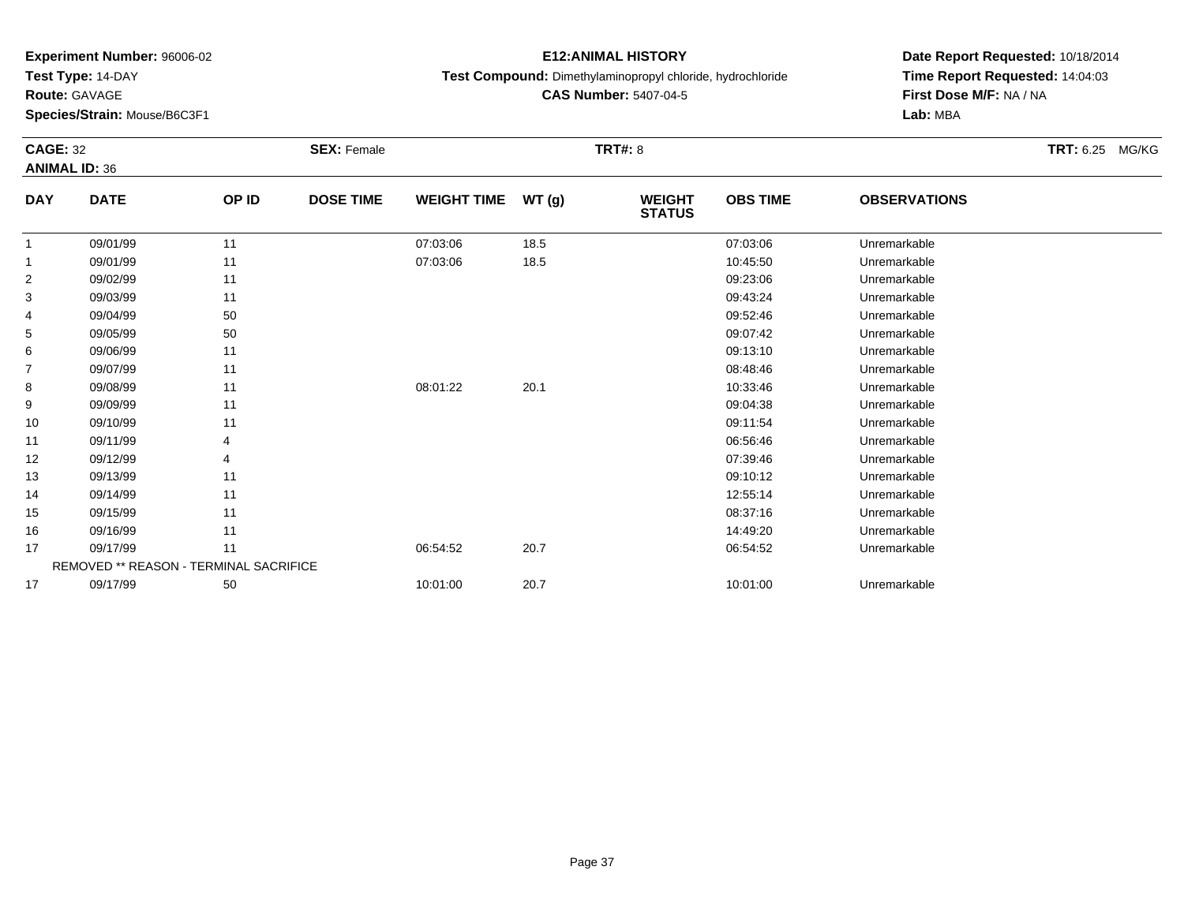**Experiment Number:** 96006-02
**Test Type:** 14-DAY
**Route:** GAVAGE
**Species/Strain:** Mouse/B6C3F1

**E12:ANIMAL HISTORY**
**Test Compound:** Dimethylaminopropyl chloride, hydrochloride
**CAS Number:** 5407-04-5

**Date Report Requested:** 10/18/2014
**Time Report Requested:** 14:04:03
**First Dose M/F:** NA / NA
**Lab:** MBA

**CAGE:** 32 **SEX:** Female **TRT#:** 8 **TRT:** 6.25 MG/KG
**ANIMAL ID:** 36

| DAY | DATE | OP ID | DOSE TIME | WEIGHT TIME | WT (g) | WEIGHT STATUS | OBS TIME | OBSERVATIONS |
|---|---|---|---|---|---|---|---|---|
| 1 | 09/01/99 | 11 | | 07:03:06 | 18.5 | | 07:03:06 | Unremarkable |
| 1 | 09/01/99 | 11 | | 07:03:06 | 18.5 | | 10:45:50 | Unremarkable |
| 2 | 09/02/99 | 11 | | | | | 09:23:06 | Unremarkable |
| 3 | 09/03/99 | 11 | | | | | 09:43:24 | Unremarkable |
| 4 | 09/04/99 | 50 | | | | | 09:52:46 | Unremarkable |
| 5 | 09/05/99 | 50 | | | | | 09:07:42 | Unremarkable |
| 6 | 09/06/99 | 11 | | | | | 09:13:10 | Unremarkable |
| 7 | 09/07/99 | 11 | | | | | 08:48:46 | Unremarkable |
| 8 | 09/08/99 | 11 | | 08:01:22 | 20.1 | | 10:33:46 | Unremarkable |
| 9 | 09/09/99 | 11 | | | | | 09:04:38 | Unremarkable |
| 10 | 09/10/99 | 11 | | | | | 09:11:54 | Unremarkable |
| 11 | 09/11/99 | 4 | | | | | 06:56:46 | Unremarkable |
| 12 | 09/12/99 | 4 | | | | | 07:39:46 | Unremarkable |
| 13 | 09/13/99 | 11 | | | | | 09:10:12 | Unremarkable |
| 14 | 09/14/99 | 11 | | | | | 12:55:14 | Unremarkable |
| 15 | 09/15/99 | 11 | | | | | 08:37:16 | Unremarkable |
| 16 | 09/16/99 | 11 | | | | | 14:49:20 | Unremarkable |
| 17 | 09/17/99 | 11 | | 06:54:52 | 20.7 | | 06:54:52 | Unremarkable |
| | REMOVED ** REASON - TERMINAL SACRIFICE | | | | | | | |
| 17 | 09/17/99 | 50 | | 10:01:00 | 20.7 | | 10:01:00 | Unremarkable |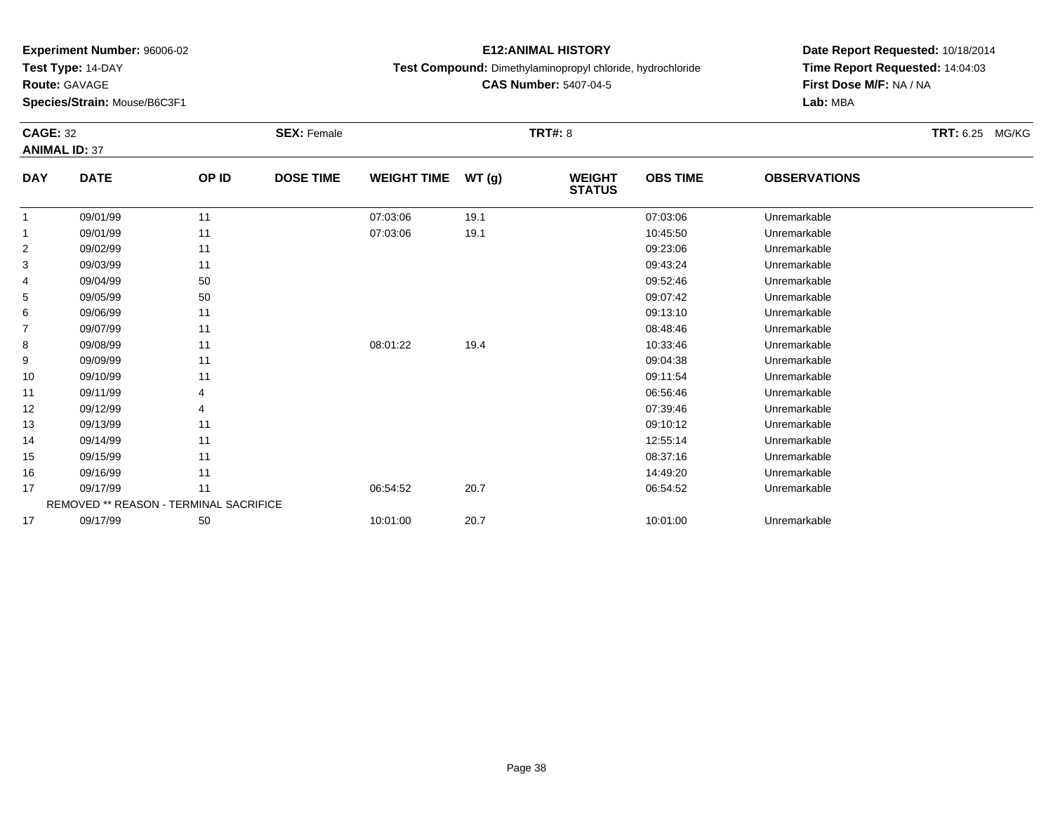**Experiment Number:** 96006-02
**Test Type:** 14-DAY
**Route:** GAVAGE
**Species/Strain:** Mouse/B6C3F1

**E12:ANIMAL HISTORY**
**Test Compound:** Dimethylaminopropyl chloride, hydrochloride
**CAS Number:** 5407-04-5

**Date Report Requested:** 10/18/2014
**Time Report Requested:** 14:04:03
**First Dose M/F:** NA / NA
**Lab:** MBA

**CAGE:** 32　**SEX:** Female　**TRT#:** 8　**TRT:** 6.25 MG/KG
**ANIMAL ID:** 37

| DAY | DATE | OP ID | DOSE TIME | WEIGHT TIME | WT (g) | WEIGHT STATUS | OBS TIME | OBSERVATIONS |
|---|---|---|---|---|---|---|---|---|
| 1 | 09/01/99 | 11 | | 07:03:06 | 19.1 | | 07:03:06 | Unremarkable |
| 1 | 09/01/99 | 11 | | 07:03:06 | 19.1 | | 10:45:50 | Unremarkable |
| 2 | 09/02/99 | 11 | | | | | 09:23:06 | Unremarkable |
| 3 | 09/03/99 | 11 | | | | | 09:43:24 | Unremarkable |
| 4 | 09/04/99 | 50 | | | | | 09:52:46 | Unremarkable |
| 5 | 09/05/99 | 50 | | | | | 09:07:42 | Unremarkable |
| 6 | 09/06/99 | 11 | | | | | 09:13:10 | Unremarkable |
| 7 | 09/07/99 | 11 | | | | | 08:48:46 | Unremarkable |
| 8 | 09/08/99 | 11 | | 08:01:22 | 19.4 | | 10:33:46 | Unremarkable |
| 9 | 09/09/99 | 11 | | | | | 09:04:38 | Unremarkable |
| 10 | 09/10/99 | 11 | | | | | 09:11:54 | Unremarkable |
| 11 | 09/11/99 | 4 | | | | | 06:56:46 | Unremarkable |
| 12 | 09/12/99 | 4 | | | | | 07:39:46 | Unremarkable |
| 13 | 09/13/99 | 11 | | | | | 09:10:12 | Unremarkable |
| 14 | 09/14/99 | 11 | | | | | 12:55:14 | Unremarkable |
| 15 | 09/15/99 | 11 | | | | | 08:37:16 | Unremarkable |
| 16 | 09/16/99 | 11 | | | | | 14:49:20 | Unremarkable |
| 17 | 09/17/99 | 11 | | 06:54:52 | 20.7 | | 06:54:52 | Unremarkable |
| | REMOVED ** REASON - TERMINAL SACRIFICE | | | | | | | |
| 17 | 09/17/99 | 50 | | 10:01:00 | 20.7 | | 10:01:00 | Unremarkable |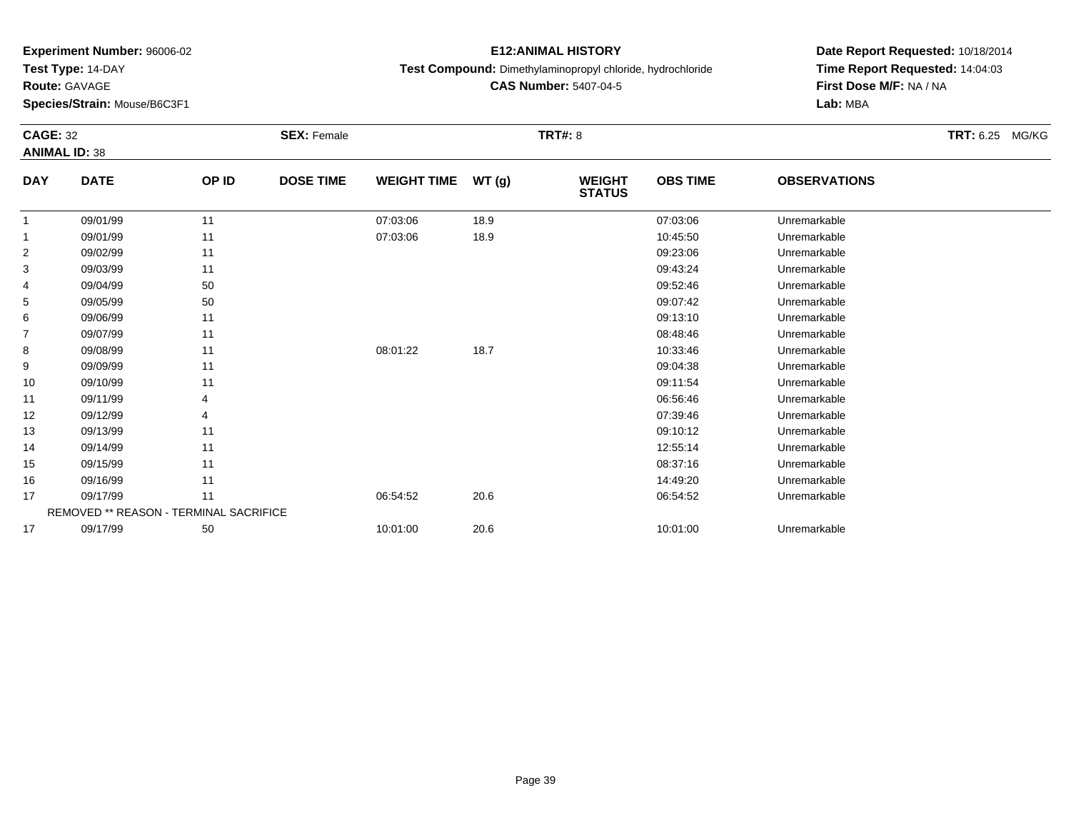**Experiment Number:** 96006-02
**Test Type:** 14-DAY
**Route:** GAVAGE
**Species/Strain:** Mouse/B6C3F1

**E12:ANIMAL HISTORY**
**Test Compound:** Dimethylaminopropyl chloride, hydrochloride
**CAS Number:** 5407-04-5

**Date Report Requested:** 10/18/2014
**Time Report Requested:** 14:04:03
**First Dose M/F:** NA / NA
**Lab:** MBA

**CAGE:** 32 **SEX:** Female **TRT#:** 8 **TRT:** 6.25 MG/KG
**ANIMAL ID:** 38

| DAY | DATE | OP ID | DOSE TIME | WEIGHT TIME | WT (g) | WEIGHT STATUS | OBS TIME | OBSERVATIONS |
|---|---|---|---|---|---|---|---|---|
| 1 | 09/01/99 | 11 | | 07:03:06 | 18.9 | | 07:03:06 | Unremarkable |
| 1 | 09/01/99 | 11 | | 07:03:06 | 18.9 | | 10:45:50 | Unremarkable |
| 2 | 09/02/99 | 11 | | | | | 09:23:06 | Unremarkable |
| 3 | 09/03/99 | 11 | | | | | 09:43:24 | Unremarkable |
| 4 | 09/04/99 | 50 | | | | | 09:52:46 | Unremarkable |
| 5 | 09/05/99 | 50 | | | | | 09:07:42 | Unremarkable |
| 6 | 09/06/99 | 11 | | | | | 09:13:10 | Unremarkable |
| 7 | 09/07/99 | 11 | | | | | 08:48:46 | Unremarkable |
| 8 | 09/08/99 | 11 | | 08:01:22 | 18.7 | | 10:33:46 | Unremarkable |
| 9 | 09/09/99 | 11 | | | | | 09:04:38 | Unremarkable |
| 10 | 09/10/99 | 11 | | | | | 09:11:54 | Unremarkable |
| 11 | 09/11/99 | 4 | | | | | 06:56:46 | Unremarkable |
| 12 | 09/12/99 | 4 | | | | | 07:39:46 | Unremarkable |
| 13 | 09/13/99 | 11 | | | | | 09:10:12 | Unremarkable |
| 14 | 09/14/99 | 11 | | | | | 12:55:14 | Unremarkable |
| 15 | 09/15/99 | 11 | | | | | 08:37:16 | Unremarkable |
| 16 | 09/16/99 | 11 | | | | | 14:49:20 | Unremarkable |
| 17 | 09/17/99 | 11 | | 06:54:52 | 20.6 | | 06:54:52 | Unremarkable |
| | REMOVED ** REASON - TERMINAL SACRIFICE | | | | | | | |
| 17 | 09/17/99 | 50 | | 10:01:00 | 20.6 | | 10:01:00 | Unremarkable |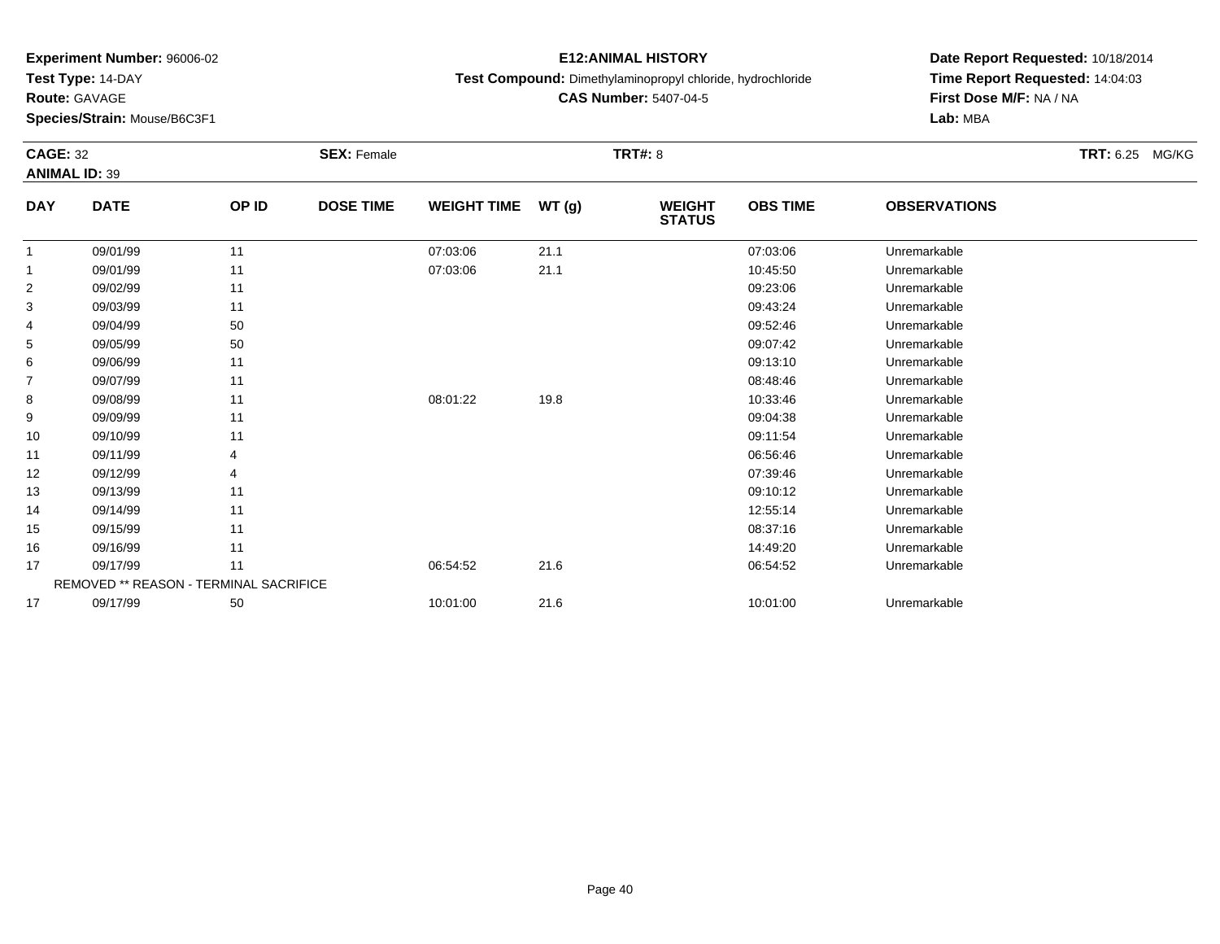**Experiment Number:** 96006-02
**Test Type:** 14-DAY
**Route:** GAVAGE
**Species/Strain:** Mouse/B6C3F1

**E12:ANIMAL HISTORY**
**Test Compound:** Dimethylaminopropyl chloride, hydrochloride
**CAS Number:** 5407-04-5

**Date Report Requested:** 10/18/2014
**Time Report Requested:** 14:04:03
**First Dose M/F:** NA / NA
**Lab:** MBA

**CAGE:** 32 **SEX:** Female **TRT#:** 8 **TRT:** 6.25 MG/KG
**ANIMAL ID:** 39

| DAY | DATE | OP ID | DOSE TIME | WEIGHT TIME | WT (g) | WEIGHT STATUS | OBS TIME | OBSERVATIONS |
|---|---|---|---|---|---|---|---|---|
| 1 | 09/01/99 | 11 | | 07:03:06 | 21.1 | | 07:03:06 | Unremarkable |
| 1 | 09/01/99 | 11 | | 07:03:06 | 21.1 | | 10:45:50 | Unremarkable |
| 2 | 09/02/99 | 11 | | | | | 09:23:06 | Unremarkable |
| 3 | 09/03/99 | 11 | | | | | 09:43:24 | Unremarkable |
| 4 | 09/04/99 | 50 | | | | | 09:52:46 | Unremarkable |
| 5 | 09/05/99 | 50 | | | | | 09:07:42 | Unremarkable |
| 6 | 09/06/99 | 11 | | | | | 09:13:10 | Unremarkable |
| 7 | 09/07/99 | 11 | | | | | 08:48:46 | Unremarkable |
| 8 | 09/08/99 | 11 | | 08:01:22 | 19.8 | | 10:33:46 | Unremarkable |
| 9 | 09/09/99 | 11 | | | | | 09:04:38 | Unremarkable |
| 10 | 09/10/99 | 11 | | | | | 09:11:54 | Unremarkable |
| 11 | 09/11/99 | 4 | | | | | 06:56:46 | Unremarkable |
| 12 | 09/12/99 | 4 | | | | | 07:39:46 | Unremarkable |
| 13 | 09/13/99 | 11 | | | | | 09:10:12 | Unremarkable |
| 14 | 09/14/99 | 11 | | | | | 12:55:14 | Unremarkable |
| 15 | 09/15/99 | 11 | | | | | 08:37:16 | Unremarkable |
| 16 | 09/16/99 | 11 | | | | | 14:49:20 | Unremarkable |
| 17 | 09/17/99 | 11 | | 06:54:52 | 21.6 | | 06:54:52 | Unremarkable |
| | REMOVED ** REASON - TERMINAL SACRIFICE | | | | | | | |
| 17 | 09/17/99 | 50 | | 10:01:00 | 21.6 | | 10:01:00 | Unremarkable |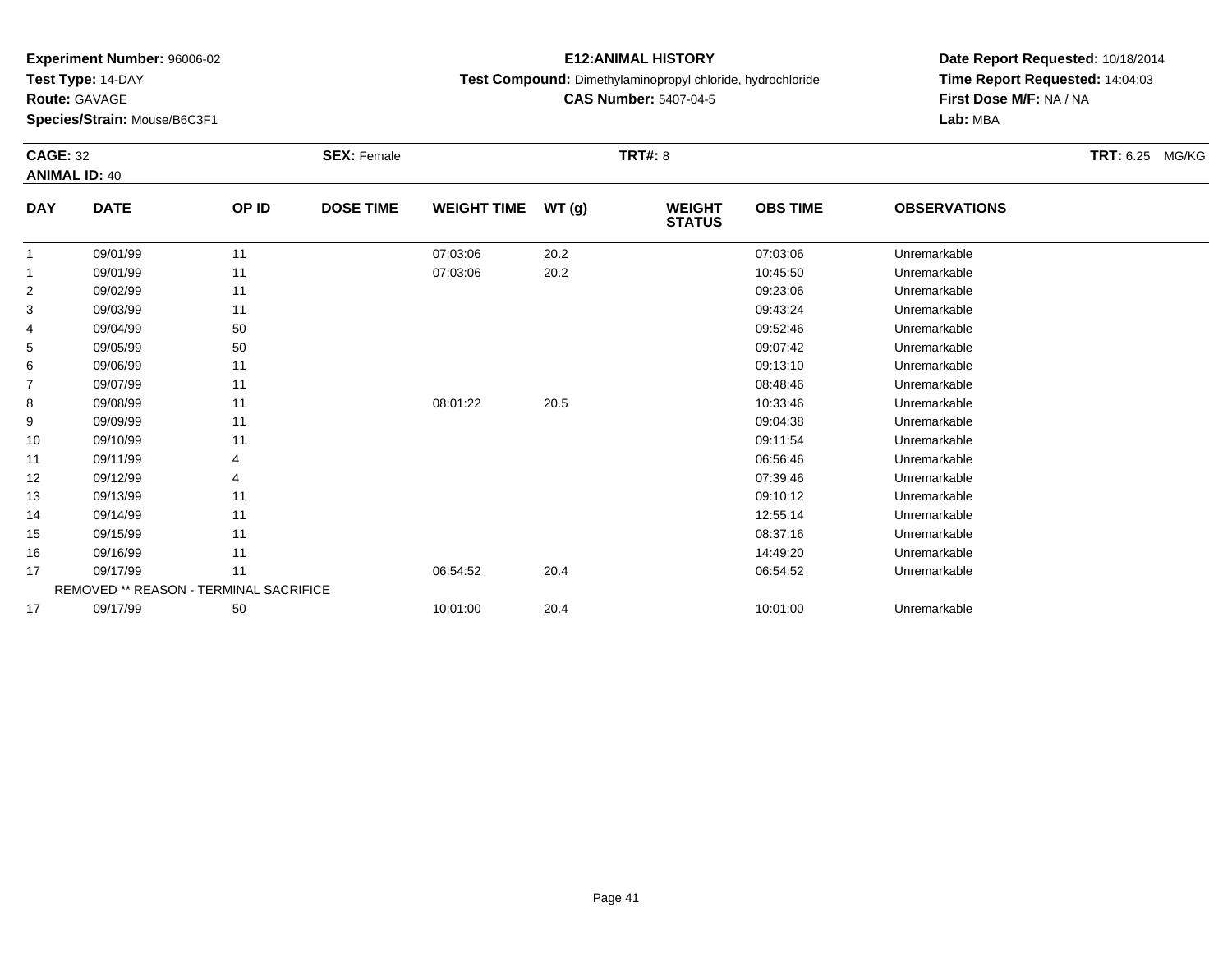**Experiment Number:** 96006-02
**Test Type:** 14-DAY
**Route:** GAVAGE
**Species/Strain:** Mouse/B6C3F1

**E12:ANIMAL HISTORY**
**Test Compound:** Dimethylaminopropyl chloride, hydrochloride
**CAS Number:** 5407-04-5

**Date Report Requested:** 10/18/2014
**Time Report Requested:** 14:04:03
**First Dose M/F:** NA / NA
**Lab:** MBA

**CAGE:** 32 **SEX:** Female **TRT#:** 8 **TRT:** 6.25 MG/KG
**ANIMAL ID:** 40

| DAY | DATE | OP ID | DOSE TIME | WEIGHT TIME | WT (g) | WEIGHT STATUS | OBS TIME | OBSERVATIONS |
|---|---|---|---|---|---|---|---|---|
| 1 | 09/01/99 | 11 | | 07:03:06 | 20.2 | | 07:03:06 | Unremarkable |
| 1 | 09/01/99 | 11 | | 07:03:06 | 20.2 | | 10:45:50 | Unremarkable |
| 2 | 09/02/99 | 11 | | | | | 09:23:06 | Unremarkable |
| 3 | 09/03/99 | 11 | | | | | 09:43:24 | Unremarkable |
| 4 | 09/04/99 | 50 | | | | | 09:52:46 | Unremarkable |
| 5 | 09/05/99 | 50 | | | | | 09:07:42 | Unremarkable |
| 6 | 09/06/99 | 11 | | | | | 09:13:10 | Unremarkable |
| 7 | 09/07/99 | 11 | | | | | 08:48:46 | Unremarkable |
| 8 | 09/08/99 | 11 | | 08:01:22 | 20.5 | | 10:33:46 | Unremarkable |
| 9 | 09/09/99 | 11 | | | | | 09:04:38 | Unremarkable |
| 10 | 09/10/99 | 11 | | | | | 09:11:54 | Unremarkable |
| 11 | 09/11/99 | 4 | | | | | 06:56:46 | Unremarkable |
| 12 | 09/12/99 | 4 | | | | | 07:39:46 | Unremarkable |
| 13 | 09/13/99 | 11 | | | | | 09:10:12 | Unremarkable |
| 14 | 09/14/99 | 11 | | | | | 12:55:14 | Unremarkable |
| 15 | 09/15/99 | 11 | | | | | 08:37:16 | Unremarkable |
| 16 | 09/16/99 | 11 | | | | | 14:49:20 | Unremarkable |
| 17 | 09/17/99 | 11 | | 06:54:52 | 20.4 | | 06:54:52 | Unremarkable |
| | REMOVED ** REASON - TERMINAL SACRIFICE | | | | | | | |
| 17 | 09/17/99 | 50 | | 10:01:00 | 20.4 | | 10:01:00 | Unremarkable |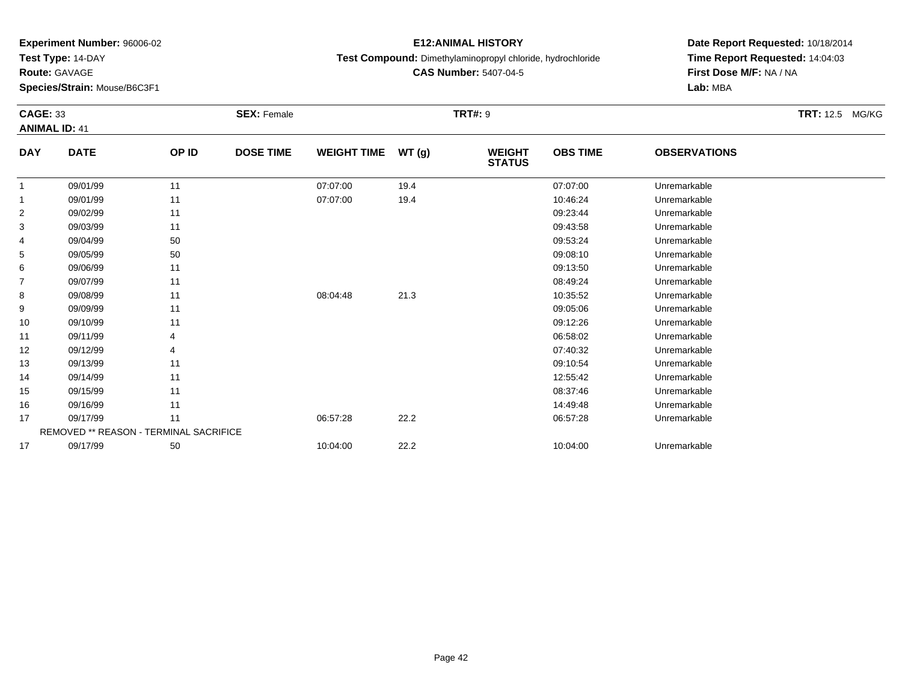**Experiment Number:** 96006-02
**Test Type:** 14-DAY
**Route:** GAVAGE
**Species/Strain:** Mouse/B6C3F1

**E12:ANIMAL HISTORY**
**Test Compound:** Dimethylaminopropyl chloride, hydrochloride
**CAS Number:** 5407-04-5

**Date Report Requested:** 10/18/2014
**Time Report Requested:** 14:04:03
**First Dose M/F:** NA / NA
**Lab:** MBA

**CAGE:** 33 **SEX:** Female **TRT#:** 9 **TRT:** 12.5 MG/KG
**ANIMAL ID:** 41

| DAY | DATE | OP ID | DOSE TIME | WEIGHT TIME | WT (g) | WEIGHT STATUS | OBS TIME | OBSERVATIONS |
|---|---|---|---|---|---|---|---|---|
| 1 | 09/01/99 | 11 | | 07:07:00 | 19.4 | | 07:07:00 | Unremarkable |
| 1 | 09/01/99 | 11 | | 07:07:00 | 19.4 | | 10:46:24 | Unremarkable |
| 2 | 09/02/99 | 11 | | | | | 09:23:44 | Unremarkable |
| 3 | 09/03/99 | 11 | | | | | 09:43:58 | Unremarkable |
| 4 | 09/04/99 | 50 | | | | | 09:53:24 | Unremarkable |
| 5 | 09/05/99 | 50 | | | | | 09:08:10 | Unremarkable |
| 6 | 09/06/99 | 11 | | | | | 09:13:50 | Unremarkable |
| 7 | 09/07/99 | 11 | | | | | 08:49:24 | Unremarkable |
| 8 | 09/08/99 | 11 | | 08:04:48 | 21.3 | | 10:35:52 | Unremarkable |
| 9 | 09/09/99 | 11 | | | | | 09:05:06 | Unremarkable |
| 10 | 09/10/99 | 11 | | | | | 09:12:26 | Unremarkable |
| 11 | 09/11/99 | 4 | | | | | 06:58:02 | Unremarkable |
| 12 | 09/12/99 | 4 | | | | | 07:40:32 | Unremarkable |
| 13 | 09/13/99 | 11 | | | | | 09:10:54 | Unremarkable |
| 14 | 09/14/99 | 11 | | | | | 12:55:42 | Unremarkable |
| 15 | 09/15/99 | 11 | | | | | 08:37:46 | Unremarkable |
| 16 | 09/16/99 | 11 | | | | | 14:49:48 | Unremarkable |
| 17 | 09/17/99 | 11 | | 06:57:28 | 22.2 | | 06:57:28 | Unremarkable |
| | REMOVED ** REASON - TERMINAL SACRIFICE | | | | | | | |
| 17 | 09/17/99 | 50 | | 10:04:00 | 22.2 | | 10:04:00 | Unremarkable |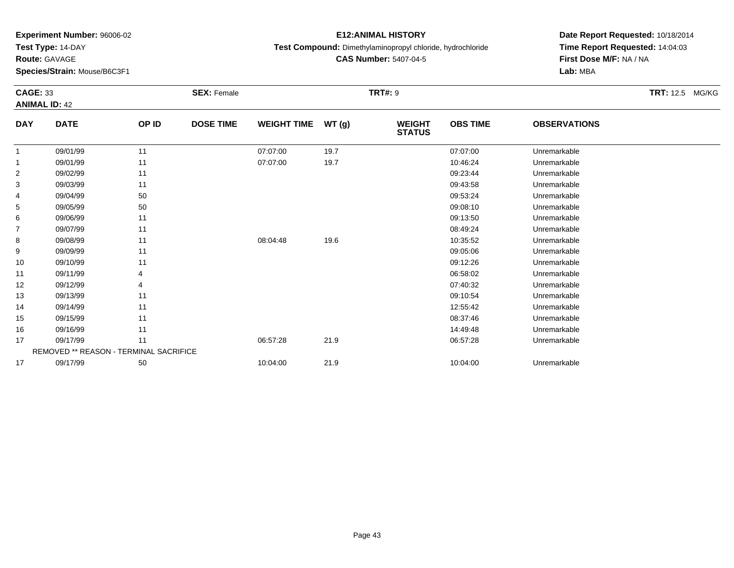**Experiment Number:** 96006-02
**Test Type:** 14-DAY
**Route:** GAVAGE
**Species/Strain:** Mouse/B6C3F1

**E12:ANIMAL HISTORY**
**Test Compound:** Dimethylaminopropyl chloride, hydrochloride
**CAS Number:** 5407-04-5

**Date Report Requested:** 10/18/2014
**Time Report Requested:** 14:04:03
**First Dose M/F:** NA / NA
**Lab:** MBA

**CAGE:** 33 **SEX:** Female **TRT#:** 9 **TRT:** 12.5 MG/KG
**ANIMAL ID:** 42

| DAY | DATE | OP ID | DOSE TIME | WEIGHT TIME | WT (g) | WEIGHT STATUS | OBS TIME | OBSERVATIONS |
|---|---|---|---|---|---|---|---|---|
| 1 | 09/01/99 | 11 | | 07:07:00 | 19.7 | | 07:07:00 | Unremarkable |
| 1 | 09/01/99 | 11 | | 07:07:00 | 19.7 | | 10:46:24 | Unremarkable |
| 2 | 09/02/99 | 11 | | | | | 09:23:44 | Unremarkable |
| 3 | 09/03/99 | 11 | | | | | 09:43:58 | Unremarkable |
| 4 | 09/04/99 | 50 | | | | | 09:53:24 | Unremarkable |
| 5 | 09/05/99 | 50 | | | | | 09:08:10 | Unremarkable |
| 6 | 09/06/99 | 11 | | | | | 09:13:50 | Unremarkable |
| 7 | 09/07/99 | 11 | | | | | 08:49:24 | Unremarkable |
| 8 | 09/08/99 | 11 | | 08:04:48 | 19.6 | | 10:35:52 | Unremarkable |
| 9 | 09/09/99 | 11 | | | | | 09:05:06 | Unremarkable |
| 10 | 09/10/99 | 11 | | | | | 09:12:26 | Unremarkable |
| 11 | 09/11/99 | 4 | | | | | 06:58:02 | Unremarkable |
| 12 | 09/12/99 | 4 | | | | | 07:40:32 | Unremarkable |
| 13 | 09/13/99 | 11 | | | | | 09:10:54 | Unremarkable |
| 14 | 09/14/99 | 11 | | | | | 12:55:42 | Unremarkable |
| 15 | 09/15/99 | 11 | | | | | 08:37:46 | Unremarkable |
| 16 | 09/16/99 | 11 | | | | | 14:49:48 | Unremarkable |
| 17 | 09/17/99 | 11 | | 06:57:28 | 21.9 | | 06:57:28 | Unremarkable |
| | REMOVED ** REASON - TERMINAL SACRIFICE | | | | | | | |
| 17 | 09/17/99 | 50 | | 10:04:00 | 21.9 | | 10:04:00 | Unremarkable |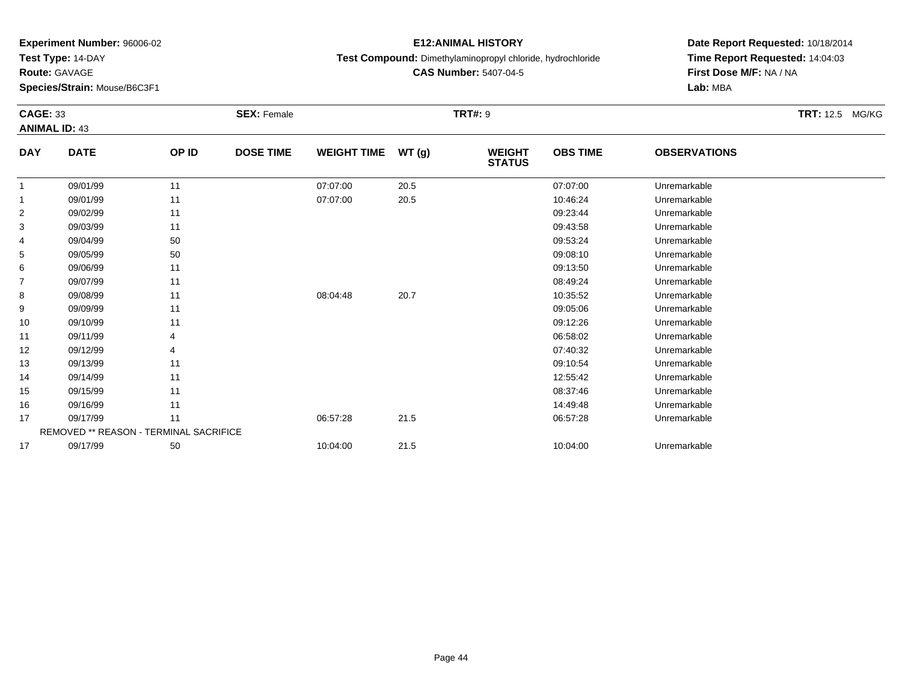**Experiment Number:** 96006-02
**Test Type:** 14-DAY
**Route:** GAVAGE
**Species/Strain:** Mouse/B6C3F1

**E12:ANIMAL HISTORY**
**Test Compound:** Dimethylaminopropyl chloride, hydrochloride
**CAS Number:** 5407-04-5

**Date Report Requested:** 10/18/2014
**Time Report Requested:** 14:04:03
**First Dose M/F:** NA / NA
**Lab:** MBA

**CAGE:** 33 **SEX:** Female **TRT#:** 9 **TRT:** 12.5 MG/KG
**ANIMAL ID:** 43

| DAY | DATE | OP ID | DOSE TIME | WEIGHT TIME | WT (g) | WEIGHT STATUS | OBS TIME | OBSERVATIONS |
|---|---|---|---|---|---|---|---|---|
| 1 | 09/01/99 | 11 | | 07:07:00 | 20.5 | | 07:07:00 | Unremarkable |
| 1 | 09/01/99 | 11 | | 07:07:00 | 20.5 | | 10:46:24 | Unremarkable |
| 2 | 09/02/99 | 11 | | | | | 09:23:44 | Unremarkable |
| 3 | 09/03/99 | 11 | | | | | 09:43:58 | Unremarkable |
| 4 | 09/04/99 | 50 | | | | | 09:53:24 | Unremarkable |
| 5 | 09/05/99 | 50 | | | | | 09:08:10 | Unremarkable |
| 6 | 09/06/99 | 11 | | | | | 09:13:50 | Unremarkable |
| 7 | 09/07/99 | 11 | | | | | 08:49:24 | Unremarkable |
| 8 | 09/08/99 | 11 | | 08:04:48 | 20.7 | | 10:35:52 | Unremarkable |
| 9 | 09/09/99 | 11 | | | | | 09:05:06 | Unremarkable |
| 10 | 09/10/99 | 11 | | | | | 09:12:26 | Unremarkable |
| 11 | 09/11/99 | 4 | | | | | 06:58:02 | Unremarkable |
| 12 | 09/12/99 | 4 | | | | | 07:40:32 | Unremarkable |
| 13 | 09/13/99 | 11 | | | | | 09:10:54 | Unremarkable |
| 14 | 09/14/99 | 11 | | | | | 12:55:42 | Unremarkable |
| 15 | 09/15/99 | 11 | | | | | 08:37:46 | Unremarkable |
| 16 | 09/16/99 | 11 | | | | | 14:49:48 | Unremarkable |
| 17 | 09/17/99 | 11 | | 06:57:28 | 21.5 | | 06:57:28 | Unremarkable |
| | REMOVED ** REASON - TERMINAL SACRIFICE | | | | | | | |
| 17 | 09/17/99 | 50 | | 10:04:00 | 21.5 | | 10:04:00 | Unremarkable |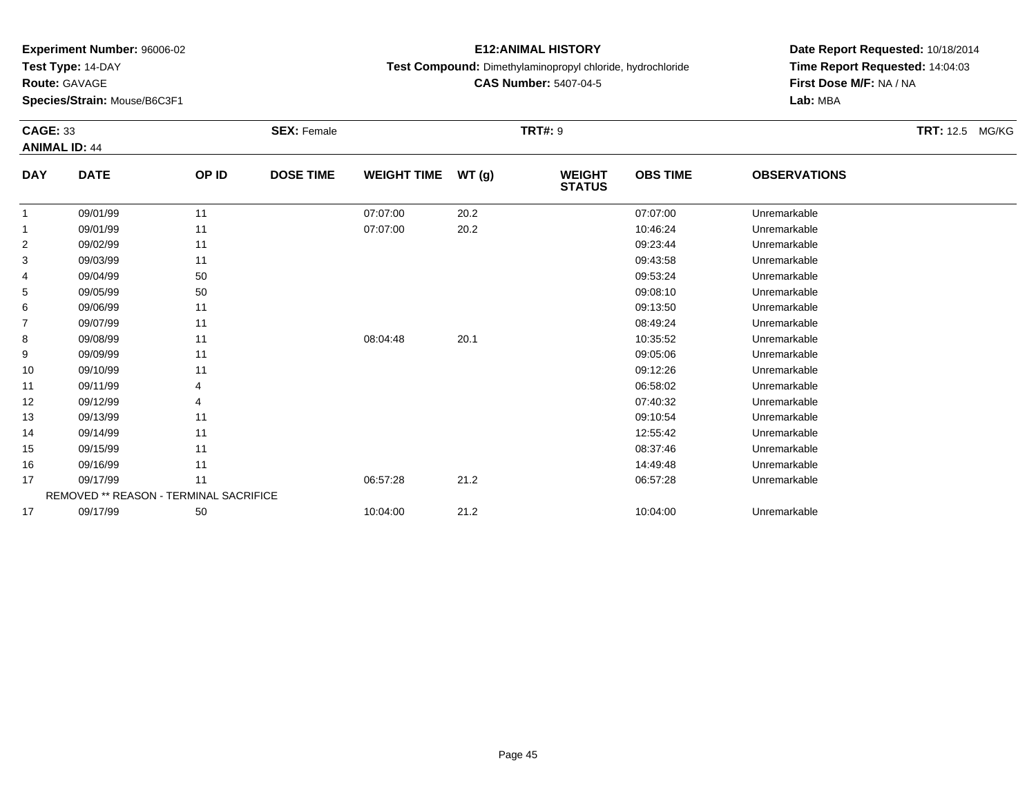**Experiment Number:** 96006-02
**Test Type:** 14-DAY
**Route:** GAVAGE
**Species/Strain:** Mouse/B6C3F1

**E12:ANIMAL HISTORY**
**Test Compound:** Dimethylaminopropyl chloride, hydrochloride
**CAS Number:** 5407-04-5

**Date Report Requested:** 10/18/2014
**Time Report Requested:** 14:04:03
**First Dose M/F:** NA / NA
**Lab:** MBA

**CAGE:** 33 **SEX:** Female **TRT#:** 9 **TRT:** 12.5 MG/KG
**ANIMAL ID:** 44

| DAY | DATE | OP ID | DOSE TIME | WEIGHT TIME | WT (g) | WEIGHT STATUS | OBS TIME | OBSERVATIONS |
|---|---|---|---|---|---|---|---|---|
| 1 | 09/01/99 | 11 | | 07:07:00 | 20.2 | | 07:07:00 | Unremarkable |
| 1 | 09/01/99 | 11 | | 07:07:00 | 20.2 | | 10:46:24 | Unremarkable |
| 2 | 09/02/99 | 11 | | | | | 09:23:44 | Unremarkable |
| 3 | 09/03/99 | 11 | | | | | 09:43:58 | Unremarkable |
| 4 | 09/04/99 | 50 | | | | | 09:53:24 | Unremarkable |
| 5 | 09/05/99 | 50 | | | | | 09:08:10 | Unremarkable |
| 6 | 09/06/99 | 11 | | | | | 09:13:50 | Unremarkable |
| 7 | 09/07/99 | 11 | | | | | 08:49:24 | Unremarkable |
| 8 | 09/08/99 | 11 | | 08:04:48 | 20.1 | | 10:35:52 | Unremarkable |
| 9 | 09/09/99 | 11 | | | | | 09:05:06 | Unremarkable |
| 10 | 09/10/99 | 11 | | | | | 09:12:26 | Unremarkable |
| 11 | 09/11/99 | 4 | | | | | 06:58:02 | Unremarkable |
| 12 | 09/12/99 | 4 | | | | | 07:40:32 | Unremarkable |
| 13 | 09/13/99 | 11 | | | | | 09:10:54 | Unremarkable |
| 14 | 09/14/99 | 11 | | | | | 12:55:42 | Unremarkable |
| 15 | 09/15/99 | 11 | | | | | 08:37:46 | Unremarkable |
| 16 | 09/16/99 | 11 | | | | | 14:49:48 | Unremarkable |
| 17 | 09/17/99 | 11 | | 06:57:28 | 21.2 | | 06:57:28 | Unremarkable |
| | REMOVED ** REASON - TERMINAL SACRIFICE | | | | | | | |
| 17 | 09/17/99 | 50 | | 10:04:00 | 21.2 | | 10:04:00 | Unremarkable |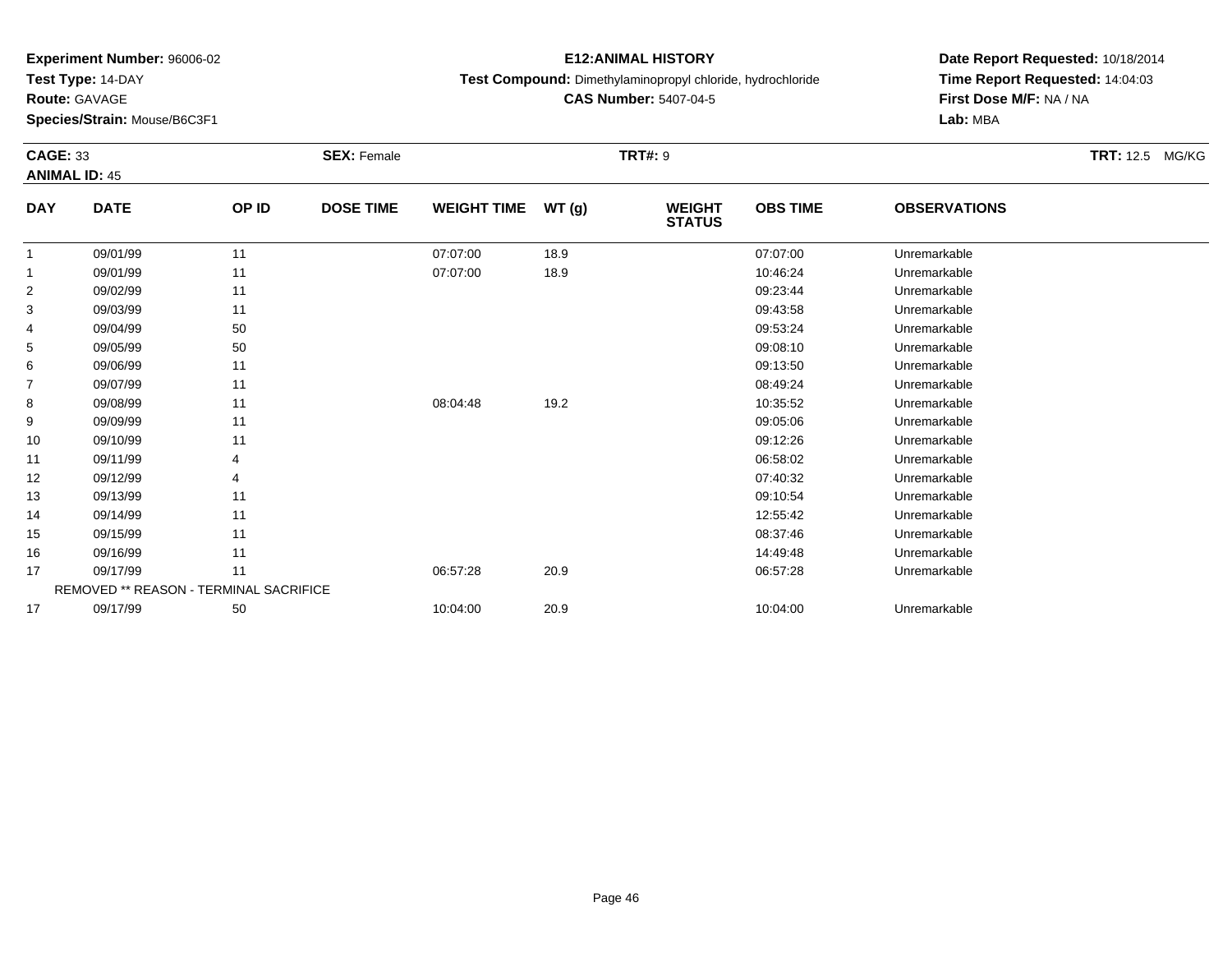**Experiment Number:** 96006-02
**Test Type:** 14-DAY
**Route:** GAVAGE
**Species/Strain:** Mouse/B6C3F1

**E12:ANIMAL HISTORY**
**Test Compound:** Dimethylaminopropyl chloride, hydrochloride
**CAS Number:** 5407-04-5

**Date Report Requested:** 10/18/2014
**Time Report Requested:** 14:04:03
**First Dose M/F:** NA / NA
**Lab:** MBA

**CAGE:** 33
**ANIMAL ID:** 45
**SEX:** Female
**TRT#:** 9
**TRT:** 12.5 MG/KG

| DAY | DATE | OP ID | DOSE TIME | WEIGHT TIME | WT (g) | WEIGHT STATUS | OBS TIME | OBSERVATIONS |
|---|---|---|---|---|---|---|---|---|
| 1 | 09/01/99 | 11 | | 07:07:00 | 18.9 | | 07:07:00 | Unremarkable |
| 1 | 09/01/99 | 11 | | 07:07:00 | 18.9 | | 10:46:24 | Unremarkable |
| 2 | 09/02/99 | 11 | | | | | 09:23:44 | Unremarkable |
| 3 | 09/03/99 | 11 | | | | | 09:43:58 | Unremarkable |
| 4 | 09/04/99 | 50 | | | | | 09:53:24 | Unremarkable |
| 5 | 09/05/99 | 50 | | | | | 09:08:10 | Unremarkable |
| 6 | 09/06/99 | 11 | | | | | 09:13:50 | Unremarkable |
| 7 | 09/07/99 | 11 | | | | | 08:49:24 | Unremarkable |
| 8 | 09/08/99 | 11 | | 08:04:48 | 19.2 | | 10:35:52 | Unremarkable |
| 9 | 09/09/99 | 11 | | | | | 09:05:06 | Unremarkable |
| 10 | 09/10/99 | 11 | | | | | 09:12:26 | Unremarkable |
| 11 | 09/11/99 | 4 | | | | | 06:58:02 | Unremarkable |
| 12 | 09/12/99 | 4 | | | | | 07:40:32 | Unremarkable |
| 13 | 09/13/99 | 11 | | | | | 09:10:54 | Unremarkable |
| 14 | 09/14/99 | 11 | | | | | 12:55:42 | Unremarkable |
| 15 | 09/15/99 | 11 | | | | | 08:37:46 | Unremarkable |
| 16 | 09/16/99 | 11 | | | | | 14:49:48 | Unremarkable |
| 17 | 09/17/99 | 11 | | 06:57:28 | 20.9 | | 06:57:28 | Unremarkable |
| | REMOVED ** REASON - TERMINAL SACRIFICE | | | | | | | |
| 17 | 09/17/99 | 50 | | 10:04:00 | 20.9 | | 10:04:00 | Unremarkable |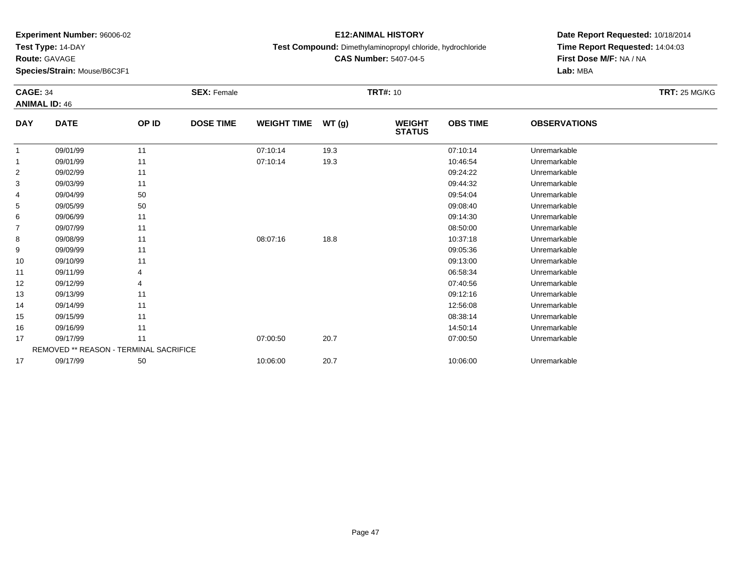**Experiment Number:** 96006-02
**Test Type:** 14-DAY
**Route:** GAVAGE
**Species/Strain:** Mouse/B6C3F1

**E12:ANIMAL HISTORY**
**Test Compound:** Dimethylaminopropyl chloride, hydrochloride
**CAS Number:** 5407-04-5

**Date Report Requested:** 10/18/2014
**Time Report Requested:** 14:04:03
**First Dose M/F:** NA / NA
**Lab:** MBA

**CAGE:** 34 **SEX:** Female **TRT#:** 10 **TRT:** 25 MG/KG
**ANIMAL ID:** 46

| DAY | DATE | OP ID | DOSE TIME | WEIGHT TIME | WT (g) | WEIGHT STATUS | OBS TIME | OBSERVATIONS |
|---|---|---|---|---|---|---|---|---|
| 1 | 09/01/99 | 11 | | 07:10:14 | 19.3 | | 07:10:14 | Unremarkable |
| 1 | 09/01/99 | 11 | | 07:10:14 | 19.3 | | 10:46:54 | Unremarkable |
| 2 | 09/02/99 | 11 | | | | | 09:24:22 | Unremarkable |
| 3 | 09/03/99 | 11 | | | | | 09:44:32 | Unremarkable |
| 4 | 09/04/99 | 50 | | | | | 09:54:04 | Unremarkable |
| 5 | 09/05/99 | 50 | | | | | 09:08:40 | Unremarkable |
| 6 | 09/06/99 | 11 | | | | | 09:14:30 | Unremarkable |
| 7 | 09/07/99 | 11 | | | | | 08:50:00 | Unremarkable |
| 8 | 09/08/99 | 11 | | 08:07:16 | 18.8 | | 10:37:18 | Unremarkable |
| 9 | 09/09/99 | 11 | | | | | 09:05:36 | Unremarkable |
| 10 | 09/10/99 | 11 | | | | | 09:13:00 | Unremarkable |
| 11 | 09/11/99 | 4 | | | | | 06:58:34 | Unremarkable |
| 12 | 09/12/99 | 4 | | | | | 07:40:56 | Unremarkable |
| 13 | 09/13/99 | 11 | | | | | 09:12:16 | Unremarkable |
| 14 | 09/14/99 | 11 | | | | | 12:56:08 | Unremarkable |
| 15 | 09/15/99 | 11 | | | | | 08:38:14 | Unremarkable |
| 16 | 09/16/99 | 11 | | | | | 14:50:14 | Unremarkable |
| 17 | 09/17/99 | 11 | | 07:00:50 | 20.7 | | 07:00:50 | Unremarkable |
| | REMOVED ** REASON - TERMINAL SACRIFICE | | | | | | | |
| 17 | 09/17/99 | 50 | | 10:06:00 | 20.7 | | 10:06:00 | Unremarkable |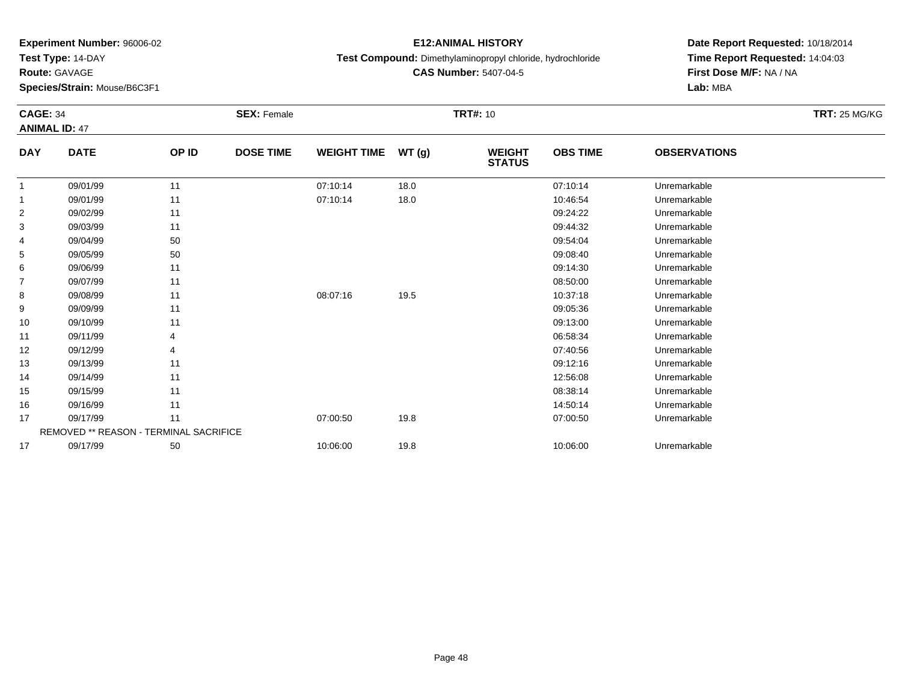**Experiment Number:** 96006-02
**Test Type:** 14-DAY
**Route:** GAVAGE
**Species/Strain:** Mouse/B6C3F1

# E12:ANIMAL HISTORY

**Test Compound:** Dimethylaminopropyl chloride, hydrochloride
**CAS Number:** 5407-04-5

**Date Report Requested:** 10/18/2014
**Time Report Requested:** 14:04:03
**First Dose M/F:** NA / NA
**Lab:** MBA

**CAGE:** 34 **SEX:** Female **TRT#:** 10 **TRT:** 25 MG/KG
**ANIMAL ID:** 47

| DAY | DATE | OP ID | DOSE TIME | WEIGHT TIME | WT (g) | WEIGHT STATUS | OBS TIME | OBSERVATIONS |
|---|---|---|---|---|---|---|---|---|
| 1 | 09/01/99 | 11 | | 07:10:14 | 18.0 | | 07:10:14 | Unremarkable |
| 1 | 09/01/99 | 11 | | 07:10:14 | 18.0 | | 10:46:54 | Unremarkable |
| 2 | 09/02/99 | 11 | | | | | 09:24:22 | Unremarkable |
| 3 | 09/03/99 | 11 | | | | | 09:44:32 | Unremarkable |
| 4 | 09/04/99 | 50 | | | | | 09:54:04 | Unremarkable |
| 5 | 09/05/99 | 50 | | | | | 09:08:40 | Unremarkable |
| 6 | 09/06/99 | 11 | | | | | 09:14:30 | Unremarkable |
| 7 | 09/07/99 | 11 | | | | | 08:50:00 | Unremarkable |
| 8 | 09/08/99 | 11 | | 08:07:16 | 19.5 | | 10:37:18 | Unremarkable |
| 9 | 09/09/99 | 11 | | | | | 09:05:36 | Unremarkable |
| 10 | 09/10/99 | 11 | | | | | 09:13:00 | Unremarkable |
| 11 | 09/11/99 | 4 | | | | | 06:58:34 | Unremarkable |
| 12 | 09/12/99 | 4 | | | | | 07:40:56 | Unremarkable |
| 13 | 09/13/99 | 11 | | | | | 09:12:16 | Unremarkable |
| 14 | 09/14/99 | 11 | | | | | 12:56:08 | Unremarkable |
| 15 | 09/15/99 | 11 | | | | | 08:38:14 | Unremarkable |
| 16 | 09/16/99 | 11 | | | | | 14:50:14 | Unremarkable |
| 17 | 09/17/99 | 11 | | 07:00:50 | 19.8 | | 07:00:50 | Unremarkable |
| | REMOVED ** REASON - TERMINAL SACRIFICE | | | | | | | |
| 17 | 09/17/99 | 50 | | 10:06:00 | 19.8 | | 10:06:00 | Unremarkable |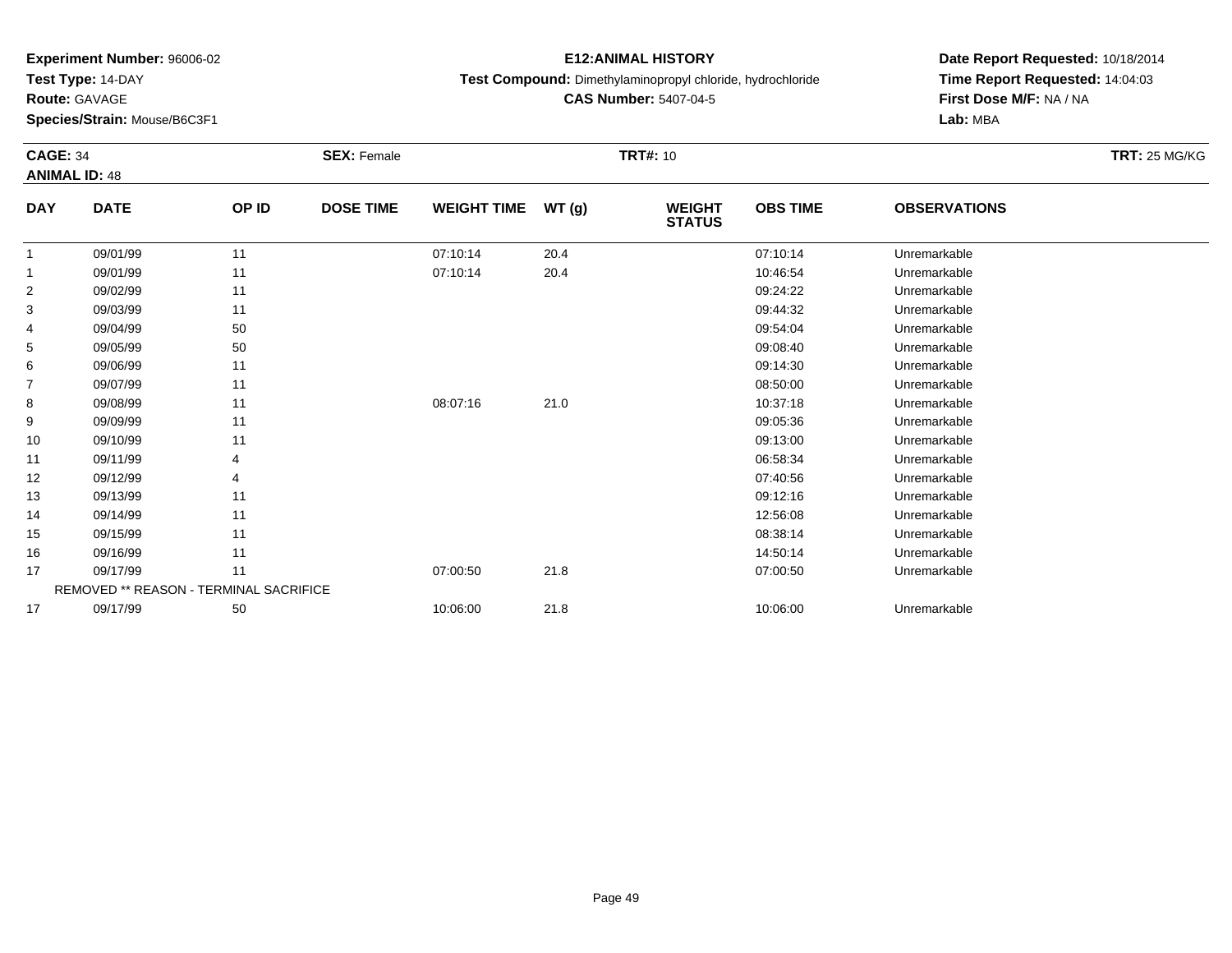**Experiment Number:** 96006-02
**Test Type:** 14-DAY
**Route:** GAVAGE
**Species/Strain:** Mouse/B6C3F1

**E12:ANIMAL HISTORY**
**Test Compound:** Dimethylaminopropyl chloride, hydrochloride
**CAS Number:** 5407-04-5

**Date Report Requested:** 10/18/2014
**Time Report Requested:** 14:04:03
**First Dose M/F:** NA / NA
**Lab:** MBA

**CAGE:** 34 **SEX:** Female **TRT#:** 10 **TRT:** 25 MG/KG
**ANIMAL ID:** 48

| DAY | DATE | OP ID | DOSE TIME | WEIGHT TIME | WT (g) | WEIGHT STATUS | OBS TIME | OBSERVATIONS |
|---|---|---|---|---|---|---|---|---|
| 1 | 09/01/99 | 11 | | 07:10:14 | 20.4 | | 07:10:14 | Unremarkable |
| 1 | 09/01/99 | 11 | | 07:10:14 | 20.4 | | 10:46:54 | Unremarkable |
| 2 | 09/02/99 | 11 | | | | | 09:24:22 | Unremarkable |
| 3 | 09/03/99 | 11 | | | | | 09:44:32 | Unremarkable |
| 4 | 09/04/99 | 50 | | | | | 09:54:04 | Unremarkable |
| 5 | 09/05/99 | 50 | | | | | 09:08:40 | Unremarkable |
| 6 | 09/06/99 | 11 | | | | | 09:14:30 | Unremarkable |
| 7 | 09/07/99 | 11 | | | | | 08:50:00 | Unremarkable |
| 8 | 09/08/99 | 11 | | 08:07:16 | 21.0 | | 10:37:18 | Unremarkable |
| 9 | 09/09/99 | 11 | | | | | 09:05:36 | Unremarkable |
| 10 | 09/10/99 | 11 | | | | | 09:13:00 | Unremarkable |
| 11 | 09/11/99 | 4 | | | | | 06:58:34 | Unremarkable |
| 12 | 09/12/99 | 4 | | | | | 07:40:56 | Unremarkable |
| 13 | 09/13/99 | 11 | | | | | 09:12:16 | Unremarkable |
| 14 | 09/14/99 | 11 | | | | | 12:56:08 | Unremarkable |
| 15 | 09/15/99 | 11 | | | | | 08:38:14 | Unremarkable |
| 16 | 09/16/99 | 11 | | | | | 14:50:14 | Unremarkable |
| 17 | 09/17/99 | 11 | | 07:00:50 | 21.8 | | 07:00:50 | Unremarkable |
| | REMOVED ** REASON - TERMINAL SACRIFICE | | | | | | | |
| 17 | 09/17/99 | 50 | | 10:06:00 | 21.8 | | 10:06:00 | Unremarkable |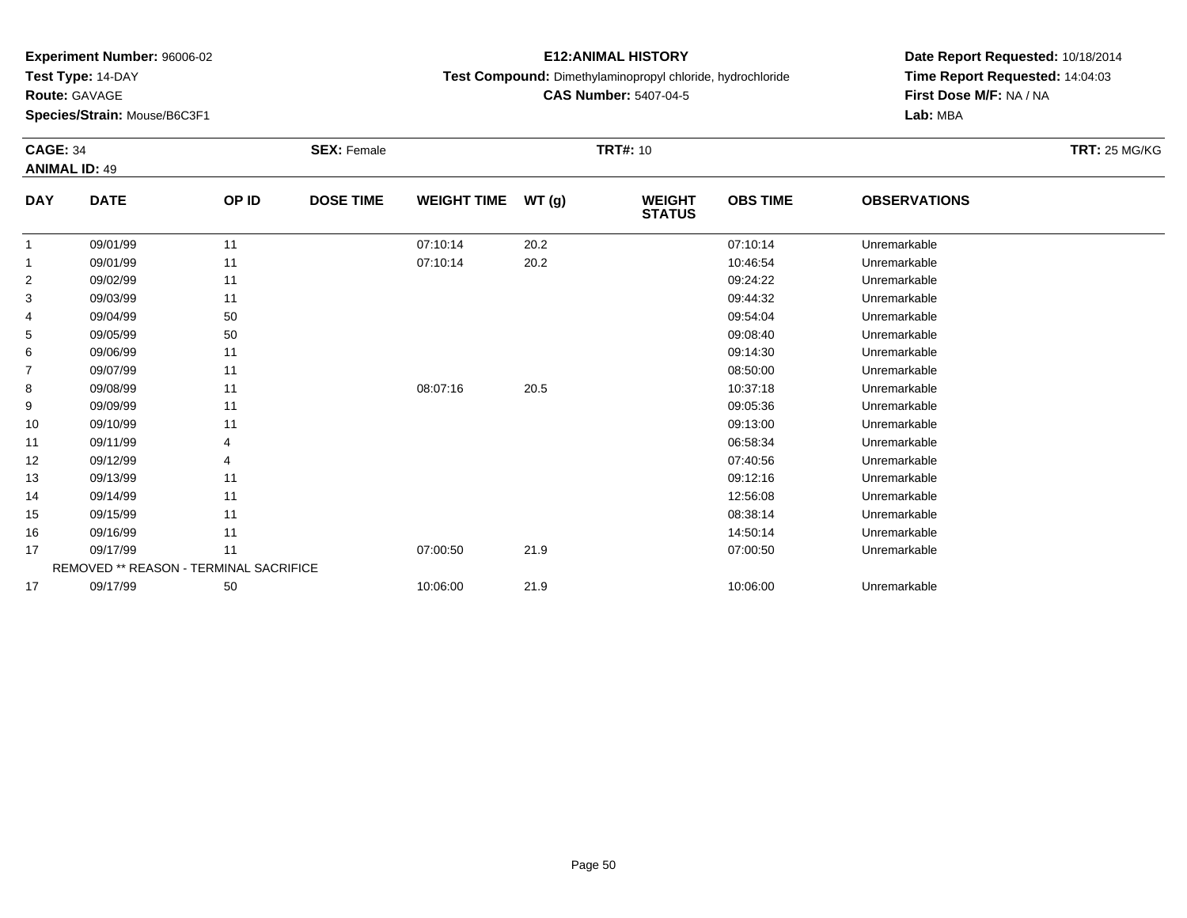**Experiment Number:** 96006-02
**Test Type:** 14-DAY
**Route:** GAVAGE
**Species/Strain:** Mouse/B6C3F1

# E12:ANIMAL HISTORY

**Test Compound:** Dimethylaminopropyl chloride, hydrochloride
**CAS Number:** 5407-04-5

**Date Report Requested:** 10/18/2014
**Time Report Requested:** 14:04:03
**First Dose M/F:** NA / NA
**Lab:** MBA

**CAGE:** 34 **SEX:** Female **TRT#:** 10 **TRT:** 25 MG/KG
**ANIMAL ID:** 49

| DAY | DATE | OP ID | DOSE TIME | WEIGHT TIME | WT (g) | WEIGHT STATUS | OBS TIME | OBSERVATIONS |
|---|---|---|---|---|---|---|---|---|
| 1 | 09/01/99 | 11 | | 07:10:14 | 20.2 | | 07:10:14 | Unremarkable |
| 1 | 09/01/99 | 11 | | 07:10:14 | 20.2 | | 10:46:54 | Unremarkable |
| 2 | 09/02/99 | 11 | | | | | 09:24:22 | Unremarkable |
| 3 | 09/03/99 | 11 | | | | | 09:44:32 | Unremarkable |
| 4 | 09/04/99 | 50 | | | | | 09:54:04 | Unremarkable |
| 5 | 09/05/99 | 50 | | | | | 09:08:40 | Unremarkable |
| 6 | 09/06/99 | 11 | | | | | 09:14:30 | Unremarkable |
| 7 | 09/07/99 | 11 | | | | | 08:50:00 | Unremarkable |
| 8 | 09/08/99 | 11 | | 08:07:16 | 20.5 | | 10:37:18 | Unremarkable |
| 9 | 09/09/99 | 11 | | | | | 09:05:36 | Unremarkable |
| 10 | 09/10/99 | 11 | | | | | 09:13:00 | Unremarkable |
| 11 | 09/11/99 | 4 | | | | | 06:58:34 | Unremarkable |
| 12 | 09/12/99 | 4 | | | | | 07:40:56 | Unremarkable |
| 13 | 09/13/99 | 11 | | | | | 09:12:16 | Unremarkable |
| 14 | 09/14/99 | 11 | | | | | 12:56:08 | Unremarkable |
| 15 | 09/15/99 | 11 | | | | | 08:38:14 | Unremarkable |
| 16 | 09/16/99 | 11 | | | | | 14:50:14 | Unremarkable |
| 17 | 09/17/99 | 11 | | 07:00:50 | 21.9 | | 07:00:50 | Unremarkable |
| | REMOVED ** REASON - TERMINAL SACRIFICE | | | | | | | |
| 17 | 09/17/99 | 50 | | 10:06:00 | 21.9 | | 10:06:00 | Unremarkable |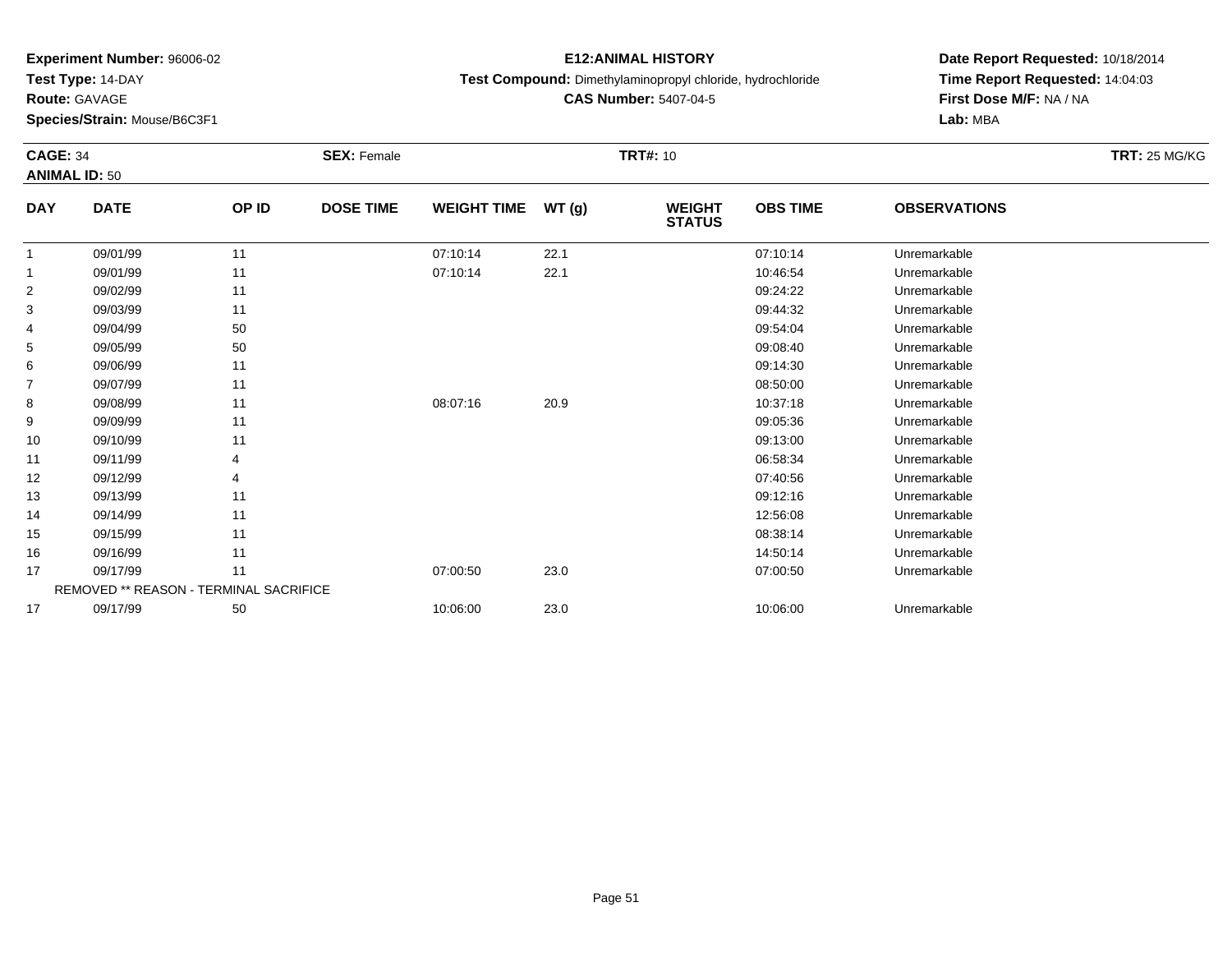**Experiment Number:** 96006-02
**Test Type:** 14-DAY
**Route:** GAVAGE
**Species/Strain:** Mouse/B6C3F1

**E12:ANIMAL HISTORY**
**Test Compound:** Dimethylaminopropyl chloride, hydrochloride
**CAS Number:** 5407-04-5

**Date Report Requested:** 10/18/2014
**Time Report Requested:** 14:04:03
**First Dose M/F:** NA / NA
**Lab:** MBA

**CAGE:** 34 **SEX:** Female **TRT#:** 10 **TRT:** 25 MG/KG
**ANIMAL ID:** 50

| DAY | DATE | OP ID | DOSE TIME | WEIGHT TIME | WT (g) | WEIGHT STATUS | OBS TIME | OBSERVATIONS |
|---|---|---|---|---|---|---|---|---|
| 1 | 09/01/99 | 11 | | 07:10:14 | 22.1 | | 07:10:14 | Unremarkable |
| 1 | 09/01/99 | 11 | | 07:10:14 | 22.1 | | 10:46:54 | Unremarkable |
| 2 | 09/02/99 | 11 | | | | | 09:24:22 | Unremarkable |
| 3 | 09/03/99 | 11 | | | | | 09:44:32 | Unremarkable |
| 4 | 09/04/99 | 50 | | | | | 09:54:04 | Unremarkable |
| 5 | 09/05/99 | 50 | | | | | 09:08:40 | Unremarkable |
| 6 | 09/06/99 | 11 | | | | | 09:14:30 | Unremarkable |
| 7 | 09/07/99 | 11 | | | | | 08:50:00 | Unremarkable |
| 8 | 09/08/99 | 11 | | 08:07:16 | 20.9 | | 10:37:18 | Unremarkable |
| 9 | 09/09/99 | 11 | | | | | 09:05:36 | Unremarkable |
| 10 | 09/10/99 | 11 | | | | | 09:13:00 | Unremarkable |
| 11 | 09/11/99 | 4 | | | | | 06:58:34 | Unremarkable |
| 12 | 09/12/99 | 4 | | | | | 07:40:56 | Unremarkable |
| 13 | 09/13/99 | 11 | | | | | 09:12:16 | Unremarkable |
| 14 | 09/14/99 | 11 | | | | | 12:56:08 | Unremarkable |
| 15 | 09/15/99 | 11 | | | | | 08:38:14 | Unremarkable |
| 16 | 09/16/99 | 11 | | | | | 14:50:14 | Unremarkable |
| 17 | 09/17/99 | 11 | | 07:00:50 | 23.0 | | 07:00:50 | Unremarkable |
| | REMOVED ** REASON - TERMINAL SACRIFICE | | | | | | | |
| 17 | 09/17/99 | 50 | | 10:06:00 | 23.0 | | 10:06:00 | Unremarkable |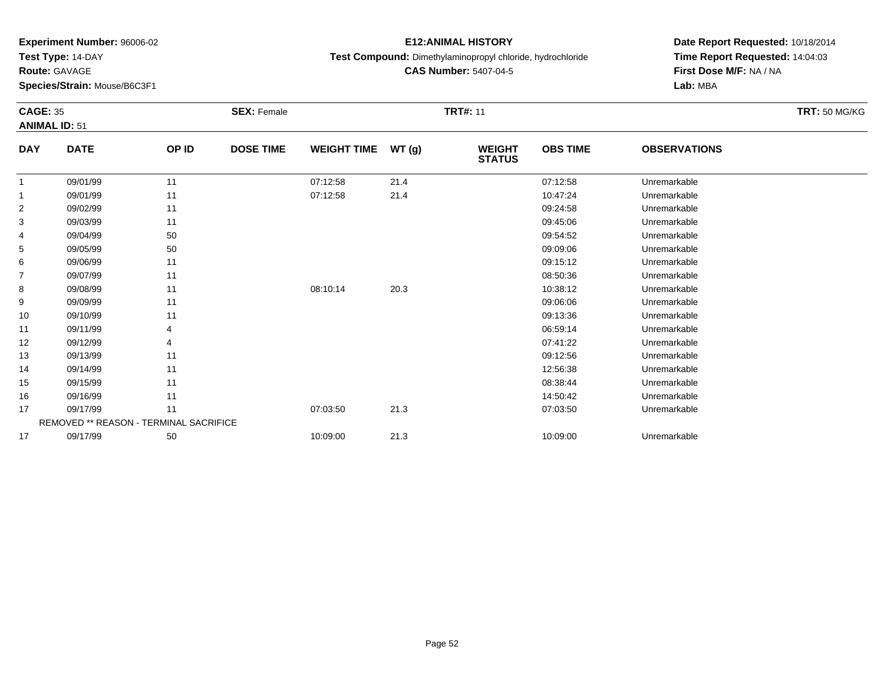**Experiment Number:** 96006-02
**Test Type:** 14-DAY
**Route:** GAVAGE
**Species/Strain:** Mouse/B6C3F1

**E12:ANIMAL HISTORY**
**Test Compound:** Dimethylaminopropyl chloride, hydrochloride
**CAS Number:** 5407-04-5

**Date Report Requested:** 10/18/2014
**Time Report Requested:** 14:04:03
**First Dose M/F:** NA / NA
**Lab:** MBA

**CAGE:** 35 **SEX:** Female **TRT#:** 11 **TRT:** 50 MG/KG
**ANIMAL ID:** 51

| DAY | DATE | OP ID | DOSE TIME | WEIGHT TIME | WT (g) | WEIGHT STATUS | OBS TIME | OBSERVATIONS |
|---|---|---|---|---|---|---|---|---|
| 1 | 09/01/99 | 11 | | 07:12:58 | 21.4 | | 07:12:58 | Unremarkable |
| 1 | 09/01/99 | 11 | | 07:12:58 | 21.4 | | 10:47:24 | Unremarkable |
| 2 | 09/02/99 | 11 | | | | | 09:24:58 | Unremarkable |
| 3 | 09/03/99 | 11 | | | | | 09:45:06 | Unremarkable |
| 4 | 09/04/99 | 50 | | | | | 09:54:52 | Unremarkable |
| 5 | 09/05/99 | 50 | | | | | 09:09:06 | Unremarkable |
| 6 | 09/06/99 | 11 | | | | | 09:15:12 | Unremarkable |
| 7 | 09/07/99 | 11 | | | | | 08:50:36 | Unremarkable |
| 8 | 09/08/99 | 11 | | 08:10:14 | 20.3 | | 10:38:12 | Unremarkable |
| 9 | 09/09/99 | 11 | | | | | 09:06:06 | Unremarkable |
| 10 | 09/10/99 | 11 | | | | | 09:13:36 | Unremarkable |
| 11 | 09/11/99 | 4 | | | | | 06:59:14 | Unremarkable |
| 12 | 09/12/99 | 4 | | | | | 07:41:22 | Unremarkable |
| 13 | 09/13/99 | 11 | | | | | 09:12:56 | Unremarkable |
| 14 | 09/14/99 | 11 | | | | | 12:56:38 | Unremarkable |
| 15 | 09/15/99 | 11 | | | | | 08:38:44 | Unremarkable |
| 16 | 09/16/99 | 11 | | | | | 14:50:42 | Unremarkable |
| 17 | 09/17/99 | 11 | | 07:03:50 | 21.3 | | 07:03:50 | Unremarkable |
| | REMOVED ** REASON - TERMINAL SACRIFICE | | | | | | | |
| 17 | 09/17/99 | 50 | | 10:09:00 | 21.3 | | 10:09:00 | Unremarkable |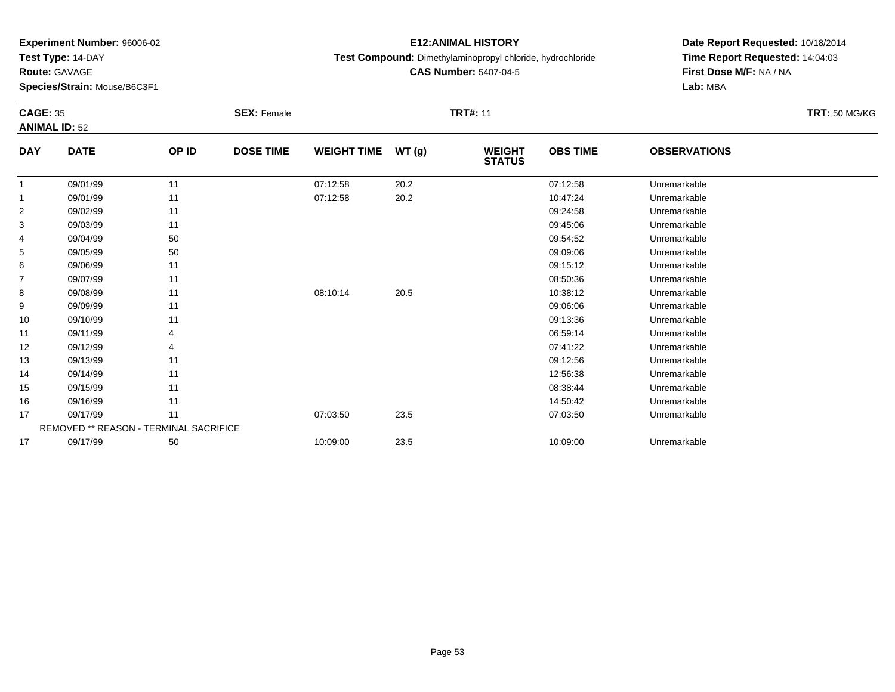**Experiment Number:** 96006-02
**Test Type:** 14-DAY
**Route:** GAVAGE
**Species/Strain:** Mouse/B6C3F1

**E12:ANIMAL HISTORY**
**Test Compound:** Dimethylaminopropyl chloride, hydrochloride
**CAS Number:** 5407-04-5

**Date Report Requested:** 10/18/2014
**Time Report Requested:** 14:04:03
**First Dose M/F:** NA / NA
**Lab:** MBA

**CAGE:** 35 **SEX:** Female **TRT#:** 11 **TRT:** 50 MG/KG
**ANIMAL ID:** 52

| DAY | DATE | OP ID | DOSE TIME | WEIGHT TIME | WT (g) | WEIGHT STATUS | OBS TIME | OBSERVATIONS |
|---|---|---|---|---|---|---|---|---|
| 1 | 09/01/99 | 11 | | 07:12:58 | 20.2 | | 07:12:58 | Unremarkable |
| 1 | 09/01/99 | 11 | | 07:12:58 | 20.2 | | 10:47:24 | Unremarkable |
| 2 | 09/02/99 | 11 | | | | | 09:24:58 | Unremarkable |
| 3 | 09/03/99 | 11 | | | | | 09:45:06 | Unremarkable |
| 4 | 09/04/99 | 50 | | | | | 09:54:52 | Unremarkable |
| 5 | 09/05/99 | 50 | | | | | 09:09:06 | Unremarkable |
| 6 | 09/06/99 | 11 | | | | | 09:15:12 | Unremarkable |
| 7 | 09/07/99 | 11 | | | | | 08:50:36 | Unremarkable |
| 8 | 09/08/99 | 11 | | 08:10:14 | 20.5 | | 10:38:12 | Unremarkable |
| 9 | 09/09/99 | 11 | | | | | 09:06:06 | Unremarkable |
| 10 | 09/10/99 | 11 | | | | | 09:13:36 | Unremarkable |
| 11 | 09/11/99 | 4 | | | | | 06:59:14 | Unremarkable |
| 12 | 09/12/99 | 4 | | | | | 07:41:22 | Unremarkable |
| 13 | 09/13/99 | 11 | | | | | 09:12:56 | Unremarkable |
| 14 | 09/14/99 | 11 | | | | | 12:56:38 | Unremarkable |
| 15 | 09/15/99 | 11 | | | | | 08:38:44 | Unremarkable |
| 16 | 09/16/99 | 11 | | | | | 14:50:42 | Unremarkable |
| 17 | 09/17/99 | 11 | | 07:03:50 | 23.5 | | 07:03:50 | Unremarkable |
| | REMOVED ** REASON - TERMINAL SACRIFICE | | | | | | | |
| 17 | 09/17/99 | 50 | | 10:09:00 | 23.5 | | 10:09:00 | Unremarkable |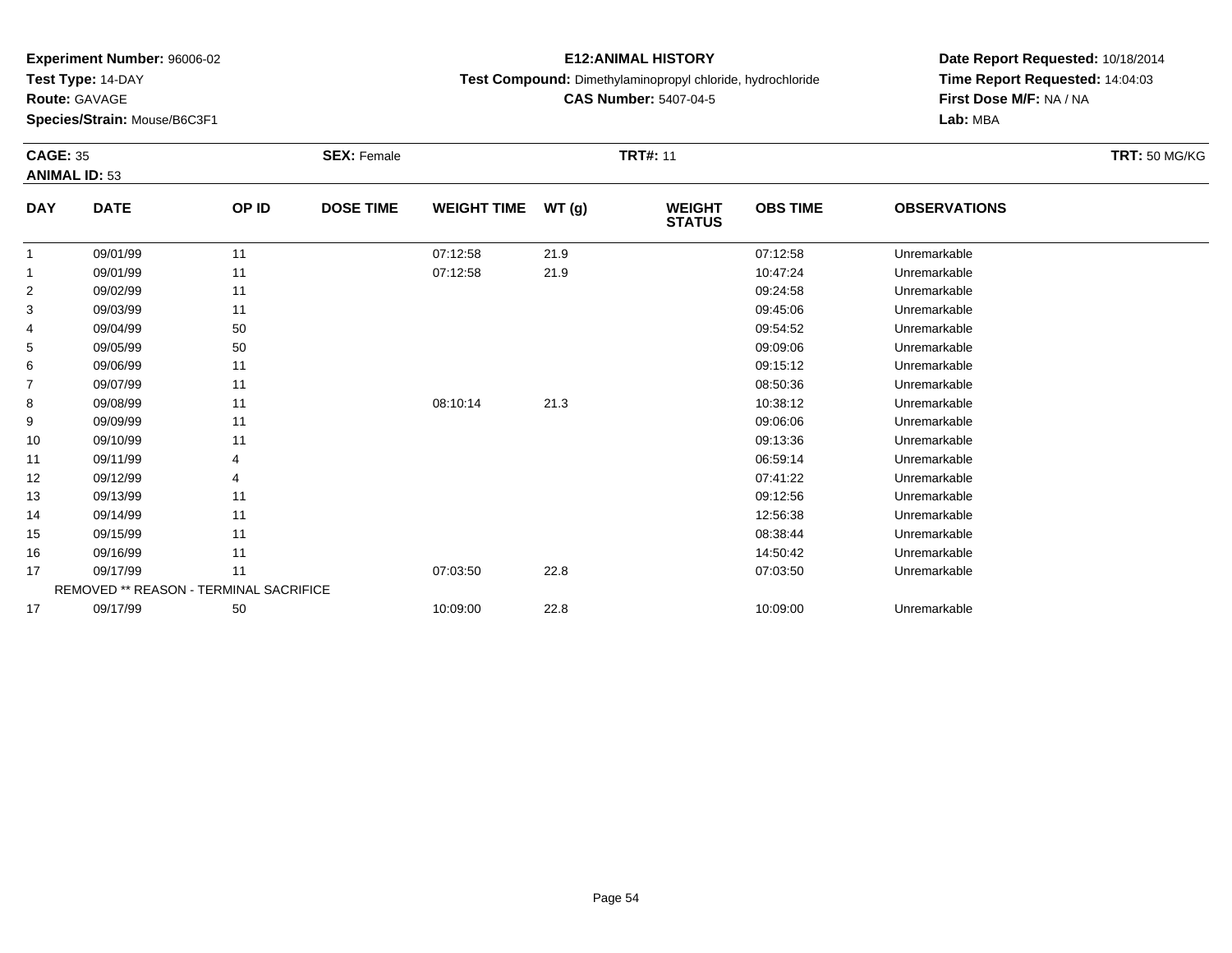**Experiment Number:** 96006-02
**Test Type:** 14-DAY
**Route:** GAVAGE
**Species/Strain:** Mouse/B6C3F1

**E12:ANIMAL HISTORY**
**Test Compound:** Dimethylaminopropyl chloride, hydrochloride
**CAS Number:** 5407-04-5

**Date Report Requested:** 10/18/2014
**Time Report Requested:** 14:04:03
**First Dose M/F:** NA / NA
**Lab:** MBA

**CAGE:** 35 **SEX:** Female **TRT#:** 11 **TRT:** 50 MG/KG
**ANIMAL ID:** 53

| DAY | DATE | OP ID | DOSE TIME | WEIGHT TIME | WT (g) | WEIGHT STATUS | OBS TIME | OBSERVATIONS |
|---|---|---|---|---|---|---|---|---|
| 1 | 09/01/99 | 11 | | 07:12:58 | 21.9 | | 07:12:58 | Unremarkable |
| 1 | 09/01/99 | 11 | | 07:12:58 | 21.9 | | 10:47:24 | Unremarkable |
| 2 | 09/02/99 | 11 | | | | | 09:24:58 | Unremarkable |
| 3 | 09/03/99 | 11 | | | | | 09:45:06 | Unremarkable |
| 4 | 09/04/99 | 50 | | | | | 09:54:52 | Unremarkable |
| 5 | 09/05/99 | 50 | | | | | 09:09:06 | Unremarkable |
| 6 | 09/06/99 | 11 | | | | | 09:15:12 | Unremarkable |
| 7 | 09/07/99 | 11 | | | | | 08:50:36 | Unremarkable |
| 8 | 09/08/99 | 11 | | 08:10:14 | 21.3 | | 10:38:12 | Unremarkable |
| 9 | 09/09/99 | 11 | | | | | 09:06:06 | Unremarkable |
| 10 | 09/10/99 | 11 | | | | | 09:13:36 | Unremarkable |
| 11 | 09/11/99 | 4 | | | | | 06:59:14 | Unremarkable |
| 12 | 09/12/99 | 4 | | | | | 07:41:22 | Unremarkable |
| 13 | 09/13/99 | 11 | | | | | 09:12:56 | Unremarkable |
| 14 | 09/14/99 | 11 | | | | | 12:56:38 | Unremarkable |
| 15 | 09/15/99 | 11 | | | | | 08:38:44 | Unremarkable |
| 16 | 09/16/99 | 11 | | | | | 14:50:42 | Unremarkable |
| 17 | 09/17/99 | 11 | | 07:03:50 | 22.8 | | 07:03:50 | Unremarkable |
| | REMOVED ** REASON - TERMINAL SACRIFICE | | | | | | | |
| 17 | 09/17/99 | 50 | | 10:09:00 | 22.8 | | 10:09:00 | Unremarkable |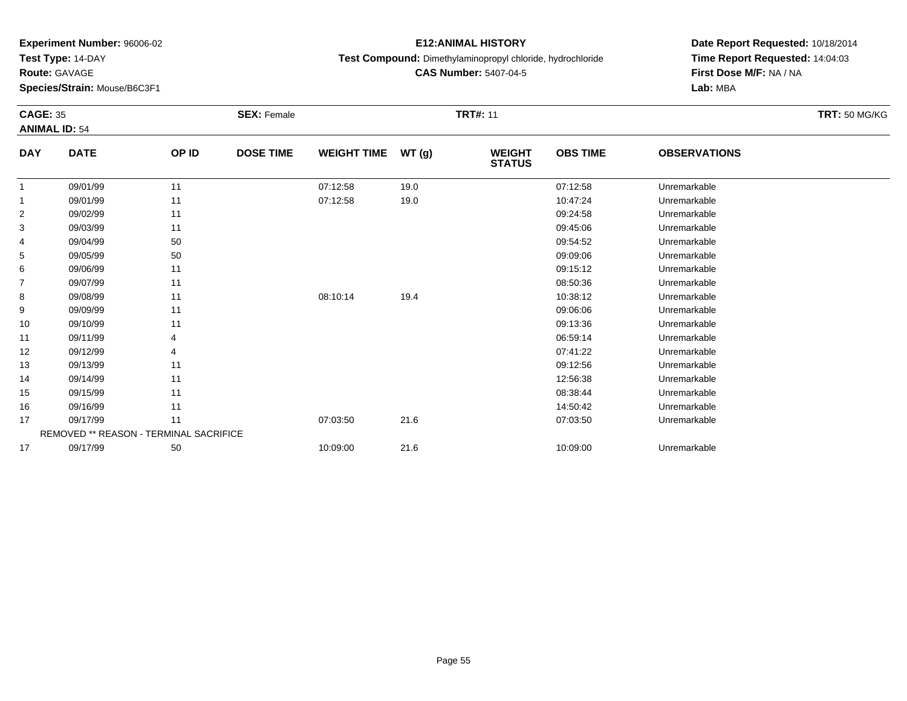**Experiment Number:** 96006-02
**Test Type:** 14-DAY
**Route:** GAVAGE
**Species/Strain:** Mouse/B6C3F1

**E12:ANIMAL HISTORY**
**Test Compound:** Dimethylaminopropyl chloride, hydrochloride
**CAS Number:** 5407-04-5

**Date Report Requested:** 10/18/2014
**Time Report Requested:** 14:04:03
**First Dose M/F:** NA / NA
**Lab:** MBA

**CAGE:** 35 **SEX:** Female **TRT#:** 11 **TRT:** 50 MG/KG
**ANIMAL ID:** 54

| DAY | DATE | OP ID | DOSE TIME | WEIGHT TIME | WT (g) | WEIGHT STATUS | OBS TIME | OBSERVATIONS |
|---|---|---|---|---|---|---|---|---|
| 1 | 09/01/99 | 11 | | 07:12:58 | 19.0 | | 07:12:58 | Unremarkable |
| 1 | 09/01/99 | 11 | | 07:12:58 | 19.0 | | 10:47:24 | Unremarkable |
| 2 | 09/02/99 | 11 | | | | | 09:24:58 | Unremarkable |
| 3 | 09/03/99 | 11 | | | | | 09:45:06 | Unremarkable |
| 4 | 09/04/99 | 50 | | | | | 09:54:52 | Unremarkable |
| 5 | 09/05/99 | 50 | | | | | 09:09:06 | Unremarkable |
| 6 | 09/06/99 | 11 | | | | | 09:15:12 | Unremarkable |
| 7 | 09/07/99 | 11 | | | | | 08:50:36 | Unremarkable |
| 8 | 09/08/99 | 11 | | 08:10:14 | 19.4 | | 10:38:12 | Unremarkable |
| 9 | 09/09/99 | 11 | | | | | 09:06:06 | Unremarkable |
| 10 | 09/10/99 | 11 | | | | | 09:13:36 | Unremarkable |
| 11 | 09/11/99 | 4 | | | | | 06:59:14 | Unremarkable |
| 12 | 09/12/99 | 4 | | | | | 07:41:22 | Unremarkable |
| 13 | 09/13/99 | 11 | | | | | 09:12:56 | Unremarkable |
| 14 | 09/14/99 | 11 | | | | | 12:56:38 | Unremarkable |
| 15 | 09/15/99 | 11 | | | | | 08:38:44 | Unremarkable |
| 16 | 09/16/99 | 11 | | | | | 14:50:42 | Unremarkable |
| 17 | 09/17/99 | 11 | | 07:03:50 | 21.6 | | 07:03:50 | Unremarkable |
| | REMOVED ** REASON - TERMINAL SACRIFICE | | | | | | | |
| 17 | 09/17/99 | 50 | | 10:09:00 | 21.6 | | 10:09:00 | Unremarkable |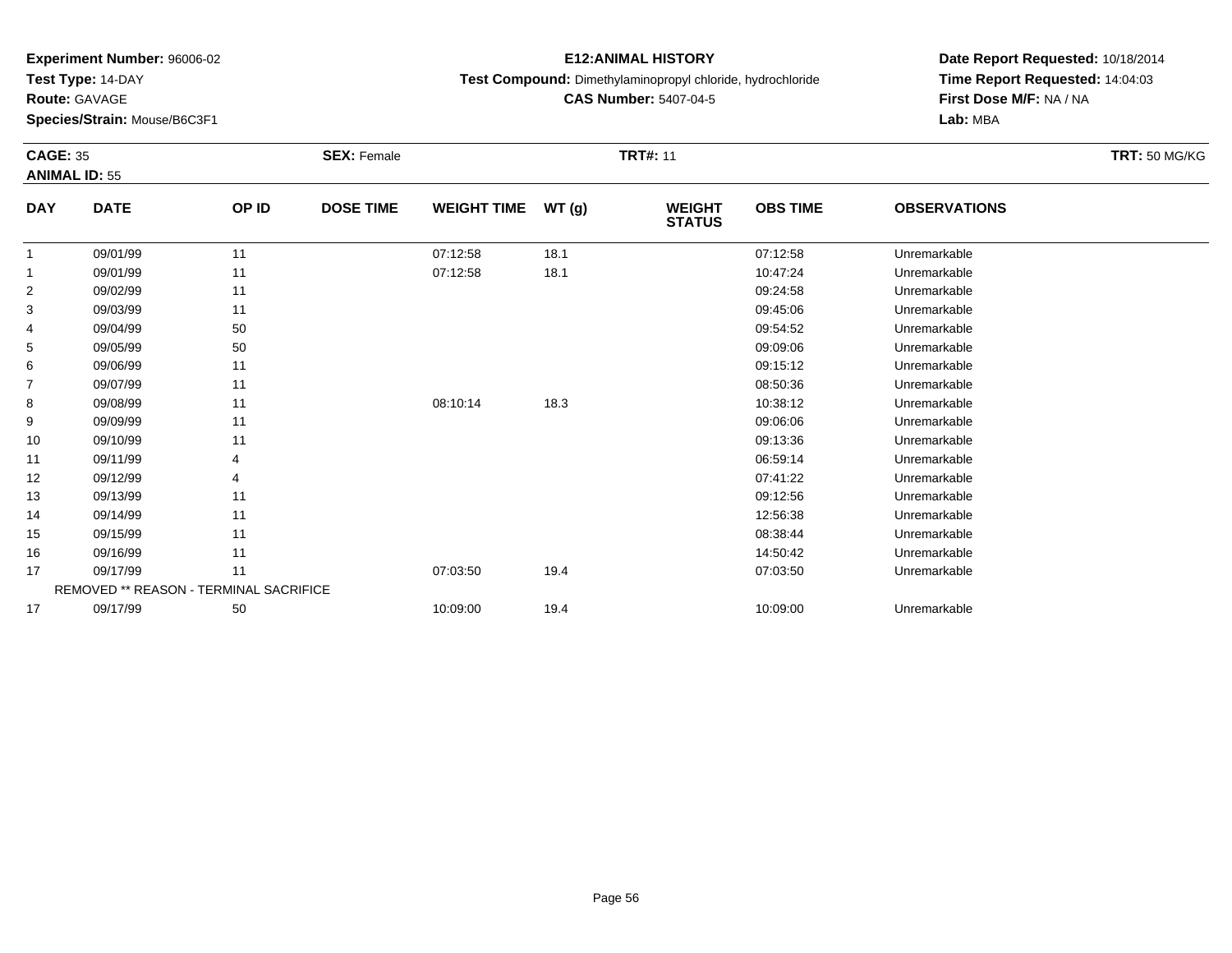**Experiment Number:** 96006-02
**Test Type:** 14-DAY
**Route:** GAVAGE
**Species/Strain:** Mouse/B6C3F1

**E12:ANIMAL HISTORY**
**Test Compound:** Dimethylaminopropyl chloride, hydrochloride
**CAS Number:** 5407-04-5

**Date Report Requested:** 10/18/2014
**Time Report Requested:** 14:04:03
**First Dose M/F:** NA / NA
**Lab:** MBA

**CAGE:** 35 **SEX:** Female **TRT#:** 11 **TRT:** 50 MG/KG
**ANIMAL ID:** 55

| DAY | DATE | OP ID | DOSE TIME | WEIGHT TIME | WT (g) | WEIGHT STATUS | OBS TIME | OBSERVATIONS |
|---|---|---|---|---|---|---|---|---|
| 1 | 09/01/99 | 11 | | 07:12:58 | 18.1 | | 07:12:58 | Unremarkable |
| 1 | 09/01/99 | 11 | | 07:12:58 | 18.1 | | 10:47:24 | Unremarkable |
| 2 | 09/02/99 | 11 | | | | | 09:24:58 | Unremarkable |
| 3 | 09/03/99 | 11 | | | | | 09:45:06 | Unremarkable |
| 4 | 09/04/99 | 50 | | | | | 09:54:52 | Unremarkable |
| 5 | 09/05/99 | 50 | | | | | 09:09:06 | Unremarkable |
| 6 | 09/06/99 | 11 | | | | | 09:15:12 | Unremarkable |
| 7 | 09/07/99 | 11 | | | | | 08:50:36 | Unremarkable |
| 8 | 09/08/99 | 11 | | 08:10:14 | 18.3 | | 10:38:12 | Unremarkable |
| 9 | 09/09/99 | 11 | | | | | 09:06:06 | Unremarkable |
| 10 | 09/10/99 | 11 | | | | | 09:13:36 | Unremarkable |
| 11 | 09/11/99 | 4 | | | | | 06:59:14 | Unremarkable |
| 12 | 09/12/99 | 4 | | | | | 07:41:22 | Unremarkable |
| 13 | 09/13/99 | 11 | | | | | 09:12:56 | Unremarkable |
| 14 | 09/14/99 | 11 | | | | | 12:56:38 | Unremarkable |
| 15 | 09/15/99 | 11 | | | | | 08:38:44 | Unremarkable |
| 16 | 09/16/99 | 11 | | | | | 14:50:42 | Unremarkable |
| 17 | 09/17/99 | 11 | | 07:03:50 | 19.4 | | 07:03:50 | Unremarkable |
| | REMOVED ** REASON - TERMINAL SACRIFICE | | | | | | | |
| 17 | 09/17/99 | 50 | | 10:09:00 | 19.4 | | 10:09:00 | Unremarkable |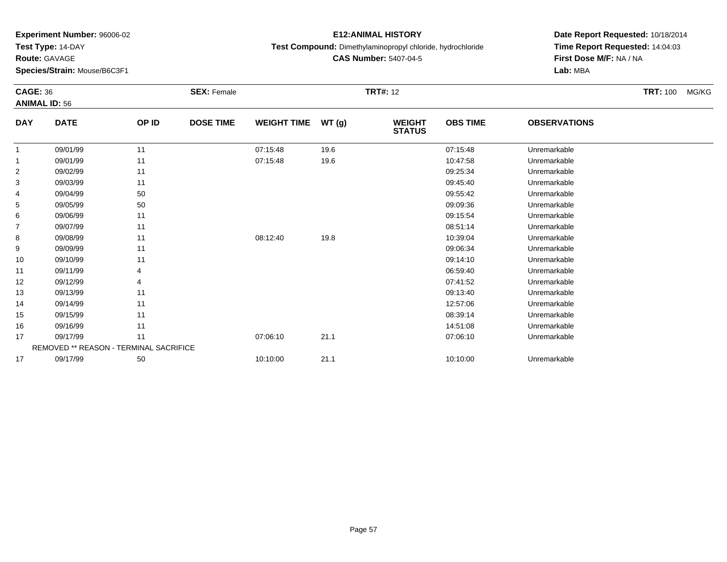**Experiment Number:** 96006-02
**Test Type:** 14-DAY
**Route:** GAVAGE
**Species/Strain:** Mouse/B6C3F1

**E12:ANIMAL HISTORY**
**Test Compound:** Dimethylaminopropyl chloride, hydrochloride
**CAS Number:** 5407-04-5

**Date Report Requested:** 10/18/2014
**Time Report Requested:** 14:04:03
**First Dose M/F:** NA / NA
**Lab:** MBA

**CAGE:** 36 **SEX:** Female **TRT#:** 12 **TRT:** 100 MG/KG
**ANIMAL ID:** 56

| DAY | DATE | OP ID | DOSE TIME | WEIGHT TIME | WT (g) | WEIGHT STATUS | OBS TIME | OBSERVATIONS |
|---|---|---|---|---|---|---|---|---|
| 1 | 09/01/99 | 11 | | 07:15:48 | 19.6 | | 07:15:48 | Unremarkable |
| 1 | 09/01/99 | 11 | | 07:15:48 | 19.6 | | 10:47:58 | Unremarkable |
| 2 | 09/02/99 | 11 | | | | | 09:25:34 | Unremarkable |
| 3 | 09/03/99 | 11 | | | | | 09:45:40 | Unremarkable |
| 4 | 09/04/99 | 50 | | | | | 09:55:42 | Unremarkable |
| 5 | 09/05/99 | 50 | | | | | 09:09:36 | Unremarkable |
| 6 | 09/06/99 | 11 | | | | | 09:15:54 | Unremarkable |
| 7 | 09/07/99 | 11 | | | | | 08:51:14 | Unremarkable |
| 8 | 09/08/99 | 11 | | 08:12:40 | 19.8 | | 10:39:04 | Unremarkable |
| 9 | 09/09/99 | 11 | | | | | 09:06:34 | Unremarkable |
| 10 | 09/10/99 | 11 | | | | | 09:14:10 | Unremarkable |
| 11 | 09/11/99 | 4 | | | | | 06:59:40 | Unremarkable |
| 12 | 09/12/99 | 4 | | | | | 07:41:52 | Unremarkable |
| 13 | 09/13/99 | 11 | | | | | 09:13:40 | Unremarkable |
| 14 | 09/14/99 | 11 | | | | | 12:57:06 | Unremarkable |
| 15 | 09/15/99 | 11 | | | | | 08:39:14 | Unremarkable |
| 16 | 09/16/99 | 11 | | | | | 14:51:08 | Unremarkable |
| 17 | 09/17/99 | 11 | | 07:06:10 | 21.1 | | 07:06:10 | Unremarkable |
| | REMOVED ** REASON - TERMINAL SACRIFICE | | | | | | | |
| 17 | 09/17/99 | 50 | | 10:10:00 | 21.1 | | 10:10:00 | Unremarkable |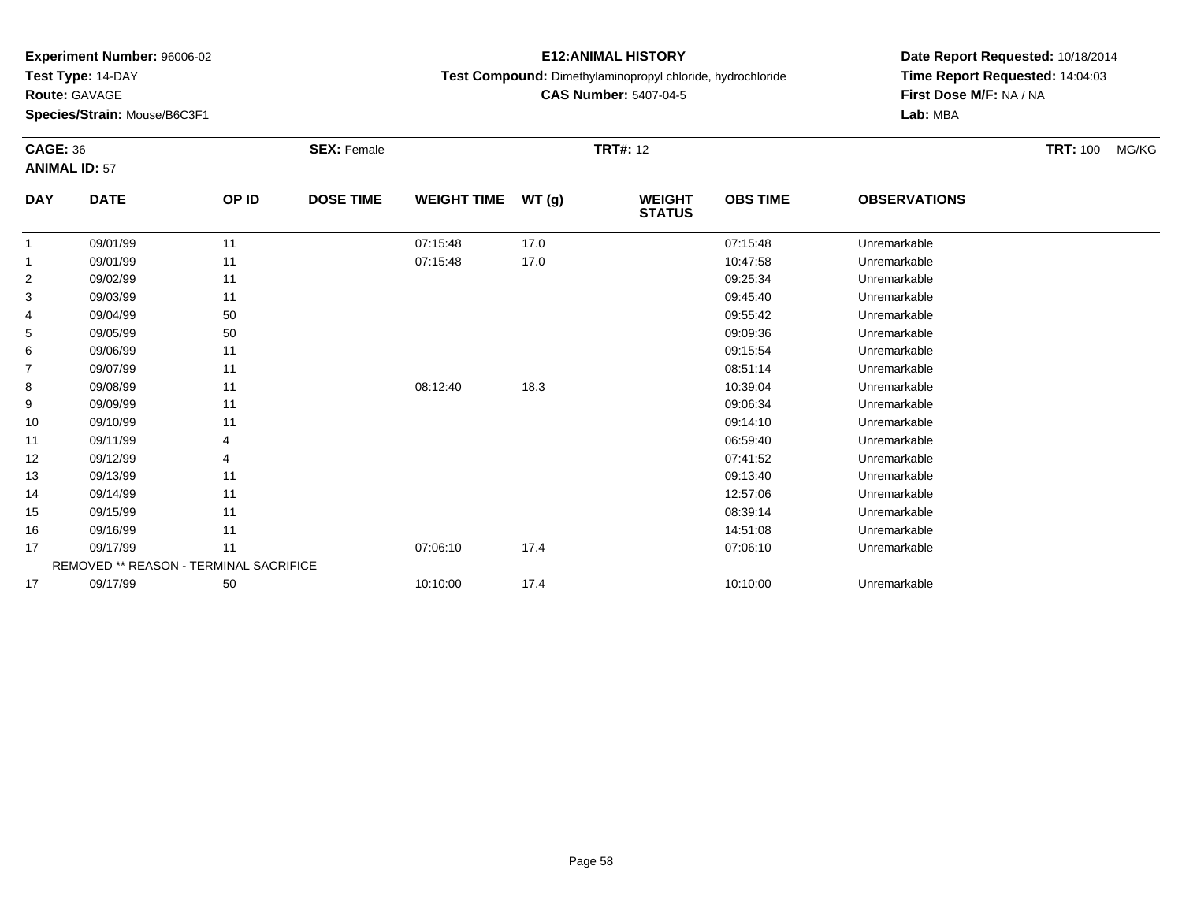**Experiment Number:** 96006-02
**Test Type:** 14-DAY
**Route:** GAVAGE
**Species/Strain:** Mouse/B6C3F1

**E12:ANIMAL HISTORY**
**Test Compound:** Dimethylaminopropyl chloride, hydrochloride
**CAS Number:** 5407-04-5

**Date Report Requested:** 10/18/2014
**Time Report Requested:** 14:04:03
**First Dose M/F:** NA / NA
**Lab:** MBA

**CAGE:** 36 **SEX:** Female **TRT#:** 12 **TRT:** 100 MG/KG
**ANIMAL ID:** 57

| DAY | DATE | OP ID | DOSE TIME | WEIGHT TIME | WT (g) | WEIGHT STATUS | OBS TIME | OBSERVATIONS |
|---|---|---|---|---|---|---|---|---|
| 1 | 09/01/99 | 11 | | 07:15:48 | 17.0 | | 07:15:48 | Unremarkable |
| 1 | 09/01/99 | 11 | | 07:15:48 | 17.0 | | 10:47:58 | Unremarkable |
| 2 | 09/02/99 | 11 | | | | | 09:25:34 | Unremarkable |
| 3 | 09/03/99 | 11 | | | | | 09:45:40 | Unremarkable |
| 4 | 09/04/99 | 50 | | | | | 09:55:42 | Unremarkable |
| 5 | 09/05/99 | 50 | | | | | 09:09:36 | Unremarkable |
| 6 | 09/06/99 | 11 | | | | | 09:15:54 | Unremarkable |
| 7 | 09/07/99 | 11 | | | | | 08:51:14 | Unremarkable |
| 8 | 09/08/99 | 11 | | 08:12:40 | 18.3 | | 10:39:04 | Unremarkable |
| 9 | 09/09/99 | 11 | | | | | 09:06:34 | Unremarkable |
| 10 | 09/10/99 | 11 | | | | | 09:14:10 | Unremarkable |
| 11 | 09/11/99 | 4 | | | | | 06:59:40 | Unremarkable |
| 12 | 09/12/99 | 4 | | | | | 07:41:52 | Unremarkable |
| 13 | 09/13/99 | 11 | | | | | 09:13:40 | Unremarkable |
| 14 | 09/14/99 | 11 | | | | | 12:57:06 | Unremarkable |
| 15 | 09/15/99 | 11 | | | | | 08:39:14 | Unremarkable |
| 16 | 09/16/99 | 11 | | | | | 14:51:08 | Unremarkable |
| 17 | 09/17/99 | 11 | | 07:06:10 | 17.4 | | 07:06:10 | Unremarkable |
| | REMOVED ** REASON - TERMINAL SACRIFICE | | | | | | | |
| 17 | 09/17/99 | 50 | | 10:10:00 | 17.4 | | 10:10:00 | Unremarkable |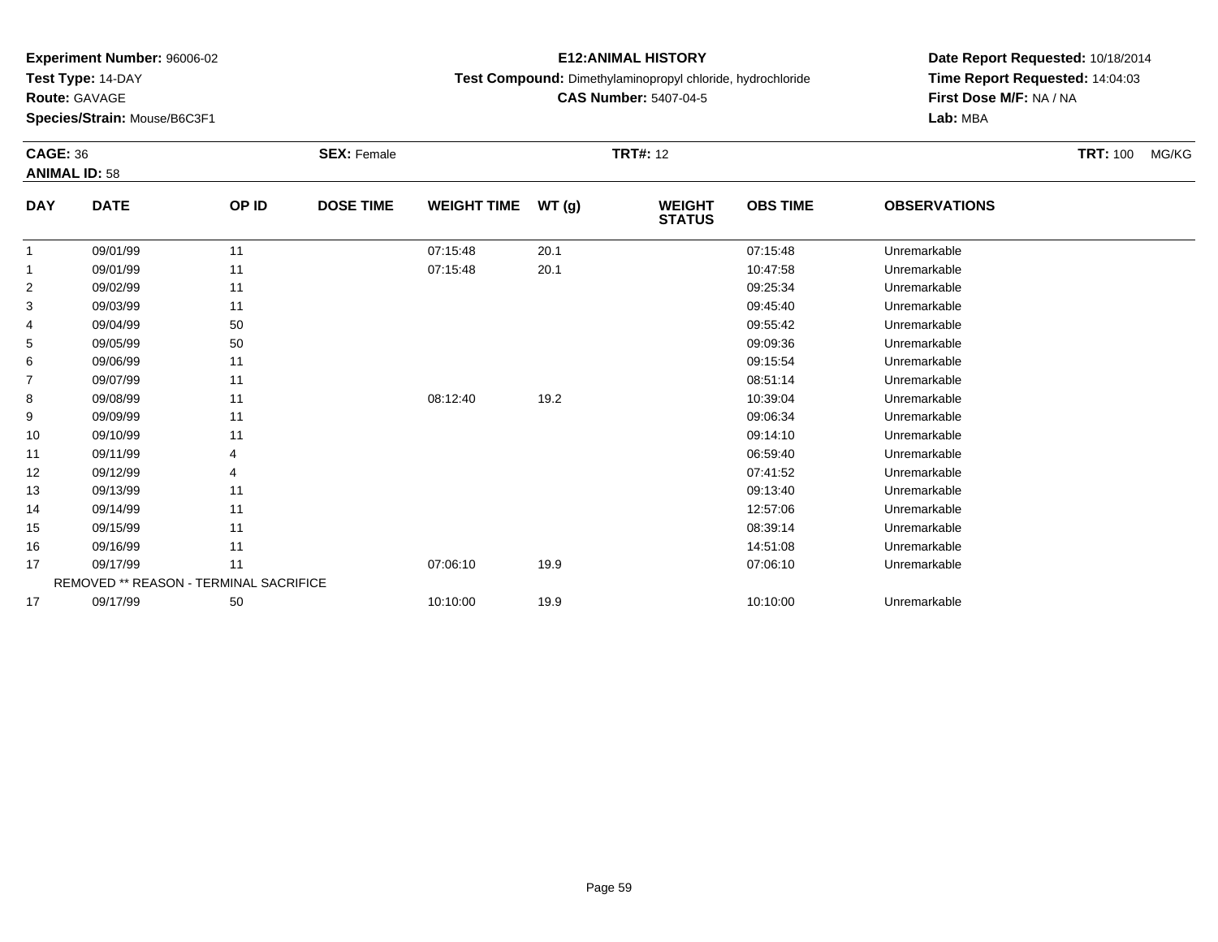**Experiment Number:** 96006-02
**Test Type:** 14-DAY
**Route:** GAVAGE
**Species/Strain:** Mouse/B6C3F1

**E12:ANIMAL HISTORY**
**Test Compound:** Dimethylaminopropyl chloride, hydrochloride
**CAS Number:** 5407-04-5

**Date Report Requested:** 10/18/2014
**Time Report Requested:** 14:04:03
**First Dose M/F:** NA / NA
**Lab:** MBA

**CAGE:** 36 **SEX:** Female **TRT#:** 12 **TRT:** 100 MG/KG
**ANIMAL ID:** 58

| DAY | DATE | OP ID | DOSE TIME | WEIGHT TIME | WT (g) | WEIGHT STATUS | OBS TIME | OBSERVATIONS |
|---|---|---|---|---|---|---|---|---|
| 1 | 09/01/99 | 11 | | 07:15:48 | 20.1 | | 07:15:48 | Unremarkable |
| 1 | 09/01/99 | 11 | | 07:15:48 | 20.1 | | 10:47:58 | Unremarkable |
| 2 | 09/02/99 | 11 | | | | | 09:25:34 | Unremarkable |
| 3 | 09/03/99 | 11 | | | | | 09:45:40 | Unremarkable |
| 4 | 09/04/99 | 50 | | | | | 09:55:42 | Unremarkable |
| 5 | 09/05/99 | 50 | | | | | 09:09:36 | Unremarkable |
| 6 | 09/06/99 | 11 | | | | | 09:15:54 | Unremarkable |
| 7 | 09/07/99 | 11 | | | | | 08:51:14 | Unremarkable |
| 8 | 09/08/99 | 11 | | 08:12:40 | 19.2 | | 10:39:04 | Unremarkable |
| 9 | 09/09/99 | 11 | | | | | 09:06:34 | Unremarkable |
| 10 | 09/10/99 | 11 | | | | | 09:14:10 | Unremarkable |
| 11 | 09/11/99 | 4 | | | | | 06:59:40 | Unremarkable |
| 12 | 09/12/99 | 4 | | | | | 07:41:52 | Unremarkable |
| 13 | 09/13/99 | 11 | | | | | 09:13:40 | Unremarkable |
| 14 | 09/14/99 | 11 | | | | | 12:57:06 | Unremarkable |
| 15 | 09/15/99 | 11 | | | | | 08:39:14 | Unremarkable |
| 16 | 09/16/99 | 11 | | | | | 14:51:08 | Unremarkable |
| 17 | 09/17/99 | 11 | | 07:06:10 | 19.9 | | 07:06:10 | Unremarkable |
| | REMOVED ** REASON - TERMINAL SACRIFICE | | | | | | | |
| 17 | 09/17/99 | 50 | | 10:10:00 | 19.9 | | 10:10:00 | Unremarkable |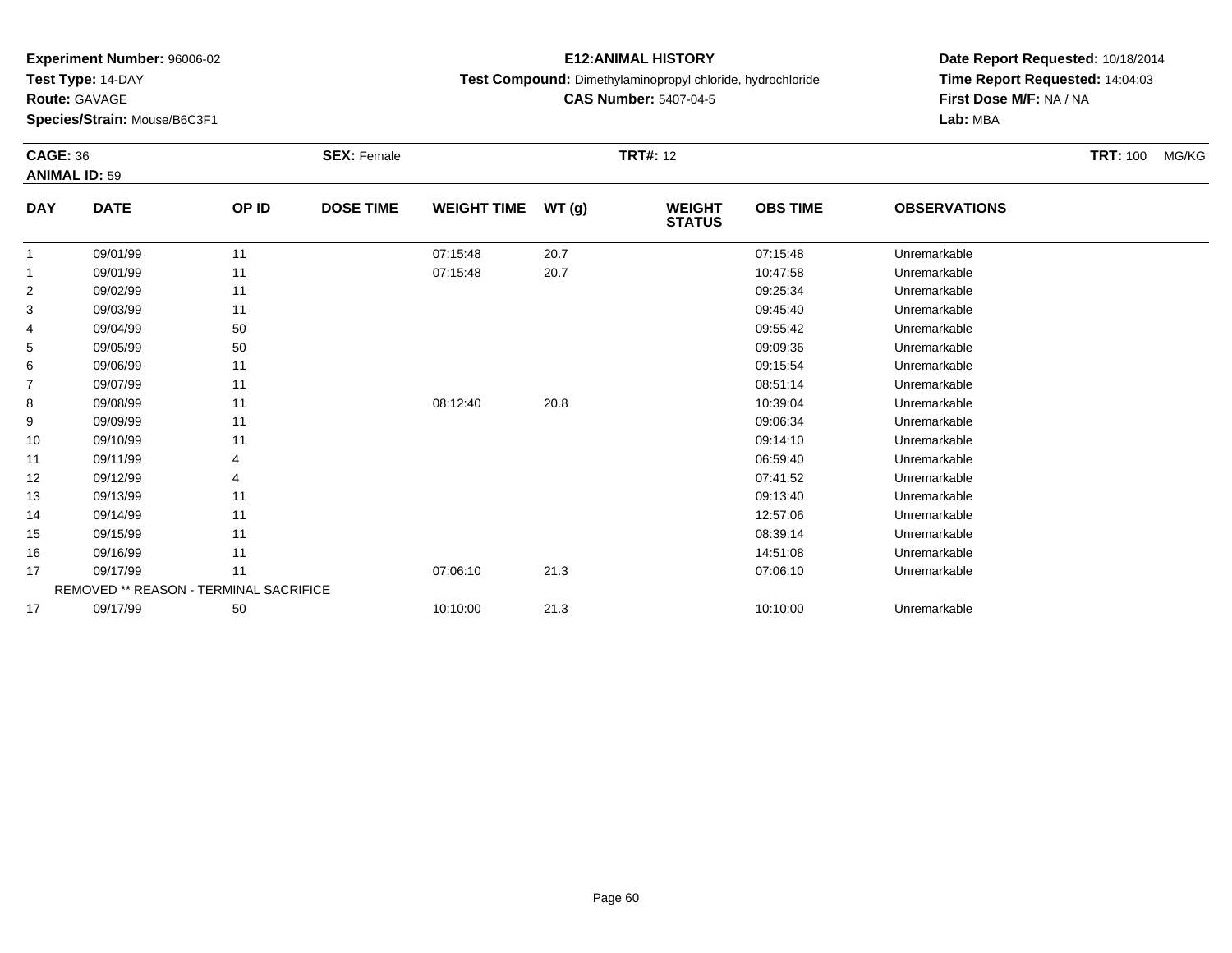**Experiment Number:** 96006-02
**Test Type:** 14-DAY
**Route:** GAVAGE
**Species/Strain:** Mouse/B6C3F1

**E12:ANIMAL HISTORY**
**Test Compound:** Dimethylaminopropyl chloride, hydrochloride
**CAS Number:** 5407-04-5

**Date Report Requested:** 10/18/2014
**Time Report Requested:** 14:04:03
**First Dose M/F:** NA / NA
**Lab:** MBA

**CAGE:** 36 **SEX:** Female **TRT#:** 12 **TRT:** 100 MG/KG
**ANIMAL ID:** 59

| DAY | DATE | OP ID | DOSE TIME | WEIGHT TIME | WT (g) | WEIGHT STATUS | OBS TIME | OBSERVATIONS |
|---|---|---|---|---|---|---|---|---|
| 1 | 09/01/99 | 11 | | 07:15:48 | 20.7 | | 07:15:48 | Unremarkable |
| 1 | 09/01/99 | 11 | | 07:15:48 | 20.7 | | 10:47:58 | Unremarkable |
| 2 | 09/02/99 | 11 | | | | | 09:25:34 | Unremarkable |
| 3 | 09/03/99 | 11 | | | | | 09:45:40 | Unremarkable |
| 4 | 09/04/99 | 50 | | | | | 09:55:42 | Unremarkable |
| 5 | 09/05/99 | 50 | | | | | 09:09:36 | Unremarkable |
| 6 | 09/06/99 | 11 | | | | | 09:15:54 | Unremarkable |
| 7 | 09/07/99 | 11 | | | | | 08:51:14 | Unremarkable |
| 8 | 09/08/99 | 11 | | 08:12:40 | 20.8 | | 10:39:04 | Unremarkable |
| 9 | 09/09/99 | 11 | | | | | 09:06:34 | Unremarkable |
| 10 | 09/10/99 | 11 | | | | | 09:14:10 | Unremarkable |
| 11 | 09/11/99 | 4 | | | | | 06:59:40 | Unremarkable |
| 12 | 09/12/99 | 4 | | | | | 07:41:52 | Unremarkable |
| 13 | 09/13/99 | 11 | | | | | 09:13:40 | Unremarkable |
| 14 | 09/14/99 | 11 | | | | | 12:57:06 | Unremarkable |
| 15 | 09/15/99 | 11 | | | | | 08:39:14 | Unremarkable |
| 16 | 09/16/99 | 11 | | | | | 14:51:08 | Unremarkable |
| 17 | 09/17/99 | 11 | | 07:06:10 | 21.3 | | 07:06:10 | Unremarkable |
| REMOVED ** REASON - TERMINAL SACRIFICE | | | | | | | | |
| 17 | 09/17/99 | 50 | | 10:10:00 | 21.3 | | 10:10:00 | Unremarkable |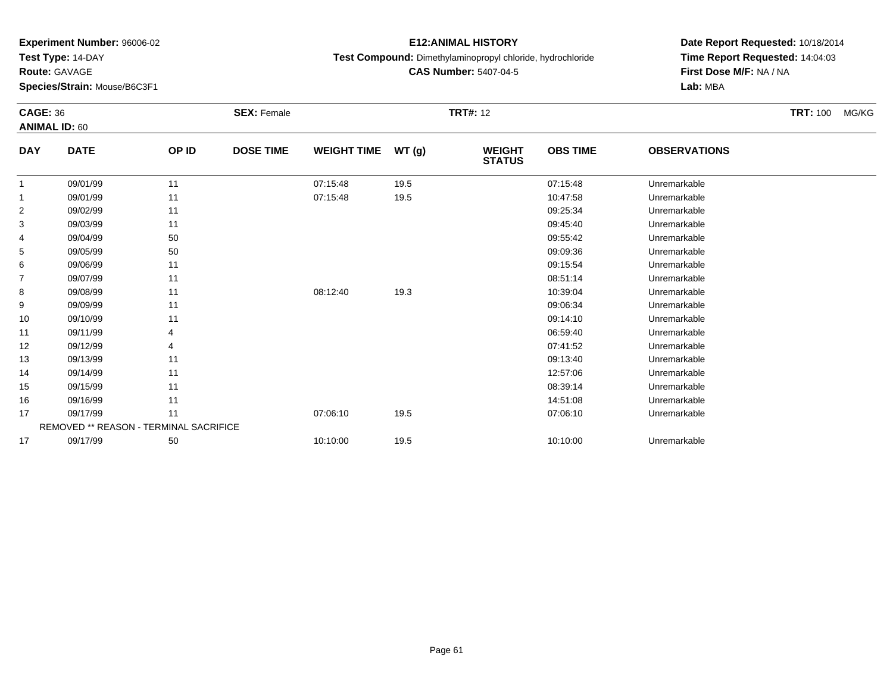**Experiment Number:** 96006-02
**Test Type:** 14-DAY
**Route:** GAVAGE
**Species/Strain:** Mouse/B6C3F1

**E12:ANIMAL HISTORY**
**Test Compound:** Dimethylaminopropyl chloride, hydrochloride
**CAS Number:** 5407-04-5

**Date Report Requested:** 10/18/2014
**Time Report Requested:** 14:04:03
**First Dose M/F:** NA / NA
**Lab:** MBA

**CAGE:** 36 **SEX:** Female **TRT#:** 12 **TRT:** 100 MG/KG
**ANIMAL ID:** 60

| DAY | DATE | OP ID | DOSE TIME | WEIGHT TIME | WT (g) | WEIGHT STATUS | OBS TIME | OBSERVATIONS |
|---|---|---|---|---|---|---|---|---|
| 1 | 09/01/99 | 11 | | 07:15:48 | 19.5 | | 07:15:48 | Unremarkable |
| 1 | 09/01/99 | 11 | | 07:15:48 | 19.5 | | 10:47:58 | Unremarkable |
| 2 | 09/02/99 | 11 | | | | | 09:25:34 | Unremarkable |
| 3 | 09/03/99 | 11 | | | | | 09:45:40 | Unremarkable |
| 4 | 09/04/99 | 50 | | | | | 09:55:42 | Unremarkable |
| 5 | 09/05/99 | 50 | | | | | 09:09:36 | Unremarkable |
| 6 | 09/06/99 | 11 | | | | | 09:15:54 | Unremarkable |
| 7 | 09/07/99 | 11 | | | | | 08:51:14 | Unremarkable |
| 8 | 09/08/99 | 11 | | 08:12:40 | 19.3 | | 10:39:04 | Unremarkable |
| 9 | 09/09/99 | 11 | | | | | 09:06:34 | Unremarkable |
| 10 | 09/10/99 | 11 | | | | | 09:14:10 | Unremarkable |
| 11 | 09/11/99 | 4 | | | | | 06:59:40 | Unremarkable |
| 12 | 09/12/99 | 4 | | | | | 07:41:52 | Unremarkable |
| 13 | 09/13/99 | 11 | | | | | 09:13:40 | Unremarkable |
| 14 | 09/14/99 | 11 | | | | | 12:57:06 | Unremarkable |
| 15 | 09/15/99 | 11 | | | | | 08:39:14 | Unremarkable |
| 16 | 09/16/99 | 11 | | | | | 14:51:08 | Unremarkable |
| 17 | 09/17/99 | 11 | | 07:06:10 | 19.5 | | 07:06:10 | Unremarkable |
| | REMOVED ** REASON - TERMINAL SACRIFICE | | | | | | | |
| 17 | 09/17/99 | 50 | | 10:10:00 | 19.5 | | 10:10:00 | Unremarkable |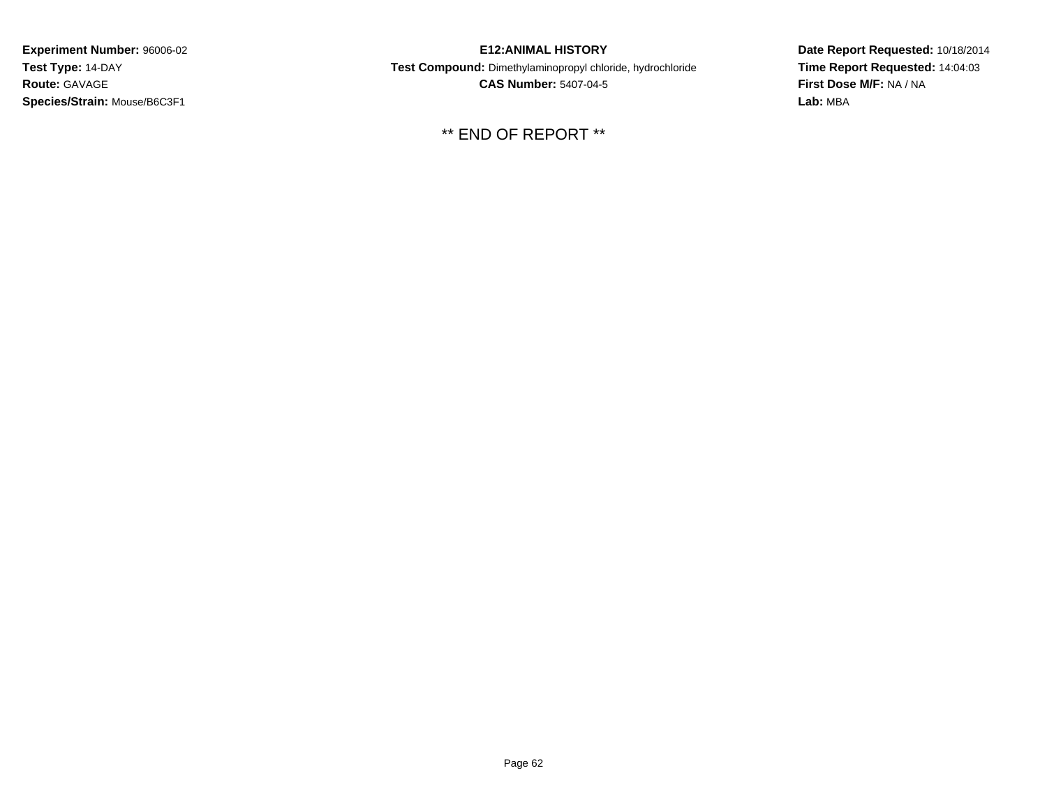**Experiment Number:** 96006-02
**Test Type:** 14-DAY
**Route:** GAVAGE
**Species/Strain:** Mouse/B6C3F1

**E12:ANIMAL HISTORY**
**Test Compound:** Dimethylaminopropyl chloride, hydrochloride
**CAS Number:** 5407-04-5

**Date Report Requested:** 10/18/2014
**Time Report Requested:** 14:04:03
**First Dose M/F:** NA / NA
**Lab:** MBA

** END OF REPORT **